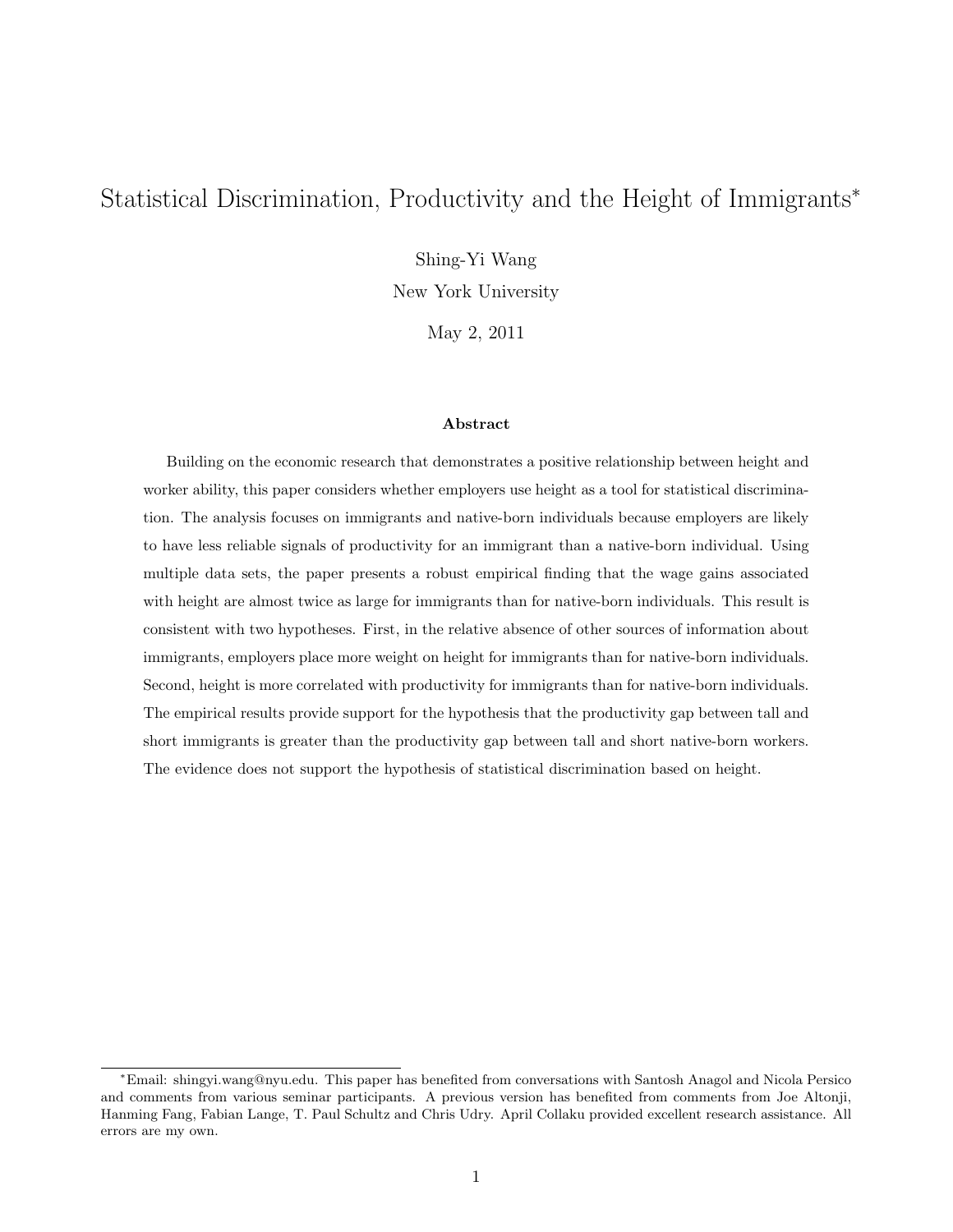# Statistical Discrimination, Productivity and the Height of Immigrants[*]

Shing-Yi Wang

New York University

May 2, 2011

### Abstract

Building on the economic research that demonstrates a positive relationship between height and worker ability, this paper considers whether employers use height as a tool for statistical discrimination. The analysis focuses on immigrants and native-born individuals because employers are likely to have less reliable signals of productivity for an immigrant than a native-born individual. Using multiple data sets, the paper presents a robust empirical finding that the wage gains associated with height are almost twice as large for immigrants than for native-born individuals. This result is consistent with two hypotheses. First, in the relative absence of other sources of information about immigrants, employers place more weight on height for immigrants than for native-born individuals. Second, height is more correlated with productivity for immigrants than for native-born individuals. The empirical results provide support for the hypothesis that the productivity gap between tall and short immigrants is greater than the productivity gap between tall and short native-born workers. The evidence does not support the hypothesis of statistical discrimination based on height.

[*]Email: shingyi.wang@nyu.edu. This paper has benefited from conversations with Santosh Anagol and Nicola Persico and comments from various seminar participants. A previous version has benefited from comments from Joe Altonji, Hanming Fang, Fabian Lange, T. Paul Schultz and Chris Udry. April Collaku provided excellent research assistance. All errors are my own.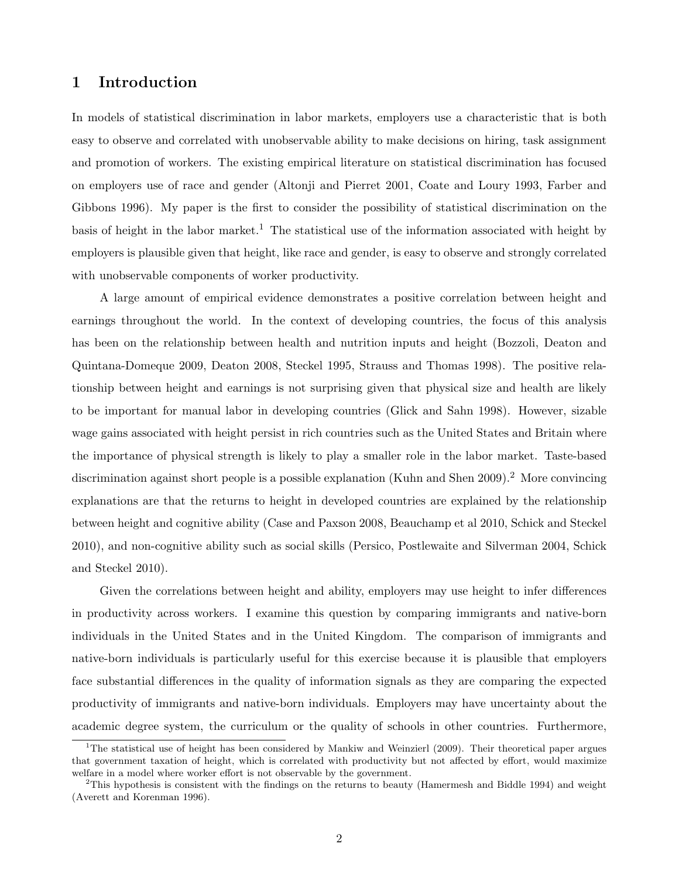# 1 Introduction

In models of statistical discrimination in labor markets, employers use a characteristic that is both easy to observe and correlated with unobservable ability to make decisions on hiring, task assignment and promotion of workers. The existing empirical literature on statistical discrimination has focused on employers use of race and gender (Altonji and Pierret 2001, Coate and Loury 1993, Farber and Gibbons 1996). My paper is the first to consider the possibility of statistical discrimination on the basis of height in the labor market.[1] The statistical use of the information associated with height by employers is plausible given that height, like race and gender, is easy to observe and strongly correlated with unobservable components of worker productivity.

A large amount of empirical evidence demonstrates a positive correlation between height and earnings throughout the world. In the context of developing countries, the focus of this analysis has been on the relationship between health and nutrition inputs and height (Bozzoli, Deaton and Quintana-Domeque 2009, Deaton 2008, Steckel 1995, Strauss and Thomas 1998). The positive relationship between height and earnings is not surprising given that physical size and health are likely to be important for manual labor in developing countries (Glick and Sahn 1998). However, sizable wage gains associated with height persist in rich countries such as the United States and Britain where the importance of physical strength is likely to play a smaller role in the labor market. Taste-based discrimination against short people is a possible explanation (Kuhn and Shen 2009).[2] More convincing explanations are that the returns to height in developed countries are explained by the relationship between height and cognitive ability (Case and Paxson 2008, Beauchamp et al 2010, Schick and Steckel 2010), and non-cognitive ability such as social skills (Persico, Postlewaite and Silverman 2004, Schick and Steckel 2010).

Given the correlations between height and ability, employers may use height to infer differences in productivity across workers. I examine this question by comparing immigrants and native-born individuals in the United States and in the United Kingdom. The comparison of immigrants and native-born individuals is particularly useful for this exercise because it is plausible that employers face substantial differences in the quality of information signals as they are comparing the expected productivity of immigrants and native-born individuals. Employers may have uncertainty about the academic degree system, the curriculum or the quality of schools in other countries. Furthermore,

[1] The statistical use of height has been considered by Mankiw and Weinzierl (2009). Their theoretical paper argues that government taxation of height, which is correlated with productivity but not affected by effort, would maximize welfare in a model where worker effort is not observable by the government.

[2] This hypothesis is consistent with the findings on the returns to beauty (Hamermesh and Biddle 1994) and weight (Averett and Korenman 1996).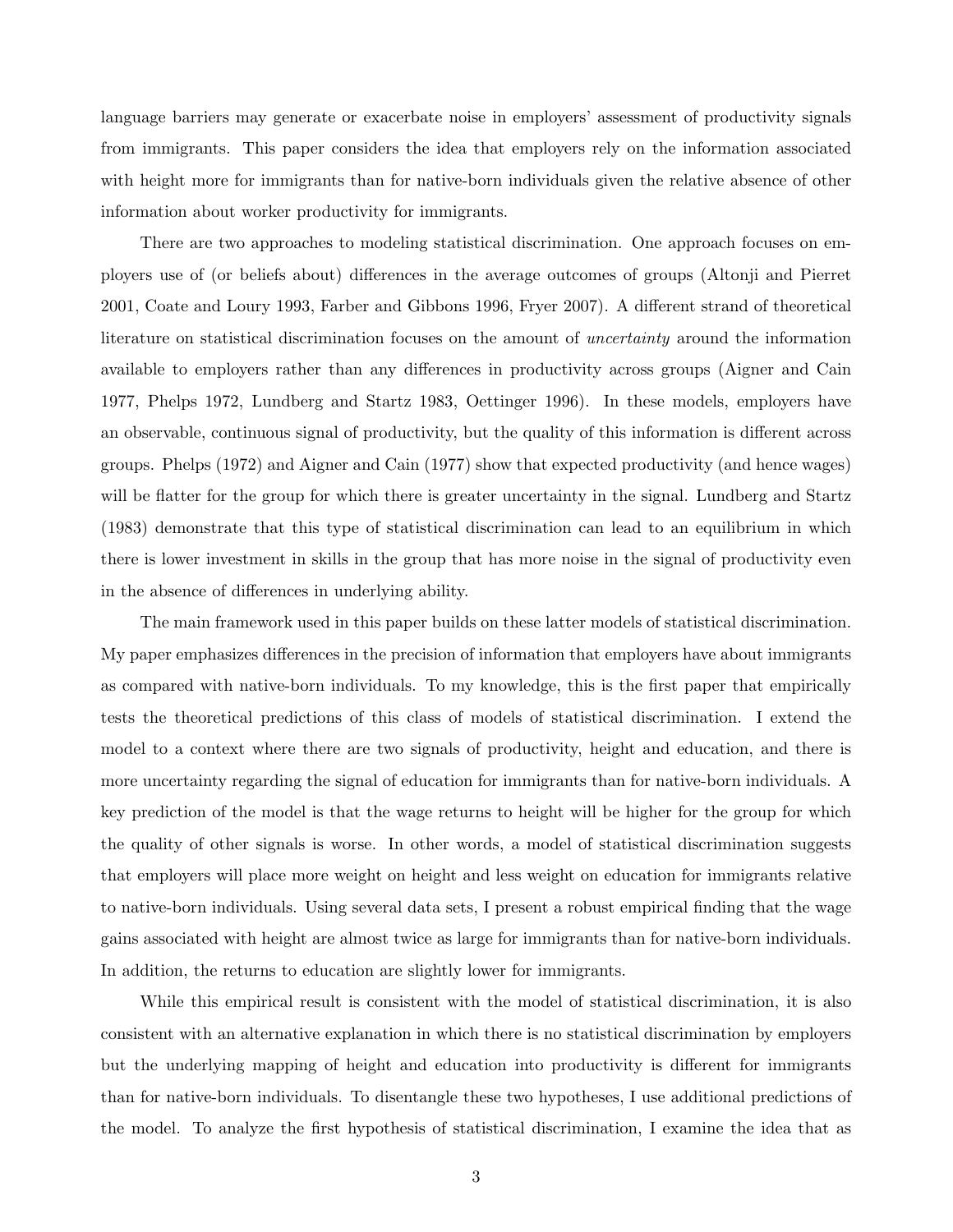language barriers may generate or exacerbate noise in employers' assessment of productivity signals from immigrants. This paper considers the idea that employers rely on the information associated with height more for immigrants than for native-born individuals given the relative absence of other information about worker productivity for immigrants.

There are two approaches to modeling statistical discrimination. One approach focuses on employers use of (or beliefs about) differences in the average outcomes of groups (Altonji and Pierret 2001, Coate and Loury 1993, Farber and Gibbons 1996, Fryer 2007). A different strand of theoretical literature on statistical discrimination focuses on the amount of *uncertainty* around the information available to employers rather than any differences in productivity across groups (Aigner and Cain 1977, Phelps 1972, Lundberg and Startz 1983, Oettinger 1996). In these models, employers have an observable, continuous signal of productivity, but the quality of this information is different across groups. Phelps (1972) and Aigner and Cain (1977) show that expected productivity (and hence wages) will be flatter for the group for which there is greater uncertainty in the signal. Lundberg and Startz (1983) demonstrate that this type of statistical discrimination can lead to an equilibrium in which there is lower investment in skills in the group that has more noise in the signal of productivity even in the absence of differences in underlying ability.

The main framework used in this paper builds on these latter models of statistical discrimination. My paper emphasizes differences in the precision of information that employers have about immigrants as compared with native-born individuals. To my knowledge, this is the first paper that empirically tests the theoretical predictions of this class of models of statistical discrimination. I extend the model to a context where there are two signals of productivity, height and education, and there is more uncertainty regarding the signal of education for immigrants than for native-born individuals. A key prediction of the model is that the wage returns to height will be higher for the group for which the quality of other signals is worse. In other words, a model of statistical discrimination suggests that employers will place more weight on height and less weight on education for immigrants relative to native-born individuals. Using several data sets, I present a robust empirical finding that the wage gains associated with height are almost twice as large for immigrants than for native-born individuals. In addition, the returns to education are slightly lower for immigrants.

While this empirical result is consistent with the model of statistical discrimination, it is also consistent with an alternative explanation in which there is no statistical discrimination by employers but the underlying mapping of height and education into productivity is different for immigrants than for native-born individuals. To disentangle these two hypotheses, I use additional predictions of the model. To analyze the first hypothesis of statistical discrimination, I examine the idea that as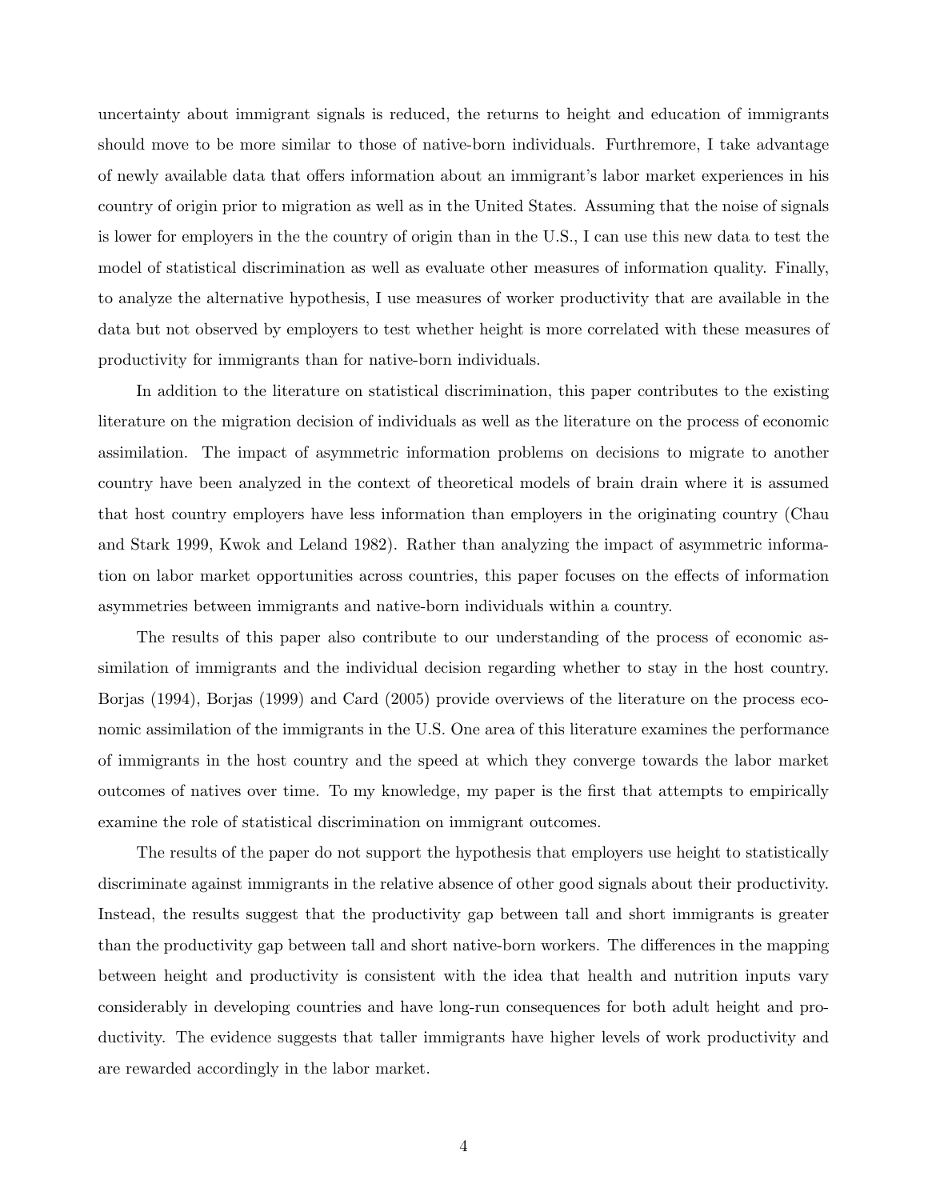uncertainty about immigrant signals is reduced, the returns to height and education of immigrants should move to be more similar to those of native-born individuals. Furthermore, I take advantage of newly available data that offers information about an immigrant's labor market experiences in his country of origin prior to migration as well as in the United States. Assuming that the noise of signals is lower for employers in the the country of origin than in the U.S., I can use this new data to test the model of statistical discrimination as well as evaluate other measures of information quality. Finally, to analyze the alternative hypothesis, I use measures of worker productivity that are available in the data but not observed by employers to test whether height is more correlated with these measures of productivity for immigrants than for native-born individuals.

In addition to the literature on statistical discrimination, this paper contributes to the existing literature on the migration decision of individuals as well as the literature on the process of economic assimilation. The impact of asymmetric information problems on decisions to migrate to another country have been analyzed in the context of theoretical models of brain drain where it is assumed that host country employers have less information than employers in the originating country (Chau and Stark 1999, Kwok and Leland 1982). Rather than analyzing the impact of asymmetric information on labor market opportunities across countries, this paper focuses on the effects of information asymmetries between immigrants and native-born individuals within a country.

The results of this paper also contribute to our understanding of the process of economic assimilation of immigrants and the individual decision regarding whether to stay in the host country. Borjas (1994), Borjas (1999) and Card (2005) provide overviews of the literature on the process economic assimilation of the immigrants in the U.S. One area of this literature examines the performance of immigrants in the host country and the speed at which they converge towards the labor market outcomes of natives over time. To my knowledge, my paper is the first that attempts to empirically examine the role of statistical discrimination on immigrant outcomes.

The results of the paper do not support the hypothesis that employers use height to statistically discriminate against immigrants in the relative absence of other good signals about their productivity. Instead, the results suggest that the productivity gap between tall and short immigrants is greater than the productivity gap between tall and short native-born workers. The differences in the mapping between height and productivity is consistent with the idea that health and nutrition inputs vary considerably in developing countries and have long-run consequences for both adult height and productivity. The evidence suggests that taller immigrants have higher levels of work productivity and are rewarded accordingly in the labor market.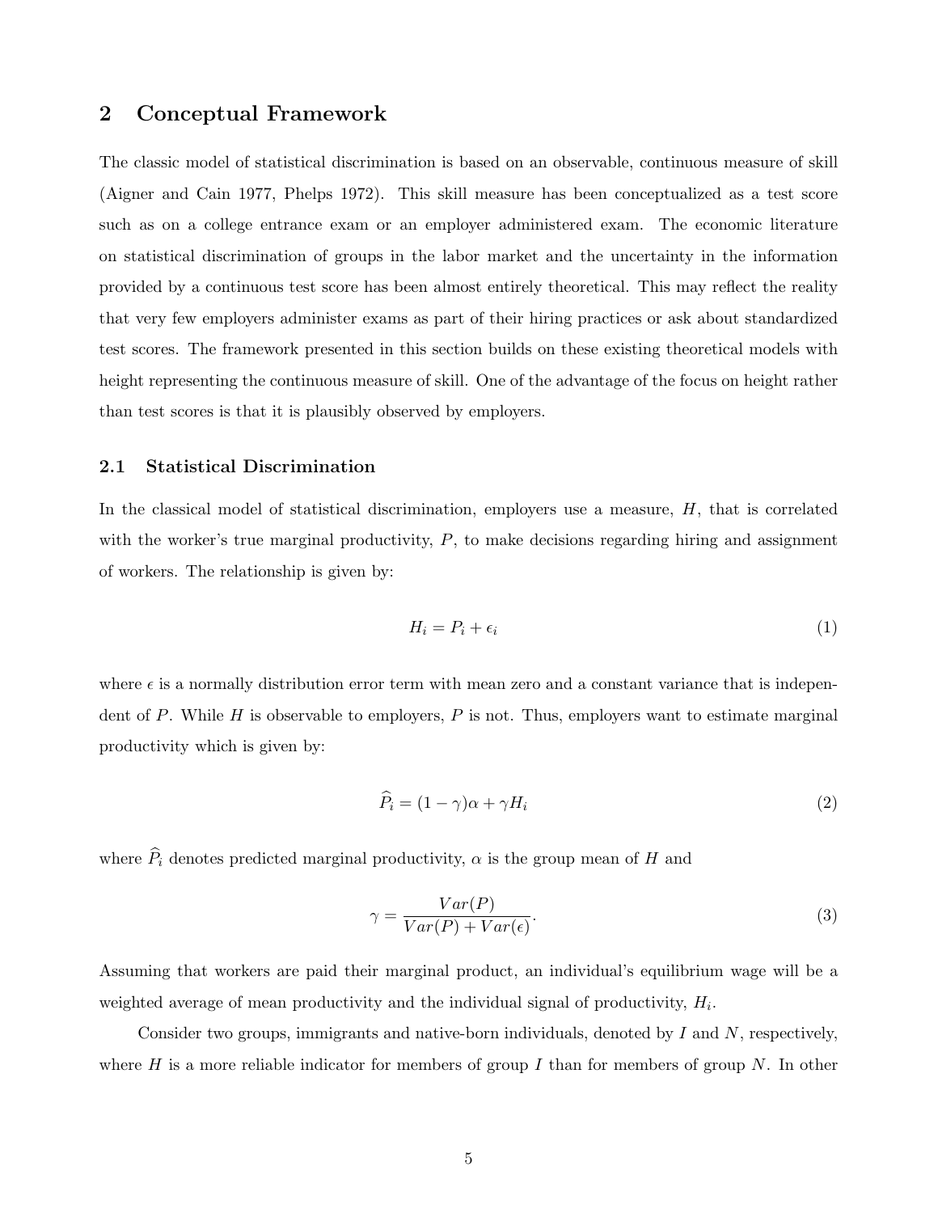## 2 Conceptual Framework

The classic model of statistical discrimination is based on an observable, continuous measure of skill (Aigner and Cain 1977, Phelps 1972). This skill measure has been conceptualized as a test score such as on a college entrance exam or an employer administered exam. The economic literature on statistical discrimination of groups in the labor market and the uncertainty in the information provided by a continuous test score has been almost entirely theoretical. This may reflect the reality that very few employers administer exams as part of their hiring practices or ask about standardized test scores. The framework presented in this section builds on these existing theoretical models with height representing the continuous measure of skill. One of the advantage of the focus on height rather than test scores is that it is plausibly observed by employers.

### 2.1 Statistical Discrimination

In the classical model of statistical discrimination, employers use a measure, $H$, that is correlated with the worker's true marginal productivity, $P$, to make decisions regarding hiring and assignment of workers. The relationship is given by:

$$H_i = P_i + \epsilon_i \tag{1}$$

where $\epsilon$ is a normally distribution error term with mean zero and a constant variance that is independent of $P$. While $H$ is observable to employers, $P$ is not. Thus, employers want to estimate marginal productivity which is given by:

$$\widehat{P}_i = (1 - \gamma)\alpha + \gamma H_i \tag{2}$$

where $\widehat{P}_i$ denotes predicted marginal productivity, $\alpha$ is the group mean of $H$ and

$$\gamma = \frac{Var(P)}{Var(P) + Var(\epsilon)}. \tag{3}$$

Assuming that workers are paid their marginal product, an individual's equilibrium wage will be a weighted average of mean productivity and the individual signal of productivity, $H_i$.

Consider two groups, immigrants and native-born individuals, denoted by $I$ and $N$, respectively, where $H$ is a more reliable indicator for members of group $I$ than for members of group $N$. In other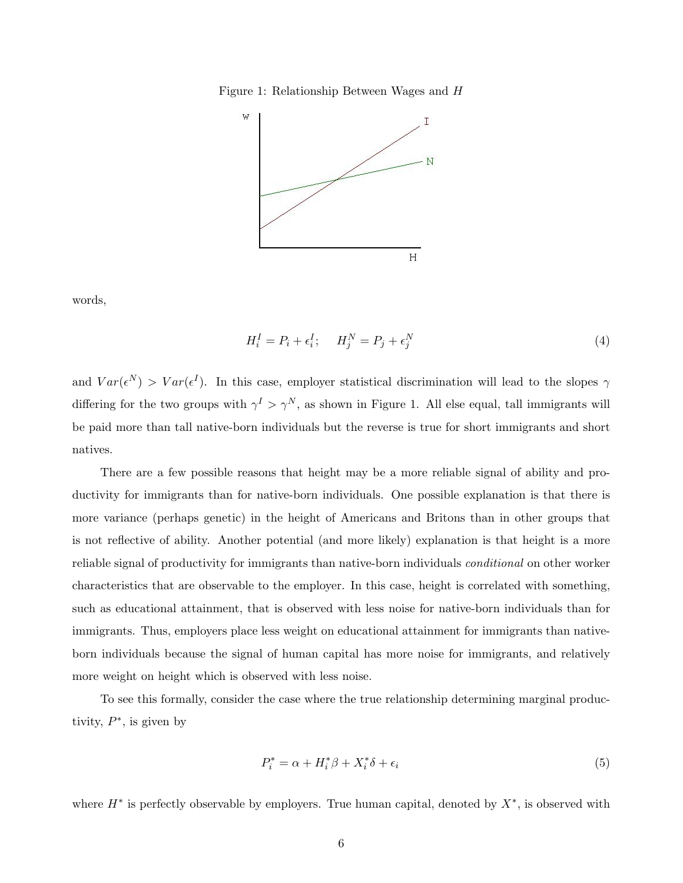Figure 1: Relationship Between Wages and $H$

words,

$$H_i^I = P_i + \epsilon_i^I; \quad H_j^N = P_j + \epsilon_j^N \tag{4}$$

and $Var(\epsilon^N) > Var(\epsilon^I)$. In this case, employer statistical discrimination will lead to the slopes $\gamma$ differing for the two groups with $\gamma^I > \gamma^N$, as shown in Figure 1. All else equal, tall immigrants will be paid more than tall native-born individuals but the reverse is true for short immigrants and short natives.

There are a few possible reasons that height may be a more reliable signal of ability and productivity for immigrants than for native-born individuals. One possible explanation is that there is more variance (perhaps genetic) in the height of Americans and Britons than in other groups that is not reflective of ability. Another potential (and more likely) explanation is that height is a more reliable signal of productivity for immigrants than native-born individuals *conditional* on other worker characteristics that are observable to the employer. In this case, height is correlated with something, such as educational attainment, that is observed with less noise for native-born individuals than for immigrants. Thus, employers place less weight on educational attainment for immigrants than native-born individuals because the signal of human capital has more noise for immigrants, and relatively more weight on height which is observed with less noise.

To see this formally, consider the case where the true relationship determining marginal productivity, $P^*$, is given by

$$P_i^* = \alpha + H_i^* \beta + X_i^* \delta + \epsilon_i \tag{5}$$

where $H^*$ is perfectly observable by employers. True human capital, denoted by $X^*$, is observed with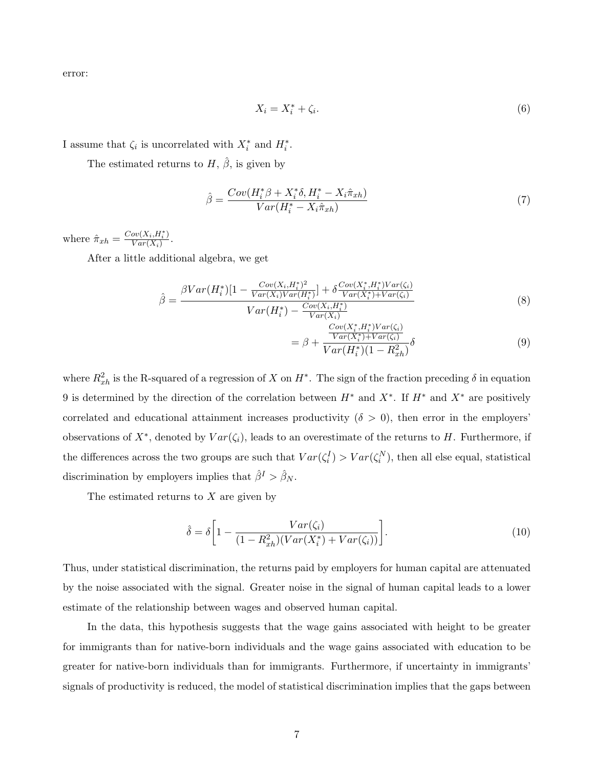error:

$$X_i = X_i^* + \zeta_i. \tag{6}$$

I assume that $\zeta_i$ is uncorrelated with $X_i^*$ and $H_i^*$.

The estimated returns to $H$, $\hat{\beta}$, is given by

$$\hat{\beta} = \frac{Cov(H_i^* \beta + X_i^* \delta, H_i^* - X_i \hat{\pi}_{xh})}{Var(H_i^* - X_i \hat{\pi}_{xh})} \tag{7}$$

where $\hat{\pi}_{xh} = \frac{Cov(X_i, H_i^*)}{Var(X_i)}$.

After a little additional algebra, we get

$$\hat{\beta} = \frac{\beta Var(H_i^*)[1 - \frac{Cov(X_i,H_i^*)^2}{Var(X_i)Var(H_i^*)}] + \delta \frac{Cov(X_i^*,H_i^*)Var(\zeta_i)}{Var(X_i^*)+Var(\zeta_i)}}{Var(H_i^*) - \frac{Cov(X_i,H_i^*)}{Var(X_i)}} \tag{8}$$

$$= \beta + \frac{\frac{Cov(X_i^*,H_i^*)Var(\zeta_i)}{Var(X_i^*)+Var(\zeta_i)}}{Var(H_i^*)(1 - R_{xh}^2)} \delta \tag{9}$$

where $R_{xh}^2$ is the R-squared of a regression of $X$ on $H^*$. The sign of the fraction preceding $\delta$ in equation 9 is determined by the direction of the correlation between $H^*$ and $X^*$. If $H^*$ and $X^*$ are positively correlated and educational attainment increases productivity ($\delta > 0$), then error in the employers' observations of $X^*$, denoted by $Var(\zeta_i)$, leads to an overestimate of the returns to $H$. Furthermore, if the differences across the two groups are such that $Var(\zeta_i^I) > Var(\zeta_i^N)$, then all else equal, statistical discrimination by employers implies that $\hat{\beta}^I > \hat{\beta}_N$.

The estimated returns to $X$ are given by

$$\hat{\delta} = \delta \left[ 1 - \frac{Var(\zeta_i)}{(1 - R_{xh}^2)(Var(X_i^*) + Var(\zeta_i))} \right]. \tag{10}$$

Thus, under statistical discrimination, the returns paid by employers for human capital are attenuated by the noise associated with the signal. Greater noise in the signal of human capital leads to a lower estimate of the relationship between wages and observed human capital.

In the data, this hypothesis suggests that the wage gains associated with height to be greater for immigrants than for native-born individuals and the wage gains associated with education to be greater for native-born individuals than for immigrants. Furthermore, if uncertainty in immigrants' signals of productivity is reduced, the model of statistical discrimination implies that the gaps between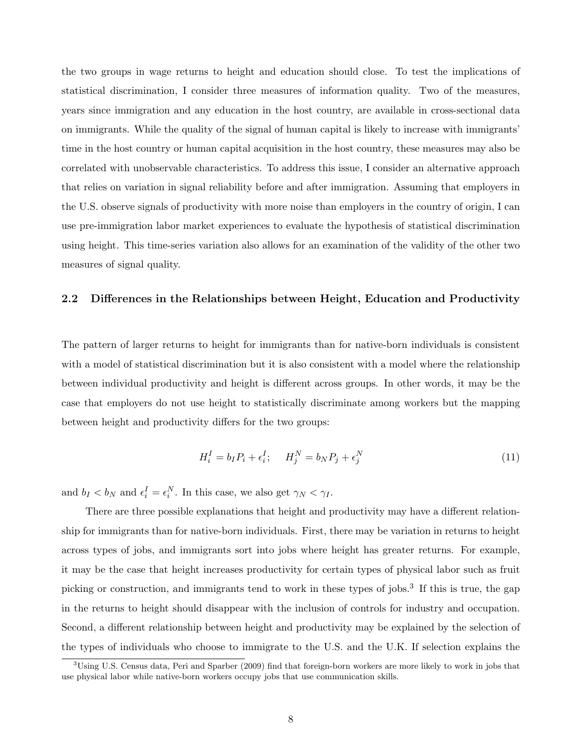the two groups in wage returns to height and education should close. To test the implications of statistical discrimination, I consider three measures of information quality. Two of the measures, years since immigration and any education in the host country, are available in cross-sectional data on immigrants. While the quality of the signal of human capital is likely to increase with immigrants' time in the host country or human capital acquisition in the host country, these measures may also be correlated with unobservable characteristics. To address this issue, I consider an alternative approach that relies on variation in signal reliability before and after immigration. Assuming that employers in the U.S. observe signals of productivity with more noise than employers in the country of origin, I can use pre-immigration labor market experiences to evaluate the hypothesis of statistical discrimination using height. This time-series variation also allows for an examination of the validity of the other two measures of signal quality.

### 2.2 Differences in the Relationships between Height, Education and Productivity

The pattern of larger returns to height for immigrants than for native-born individuals is consistent with a model of statistical discrimination but it is also consistent with a model where the relationship between individual productivity and height is different across groups. In other words, it may be the case that employers do not use height to statistically discriminate among workers but the mapping between height and productivity differs for the two groups:

$$H_i^I = b_I P_i + \epsilon_i^I; \quad H_j^N = b_N P_j + \epsilon_j^N \tag{11}$$

and $b_I < b_N$ and $\epsilon_i^I = \epsilon_i^N$. In this case, we also get $\gamma_N < \gamma_I$.

There are three possible explanations that height and productivity may have a different relationship for immigrants than for native-born individuals. First, there may be variation in returns to height across types of jobs, and immigrants sort into jobs where height has greater returns. For example, it may be the case that height increases productivity for certain types of physical labor such as fruit picking or construction, and immigrants tend to work in these types of jobs.[3] If this is true, the gap in the returns to height should disappear with the inclusion of controls for industry and occupation. Second, a different relationship between height and productivity may be explained by the selection of the types of individuals who choose to immigrate to the U.S. and the U.K. If selection explains the

[3] Using U.S. Census data, Peri and Sparber (2009) find that foreign-born workers are more likely to work in jobs that use physical labor while native-born workers occupy jobs that use communication skills.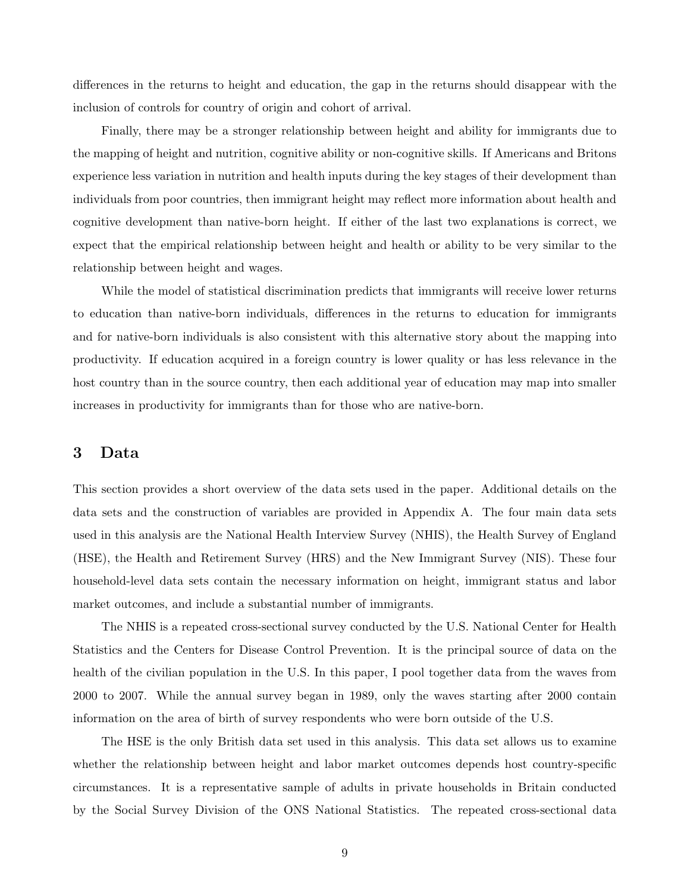differences in the returns to height and education, the gap in the returns should disappear with the inclusion of controls for country of origin and cohort of arrival.

Finally, there may be a stronger relationship between height and ability for immigrants due to the mapping of height and nutrition, cognitive ability or non-cognitive skills. If Americans and Britons experience less variation in nutrition and health inputs during the key stages of their development than individuals from poor countries, then immigrant height may reflect more information about health and cognitive development than native-born height. If either of the last two explanations is correct, we expect that the empirical relationship between height and health or ability to be very similar to the relationship between height and wages.

While the model of statistical discrimination predicts that immigrants will receive lower returns to education than native-born individuals, differences in the returns to education for immigrants and for native-born individuals is also consistent with this alternative story about the mapping into productivity. If education acquired in a foreign country is lower quality or has less relevance in the host country than in the source country, then each additional year of education may map into smaller increases in productivity for immigrants than for those who are native-born.

## 3 Data

This section provides a short overview of the data sets used in the paper. Additional details on the data sets and the construction of variables are provided in Appendix A. The four main data sets used in this analysis are the National Health Interview Survey (NHIS), the Health Survey of England (HSE), the Health and Retirement Survey (HRS) and the New Immigrant Survey (NIS). These four household-level data sets contain the necessary information on height, immigrant status and labor market outcomes, and include a substantial number of immigrants.

The NHIS is a repeated cross-sectional survey conducted by the U.S. National Center for Health Statistics and the Centers for Disease Control Prevention. It is the principal source of data on the health of the civilian population in the U.S. In this paper, I pool together data from the waves from 2000 to 2007. While the annual survey began in 1989, only the waves starting after 2000 contain information on the area of birth of survey respondents who were born outside of the U.S.

The HSE is the only British data set used in this analysis. This data set allows us to examine whether the relationship between height and labor market outcomes depends host country-specific circumstances. It is a representative sample of adults in private households in Britain conducted by the Social Survey Division of the ONS National Statistics. The repeated cross-sectional data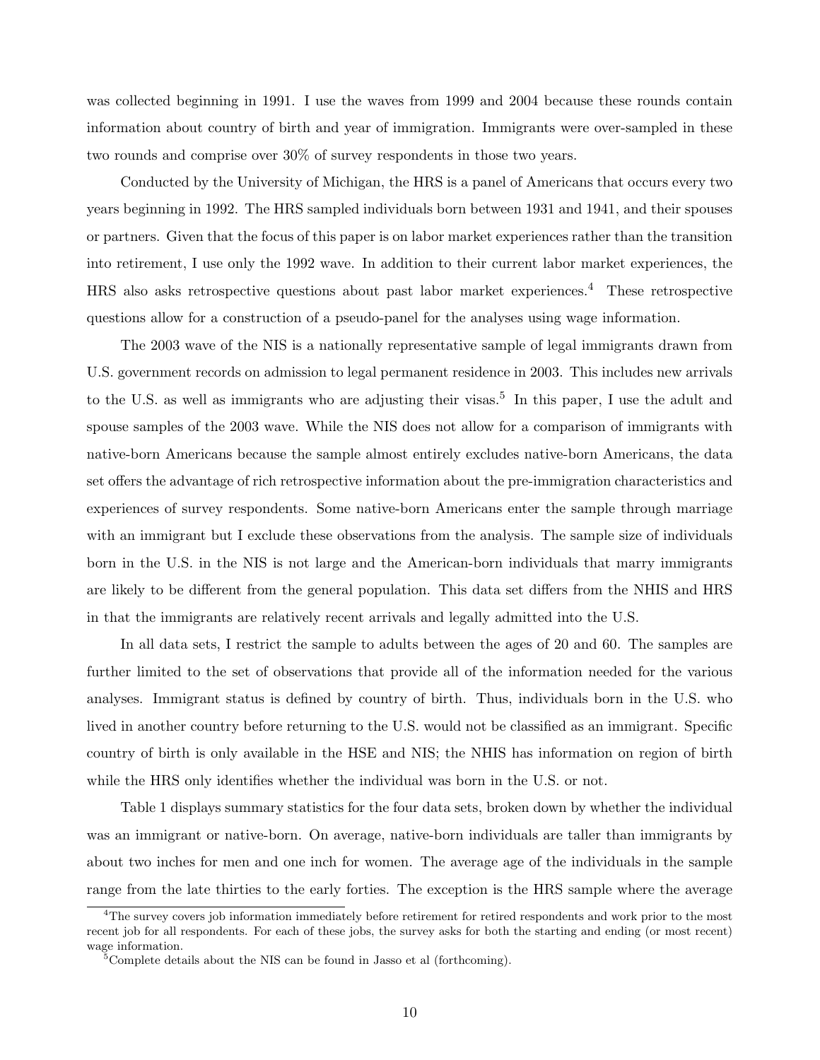was collected beginning in 1991. I use the waves from 1999 and 2004 because these rounds contain information about country of birth and year of immigration. Immigrants were over-sampled in these two rounds and comprise over 30% of survey respondents in those two years.

Conducted by the University of Michigan, the HRS is a panel of Americans that occurs every two years beginning in 1992. The HRS sampled individuals born between 1931 and 1941, and their spouses or partners. Given that the focus of this paper is on labor market experiences rather than the transition into retirement, I use only the 1992 wave. In addition to their current labor market experiences, the HRS also asks retrospective questions about past labor market experiences.[4] These retrospective questions allow for a construction of a pseudo-panel for the analyses using wage information.

The 2003 wave of the NIS is a nationally representative sample of legal immigrants drawn from U.S. government records on admission to legal permanent residence in 2003. This includes new arrivals to the U.S. as well as immigrants who are adjusting their visas.[5] In this paper, I use the adult and spouse samples of the 2003 wave. While the NIS does not allow for a comparison of immigrants with native-born Americans because the sample almost entirely excludes native-born Americans, the data set offers the advantage of rich retrospective information about the pre-immigration characteristics and experiences of survey respondents. Some native-born Americans enter the sample through marriage with an immigrant but I exclude these observations from the analysis. The sample size of individuals born in the U.S. in the NIS is not large and the American-born individuals that marry immigrants are likely to be different from the general population. This data set differs from the NHIS and HRS in that the immigrants are relatively recent arrivals and legally admitted into the U.S.

In all data sets, I restrict the sample to adults between the ages of 20 and 60. The samples are further limited to the set of observations that provide all of the information needed for the various analyses. Immigrant status is defined by country of birth. Thus, individuals born in the U.S. who lived in another country before returning to the U.S. would not be classified as an immigrant. Specific country of birth is only available in the HSE and NIS; the NHIS has information on region of birth while the HRS only identifies whether the individual was born in the U.S. or not.

Table 1 displays summary statistics for the four data sets, broken down by whether the individual was an immigrant or native-born. On average, native-born individuals are taller than immigrants by about two inches for men and one inch for women. The average age of the individuals in the sample range from the late thirties to the early forties. The exception is the HRS sample where the average

[4]The survey covers job information immediately before retirement for retired respondents and work prior to the most recent job for all respondents. For each of these jobs, the survey asks for both the starting and ending (or most recent) wage information.

[5]Complete details about the NIS can be found in Jasso et al (forthcoming).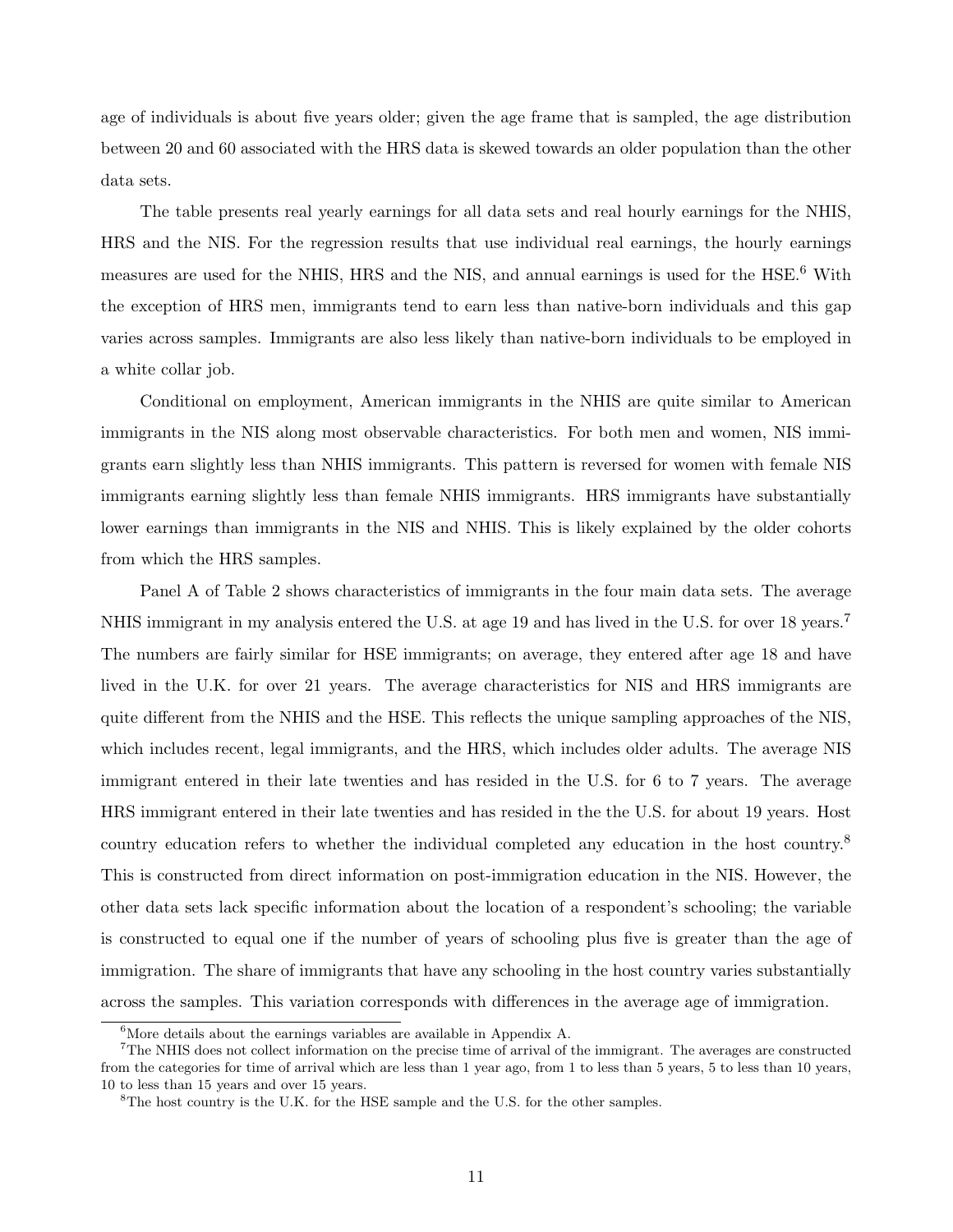age of individuals is about five years older; given the age frame that is sampled, the age distribution between 20 and 60 associated with the HRS data is skewed towards an older population than the other data sets.

The table presents real yearly earnings for all data sets and real hourly earnings for the NHIS, HRS and the NIS. For the regression results that use individual real earnings, the hourly earnings measures are used for the NHIS, HRS and the NIS, and annual earnings is used for the HSE.[6] With the exception of HRS men, immigrants tend to earn less than native-born individuals and this gap varies across samples. Immigrants are also less likely than native-born individuals to be employed in a white collar job.

Conditional on employment, American immigrants in the NHIS are quite similar to American immigrants in the NIS along most observable characteristics. For both men and women, NIS immigrants earn slightly less than NHIS immigrants. This pattern is reversed for women with female NIS immigrants earning slightly less than female NHIS immigrants. HRS immigrants have substantially lower earnings than immigrants in the NIS and NHIS. This is likely explained by the older cohorts from which the HRS samples.

Panel A of Table 2 shows characteristics of immigrants in the four main data sets. The average NHIS immigrant in my analysis entered the U.S. at age 19 and has lived in the U.S. for over 18 years.[7] The numbers are fairly similar for HSE immigrants; on average, they entered after age 18 and have lived in the U.K. for over 21 years. The average characteristics for NIS and HRS immigrants are quite different from the NHIS and the HSE. This reflects the unique sampling approaches of the NIS, which includes recent, legal immigrants, and the HRS, which includes older adults. The average NIS immigrant entered in their late twenties and has resided in the U.S. for 6 to 7 years. The average HRS immigrant entered in their late twenties and has resided in the the U.S. for about 19 years. Host country education refers to whether the individual completed any education in the host country.[8] This is constructed from direct information on post-immigration education in the NIS. However, the other data sets lack specific information about the location of a respondent's schooling; the variable is constructed to equal one if the number of years of schooling plus five is greater than the age of immigration. The share of immigrants that have any schooling in the host country varies substantially across the samples. This variation corresponds with differences in the average age of immigration.

[6]More details about the earnings variables are available in Appendix A.

[7]The NHIS does not collect information on the precise time of arrival of the immigrant. The averages are constructed from the categories for time of arrival which are less than 1 year ago, from 1 to less than 5 years, 5 to less than 10 years, 10 to less than 15 years and over 15 years.

[8]The host country is the U.K. for the HSE sample and the U.S. for the other samples.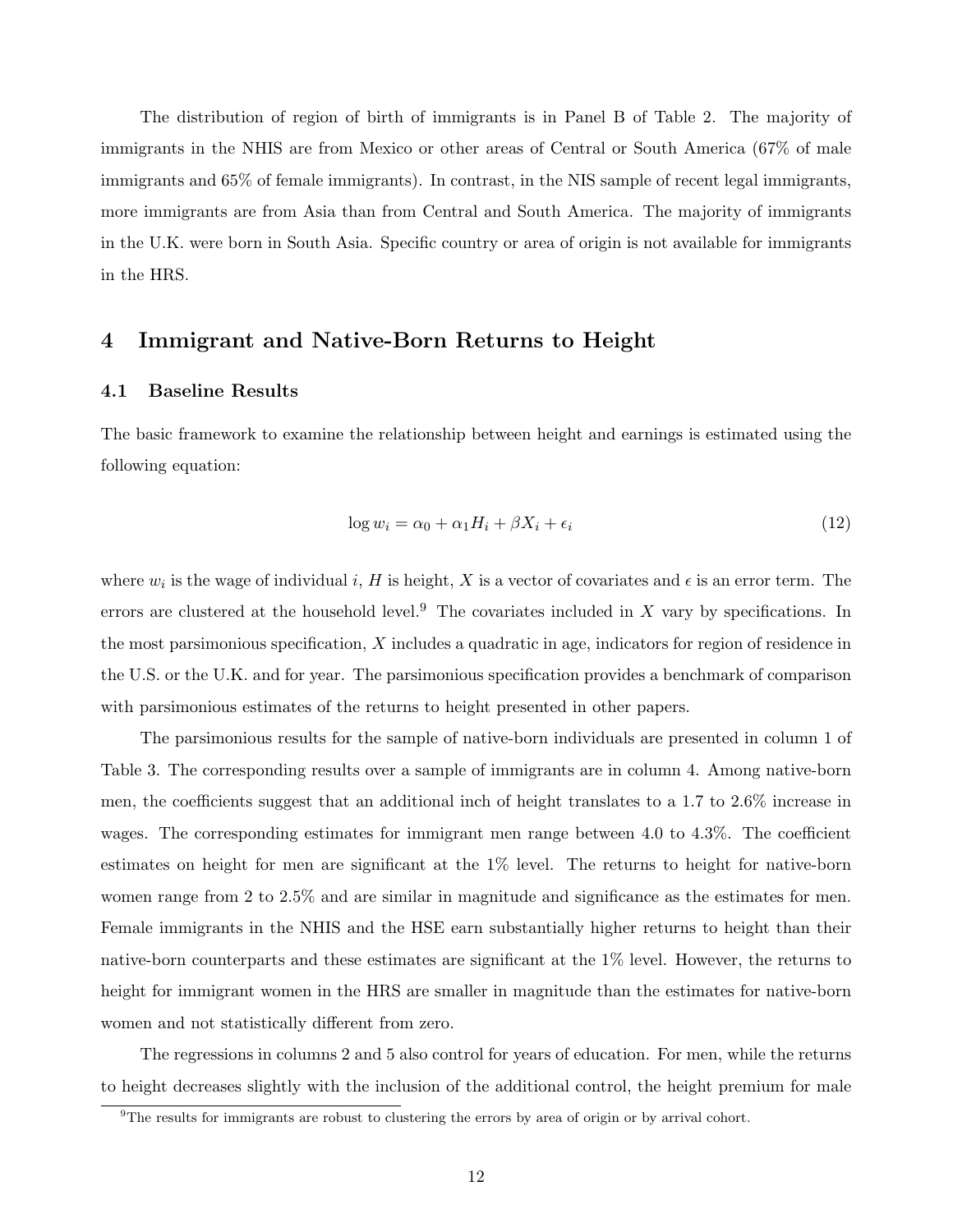The distribution of region of birth of immigrants is in Panel B of Table 2. The majority of immigrants in the NHIS are from Mexico or other areas of Central or South America (67% of male immigrants and 65% of female immigrants). In contrast, in the NIS sample of recent legal immigrants, more immigrants are from Asia than from Central and South America. The majority of immigrants in the U.K. were born in South Asia. Specific country or area of origin is not available for immigrants in the HRS.

## 4 Immigrant and Native-Born Returns to Height

### 4.1 Baseline Results

The basic framework to examine the relationship between height and earnings is estimated using the following equation:

$$\log w_i = \alpha_0 + \alpha_1 H_i + \beta X_i + \epsilon_i \tag{12}$$

where $w_i$ is the wage of individual $i$, $H$ is height, $X$ is a vector of covariates and $\epsilon$ is an error term. The errors are clustered at the household level.[9] The covariates included in $X$ vary by specifications. In the most parsimonious specification, $X$ includes a quadratic in age, indicators for region of residence in the U.S. or the U.K. and for year. The parsimonious specification provides a benchmark of comparison with parsimonious estimates of the returns to height presented in other papers.

The parsimonious results for the sample of native-born individuals are presented in column 1 of Table 3. The corresponding results over a sample of immigrants are in column 4. Among native-born men, the coefficients suggest that an additional inch of height translates to a 1.7 to 2.6% increase in wages. The corresponding estimates for immigrant men range between 4.0 to 4.3%. The coefficient estimates on height for men are significant at the 1% level. The returns to height for native-born women range from 2 to 2.5% and are similar in magnitude and significance as the estimates for men. Female immigrants in the NHIS and the HSE earn substantially higher returns to height than their native-born counterparts and these estimates are significant at the 1% level. However, the returns to height for immigrant women in the HRS are smaller in magnitude than the estimates for native-born women and not statistically different from zero.

The regressions in columns 2 and 5 also control for years of education. For men, while the returns to height decreases slightly with the inclusion of the additional control, the height premium for male

[9] The results for immigrants are robust to clustering the errors by area of origin or by arrival cohort.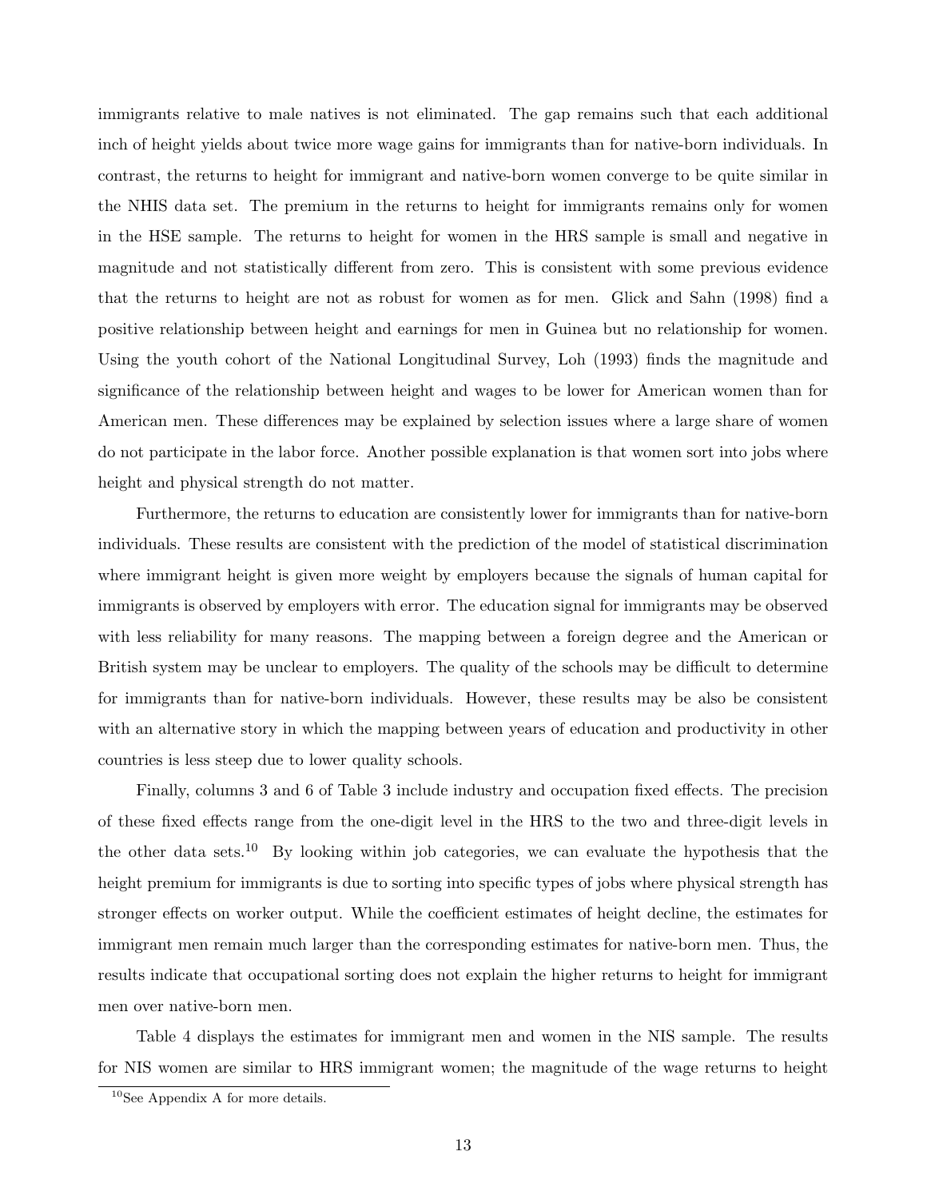immigrants relative to male natives is not eliminated. The gap remains such that each additional inch of height yields about twice more wage gains for immigrants than for native-born individuals. In contrast, the returns to height for immigrant and native-born women converge to be quite similar in the NHIS data set. The premium in the returns to height for immigrants remains only for women in the HSE sample. The returns to height for women in the HRS sample is small and negative in magnitude and not statistically different from zero. This is consistent with some previous evidence that the returns to height are not as robust for women as for men. Glick and Sahn (1998) find a positive relationship between height and earnings for men in Guinea but no relationship for women. Using the youth cohort of the National Longitudinal Survey, Loh (1993) finds the magnitude and significance of the relationship between height and wages to be lower for American women than for American men. These differences may be explained by selection issues where a large share of women do not participate in the labor force. Another possible explanation is that women sort into jobs where height and physical strength do not matter.

Furthermore, the returns to education are consistently lower for immigrants than for native-born individuals. These results are consistent with the prediction of the model of statistical discrimination where immigrant height is given more weight by employers because the signals of human capital for immigrants is observed by employers with error. The education signal for immigrants may be observed with less reliability for many reasons. The mapping between a foreign degree and the American or British system may be unclear to employers. The quality of the schools may be difficult to determine for immigrants than for native-born individuals. However, these results may be also be consistent with an alternative story in which the mapping between years of education and productivity in other countries is less steep due to lower quality schools.

Finally, columns 3 and 6 of Table 3 include industry and occupation fixed effects. The precision of these fixed effects range from the one-digit level in the HRS to the two and three-digit levels in the other data sets.[10] By looking within job categories, we can evaluate the hypothesis that the height premium for immigrants is due to sorting into specific types of jobs where physical strength has stronger effects on worker output. While the coefficient estimates of height decline, the estimates for immigrant men remain much larger than the corresponding estimates for native-born men. Thus, the results indicate that occupational sorting does not explain the higher returns to height for immigrant men over native-born men.

Table 4 displays the estimates for immigrant men and women in the NIS sample. The results for NIS women are similar to HRS immigrant women; the magnitude of the wage returns to height

[10] See Appendix A for more details.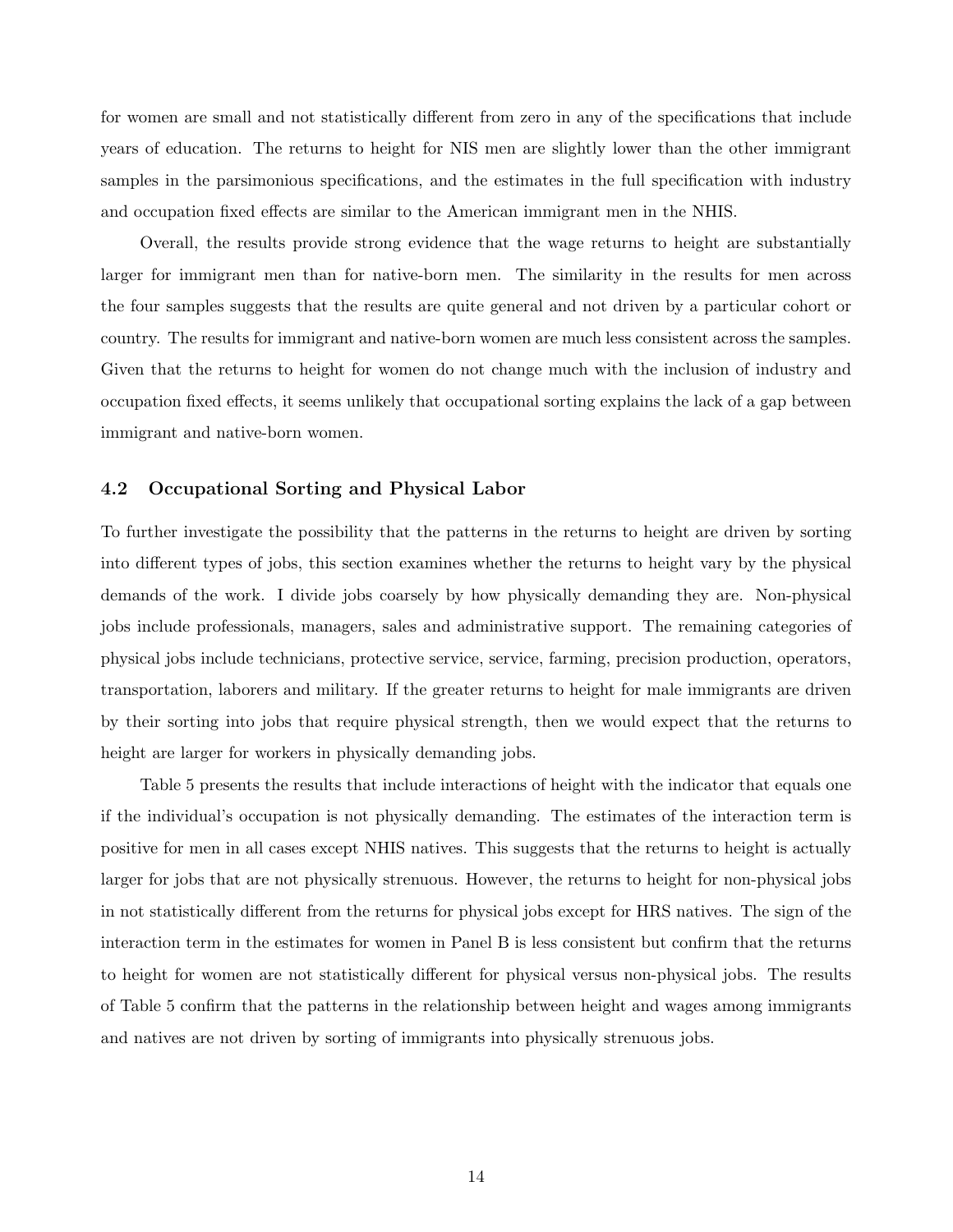for women are small and not statistically different from zero in any of the specifications that include years of education. The returns to height for NIS men are slightly lower than the other immigrant samples in the parsimonious specifications, and the estimates in the full specification with industry and occupation fixed effects are similar to the American immigrant men in the NHIS.

Overall, the results provide strong evidence that the wage returns to height are substantially larger for immigrant men than for native-born men. The similarity in the results for men across the four samples suggests that the results are quite general and not driven by a particular cohort or country. The results for immigrant and native-born women are much less consistent across the samples. Given that the returns to height for women do not change much with the inclusion of industry and occupation fixed effects, it seems unlikely that occupational sorting explains the lack of a gap between immigrant and native-born women.

### 4.2 Occupational Sorting and Physical Labor

To further investigate the possibility that the patterns in the returns to height are driven by sorting into different types of jobs, this section examines whether the returns to height vary by the physical demands of the work. I divide jobs coarsely by how physically demanding they are. Non-physical jobs include professionals, managers, sales and administrative support. The remaining categories of physical jobs include technicians, protective service, service, farming, precision production, operators, transportation, laborers and military. If the greater returns to height for male immigrants are driven by their sorting into jobs that require physical strength, then we would expect that the returns to height are larger for workers in physically demanding jobs.

Table 5 presents the results that include interactions of height with the indicator that equals one if the individual's occupation is not physically demanding. The estimates of the interaction term is positive for men in all cases except NHIS natives. This suggests that the returns to height is actually larger for jobs that are not physically strenuous. However, the returns to height for non-physical jobs in not statistically different from the returns for physical jobs except for HRS natives. The sign of the interaction term in the estimates for women in Panel B is less consistent but confirm that the returns to height for women are not statistically different for physical versus non-physical jobs. The results of Table 5 confirm that the patterns in the relationship between height and wages among immigrants and natives are not driven by sorting of immigrants into physically strenuous jobs.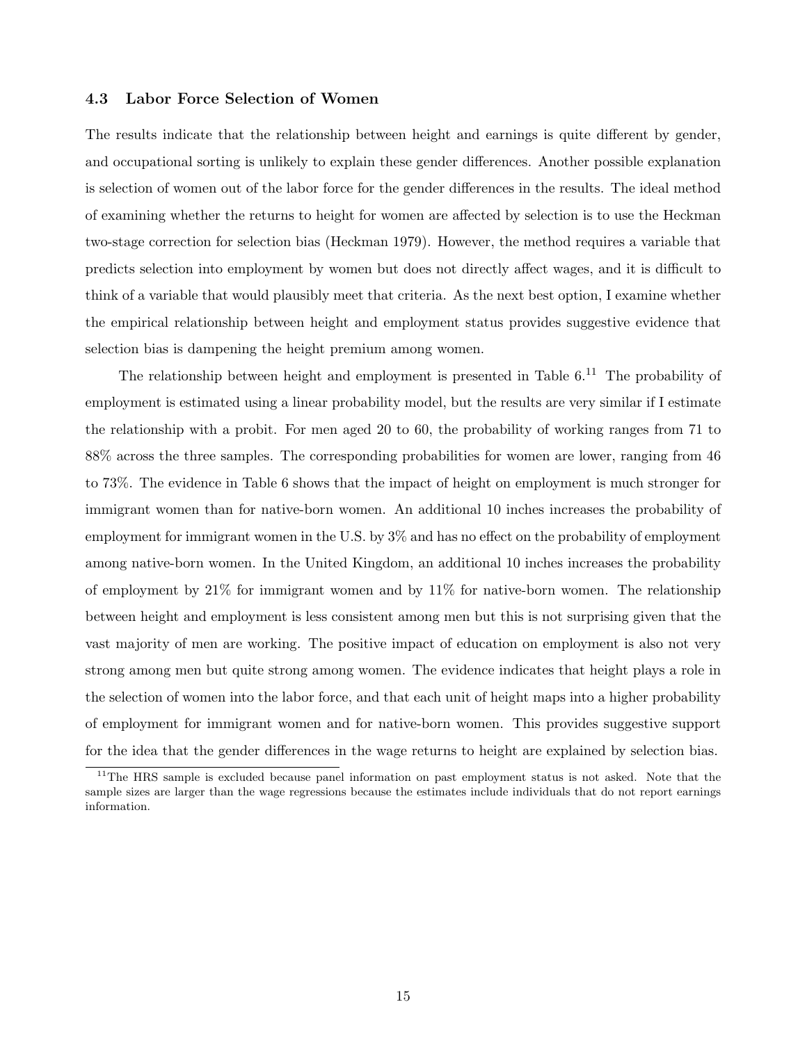### 4.3 Labor Force Selection of Women

The results indicate that the relationship between height and earnings is quite different by gender, and occupational sorting is unlikely to explain these gender differences. Another possible explanation is selection of women out of the labor force for the gender differences in the results. The ideal method of examining whether the returns to height for women are affected by selection is to use the Heckman two-stage correction for selection bias (Heckman 1979). However, the method requires a variable that predicts selection into employment by women but does not directly affect wages, and it is difficult to think of a variable that would plausibly meet that criteria. As the next best option, I examine whether the empirical relationship between height and employment status provides suggestive evidence that selection bias is dampening the height premium among women.

The relationship between height and employment is presented in Table 6.[11] The probability of employment is estimated using a linear probability model, but the results are very similar if I estimate the relationship with a probit. For men aged 20 to 60, the probability of working ranges from 71 to 88% across the three samples. The corresponding probabilities for women are lower, ranging from 46 to 73%. The evidence in Table 6 shows that the impact of height on employment is much stronger for immigrant women than for native-born women. An additional 10 inches increases the probability of employment for immigrant women in the U.S. by 3% and has no effect on the probability of employment among native-born women. In the United Kingdom, an additional 10 inches increases the probability of employment by 21% for immigrant women and by 11% for native-born women. The relationship between height and employment is less consistent among men but this is not surprising given that the vast majority of men are working. The positive impact of education on employment is also not very strong among men but quite strong among women. The evidence indicates that height plays a role in the selection of women into the labor force, and that each unit of height maps into a higher probability of employment for immigrant women and for native-born women. This provides suggestive support for the idea that the gender differences in the wage returns to height are explained by selection bias.

[11] The HRS sample is excluded because panel information on past employment status is not asked. Note that the sample sizes are larger than the wage regressions because the estimates include individuals that do not report earnings information.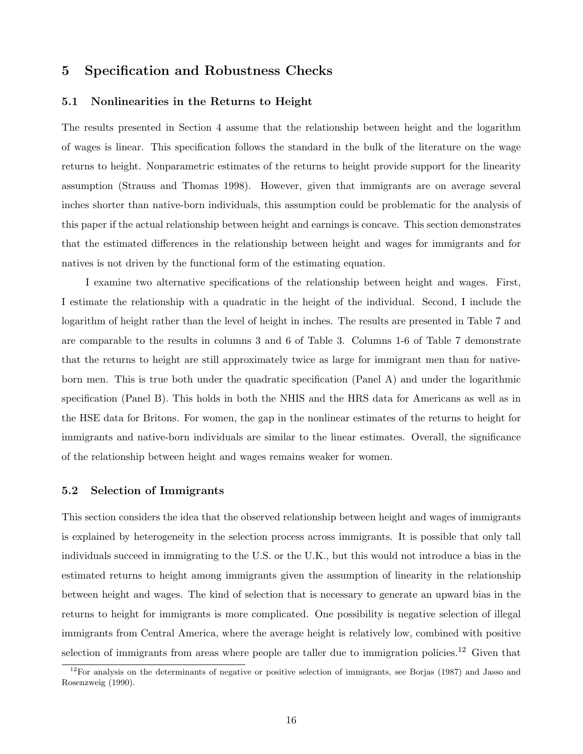## 5 Specification and Robustness Checks

### 5.1 Nonlinearities in the Returns to Height

The results presented in Section 4 assume that the relationship between height and the logarithm of wages is linear. This specification follows the standard in the bulk of the literature on the wage returns to height. Nonparametric estimates of the returns to height provide support for the linearity assumption (Strauss and Thomas 1998). However, given that immigrants are on average several inches shorter than native-born individuals, this assumption could be problematic for the analysis of this paper if the actual relationship between height and earnings is concave. This section demonstrates that the estimated differences in the relationship between height and wages for immigrants and for natives is not driven by the functional form of the estimating equation.

I examine two alternative specifications of the relationship between height and wages. First, I estimate the relationship with a quadratic in the height of the individual. Second, I include the logarithm of height rather than the level of height in inches. The results are presented in Table 7 and are comparable to the results in columns 3 and 6 of Table 3. Columns 1-6 of Table 7 demonstrate that the returns to height are still approximately twice as large for immigrant men than for native-born men. This is true both under the quadratic specification (Panel A) and under the logarithmic specification (Panel B). This holds in both the NHIS and the HRS data for Americans as well as in the HSE data for Britons. For women, the gap in the nonlinear estimates of the returns to height for immigrants and native-born individuals are similar to the linear estimates. Overall, the significance of the relationship between height and wages remains weaker for women.

### 5.2 Selection of Immigrants

This section considers the idea that the observed relationship between height and wages of immigrants is explained by heterogeneity in the selection process across immigrants. It is possible that only tall individuals succeed in immigrating to the U.S. or the U.K., but this would not introduce a bias in the estimated returns to height among immigrants given the assumption of linearity in the relationship between height and wages. The kind of selection that is necessary to generate an upward bias in the returns to height for immigrants is more complicated. One possibility is negative selection of illegal immigrants from Central America, where the average height is relatively low, combined with positive selection of immigrants from areas where people are taller due to immigration policies.[12] Given that

[12] For analysis on the determinants of negative or positive selection of immigrants, see Borjas (1987) and Jasso and Rosenzweig (1990).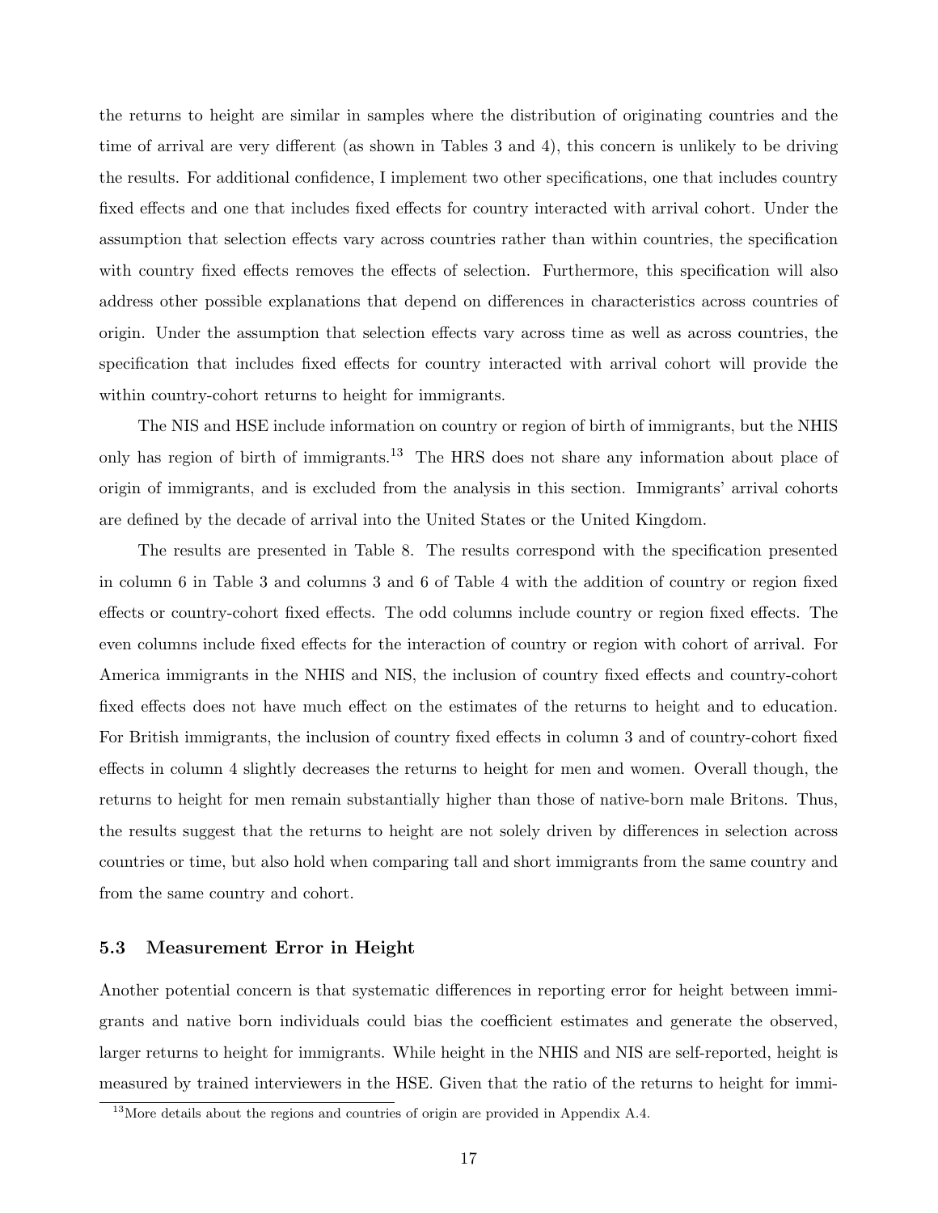the returns to height are similar in samples where the distribution of originating countries and the time of arrival are very different (as shown in Tables 3 and 4), this concern is unlikely to be driving the results. For additional confidence, I implement two other specifications, one that includes country fixed effects and one that includes fixed effects for country interacted with arrival cohort. Under the assumption that selection effects vary across countries rather than within countries, the specification with country fixed effects removes the effects of selection. Furthermore, this specification will also address other possible explanations that depend on differences in characteristics across countries of origin. Under the assumption that selection effects vary across time as well as across countries, the specification that includes fixed effects for country interacted with arrival cohort will provide the within country-cohort returns to height for immigrants.

The NIS and HSE include information on country or region of birth of immigrants, but the NHIS only has region of birth of immigrants.[13] The HRS does not share any information about place of origin of immigrants, and is excluded from the analysis in this section. Immigrants' arrival cohorts are defined by the decade of arrival into the United States or the United Kingdom.

The results are presented in Table 8. The results correspond with the specification presented in column 6 in Table 3 and columns 3 and 6 of Table 4 with the addition of country or region fixed effects or country-cohort fixed effects. The odd columns include country or region fixed effects. The even columns include fixed effects for the interaction of country or region with cohort of arrival. For America immigrants in the NHIS and NIS, the inclusion of country fixed effects and country-cohort fixed effects does not have much effect on the estimates of the returns to height and to education. For British immigrants, the inclusion of country fixed effects in column 3 and of country-cohort fixed effects in column 4 slightly decreases the returns to height for men and women. Overall though, the returns to height for men remain substantially higher than those of native-born male Britons. Thus, the results suggest that the returns to height are not solely driven by differences in selection across countries or time, but also hold when comparing tall and short immigrants from the same country and from the same country and cohort.

### 5.3 Measurement Error in Height

Another potential concern is that systematic differences in reporting error for height between immigrants and native born individuals could bias the coefficient estimates and generate the observed, larger returns to height for immigrants. While height in the NHIS and NIS are self-reported, height is measured by trained interviewers in the HSE. Given that the ratio of the returns to height for immi-

[13] More details about the regions and countries of origin are provided in Appendix A.4.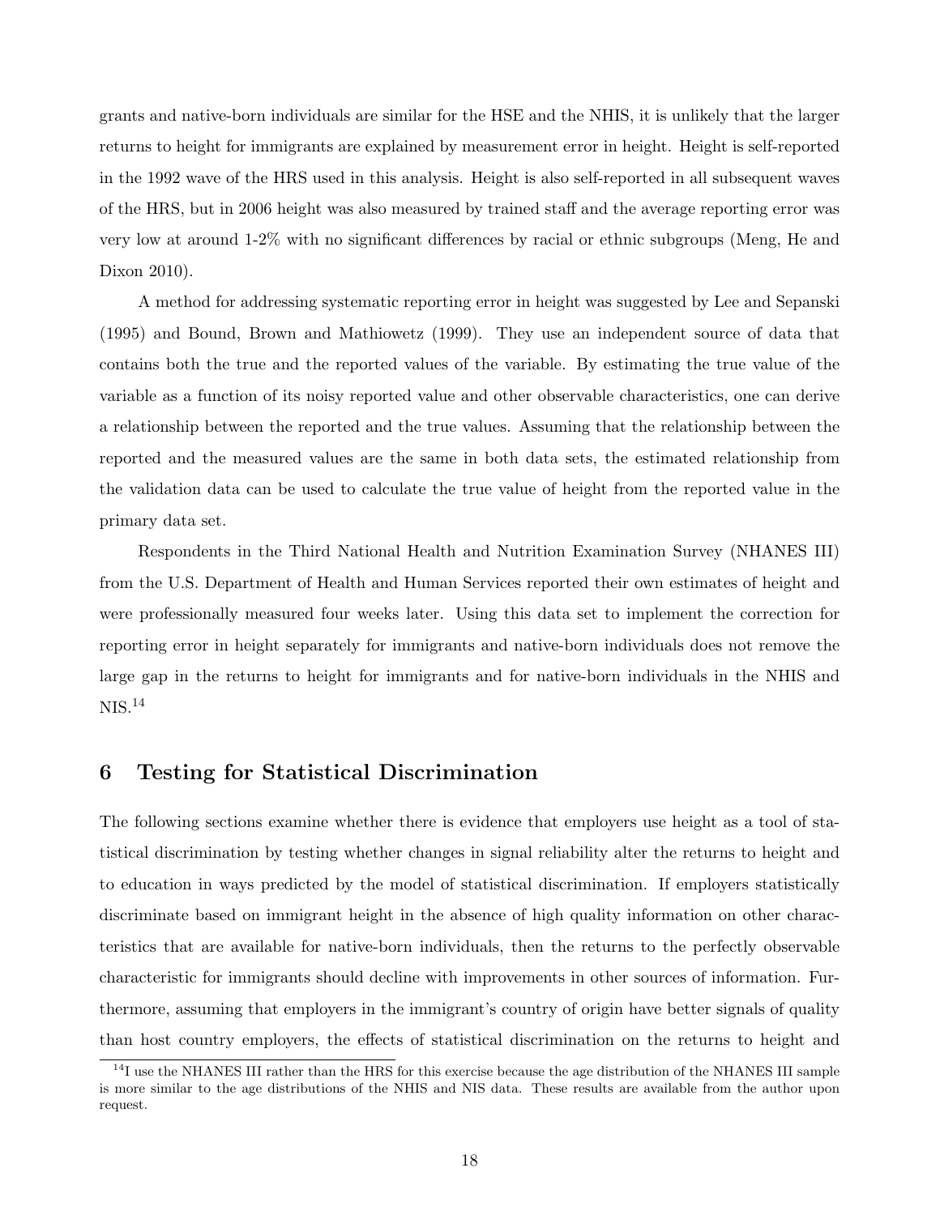grants and native-born individuals are similar for the HSE and the NHIS, it is unlikely that the larger returns to height for immigrants are explained by measurement error in height. Height is self-reported in the 1992 wave of the HRS used in this analysis. Height is also self-reported in all subsequent waves of the HRS, but in 2006 height was also measured by trained staff and the average reporting error was very low at around 1-2% with no significant differences by racial or ethnic subgroups (Meng, He and Dixon 2010).

A method for addressing systematic reporting error in height was suggested by Lee and Sepanski (1995) and Bound, Brown and Mathiowetz (1999). They use an independent source of data that contains both the true and the reported values of the variable. By estimating the true value of the variable as a function of its noisy reported value and other observable characteristics, one can derive a relationship between the reported and the true values. Assuming that the relationship between the reported and the measured values are the same in both data sets, the estimated relationship from the validation data can be used to calculate the true value of height from the reported value in the primary data set.

Respondents in the Third National Health and Nutrition Examination Survey (NHANES III) from the U.S. Department of Health and Human Services reported their own estimates of height and were professionally measured four weeks later. Using this data set to implement the correction for reporting error in height separately for immigrants and native-born individuals does not remove the large gap in the returns to height for immigrants and for native-born individuals in the NHIS and NIS.[14]

## 6 Testing for Statistical Discrimination

The following sections examine whether there is evidence that employers use height as a tool of statistical discrimination by testing whether changes in signal reliability alter the returns to height and to education in ways predicted by the model of statistical discrimination. If employers statistically discriminate based on immigrant height in the absence of high quality information on other characteristics that are available for native-born individuals, then the returns to the perfectly observable characteristic for immigrants should decline with improvements in other sources of information. Furthermore, assuming that employers in the immigrant's country of origin have better signals of quality than host country employers, the effects of statistical discrimination on the returns to height and

[14] I use the NHANES III rather than the HRS for this exercise because the age distribution of the NHANES III sample is more similar to the age distributions of the NHIS and NIS data. These results are available from the author upon request.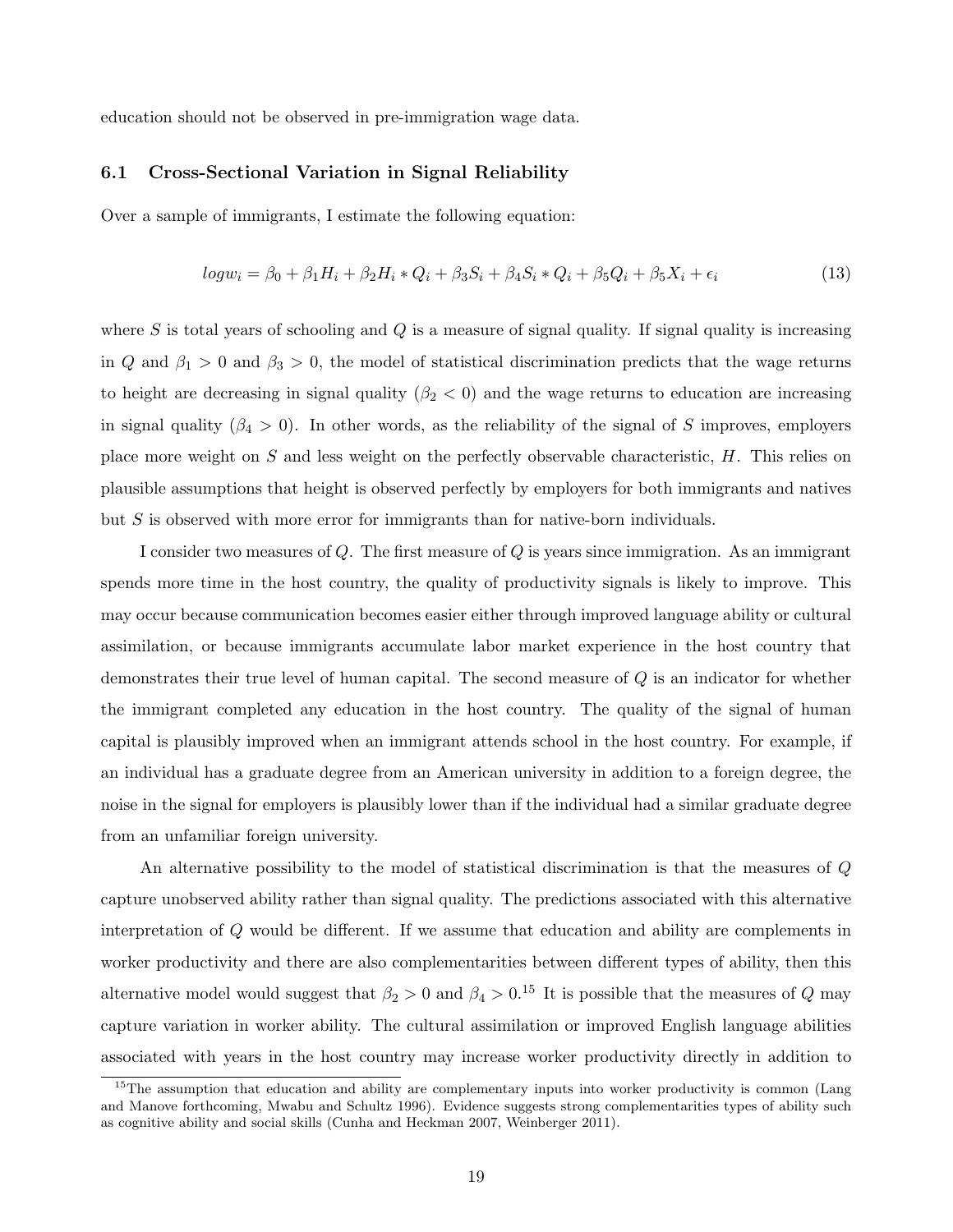education should not be observed in pre-immigration wage data.

### 6.1 Cross-Sectional Variation in Signal Reliability

Over a sample of immigrants, I estimate the following equation:

$$logw_i = \beta_0 + \beta_1 H_i + \beta_2 H_i * Q_i + \beta_3 S_i + \beta_4 S_i * Q_i + \beta_5 Q_i + \beta_5 X_i + \epsilon_i \tag{13}$$

where $S$ is total years of schooling and $Q$ is a measure of signal quality. If signal quality is increasing in $Q$ and $\beta_1 > 0$ and $\beta_3 > 0$, the model of statistical discrimination predicts that the wage returns to height are decreasing in signal quality ($\beta_2 < 0$) and the wage returns to education are increasing in signal quality ($\beta_4 > 0$). In other words, as the reliability of the signal of $S$ improves, employers place more weight on $S$ and less weight on the perfectly observable characteristic, $H$. This relies on plausible assumptions that height is observed perfectly by employers for both immigrants and natives but $S$ is observed with more error for immigrants than for native-born individuals.

I consider two measures of $Q$. The first measure of $Q$ is years since immigration. As an immigrant spends more time in the host country, the quality of productivity signals is likely to improve. This may occur because communication becomes easier either through improved language ability or cultural assimilation, or because immigrants accumulate labor market experience in the host country that demonstrates their true level of human capital. The second measure of $Q$ is an indicator for whether the immigrant completed any education in the host country. The quality of the signal of human capital is plausibly improved when an immigrant attends school in the host country. For example, if an individual has a graduate degree from an American university in addition to a foreign degree, the noise in the signal for employers is plausibly lower than if the individual had a similar graduate degree from an unfamiliar foreign university.

An alternative possibility to the model of statistical discrimination is that the measures of $Q$ capture unobserved ability rather than signal quality. The predictions associated with this alternative interpretation of $Q$ would be different. If we assume that education and ability are complements in worker productivity and there are also complementarities between different types of ability, then this alternative model would suggest that $\beta_2 > 0$ and $\beta_4 > 0$.[15] It is possible that the measures of $Q$ may capture variation in worker ability. The cultural assimilation or improved English language abilities associated with years in the host country may increase worker productivity directly in addition to

[15] The assumption that education and ability are complementary inputs into worker productivity is common (Lang and Manove forthcoming, Mwabu and Schultz 1996). Evidence suggests strong complementarities types of ability such as cognitive ability and social skills (Cunha and Heckman 2007, Weinberger 2011).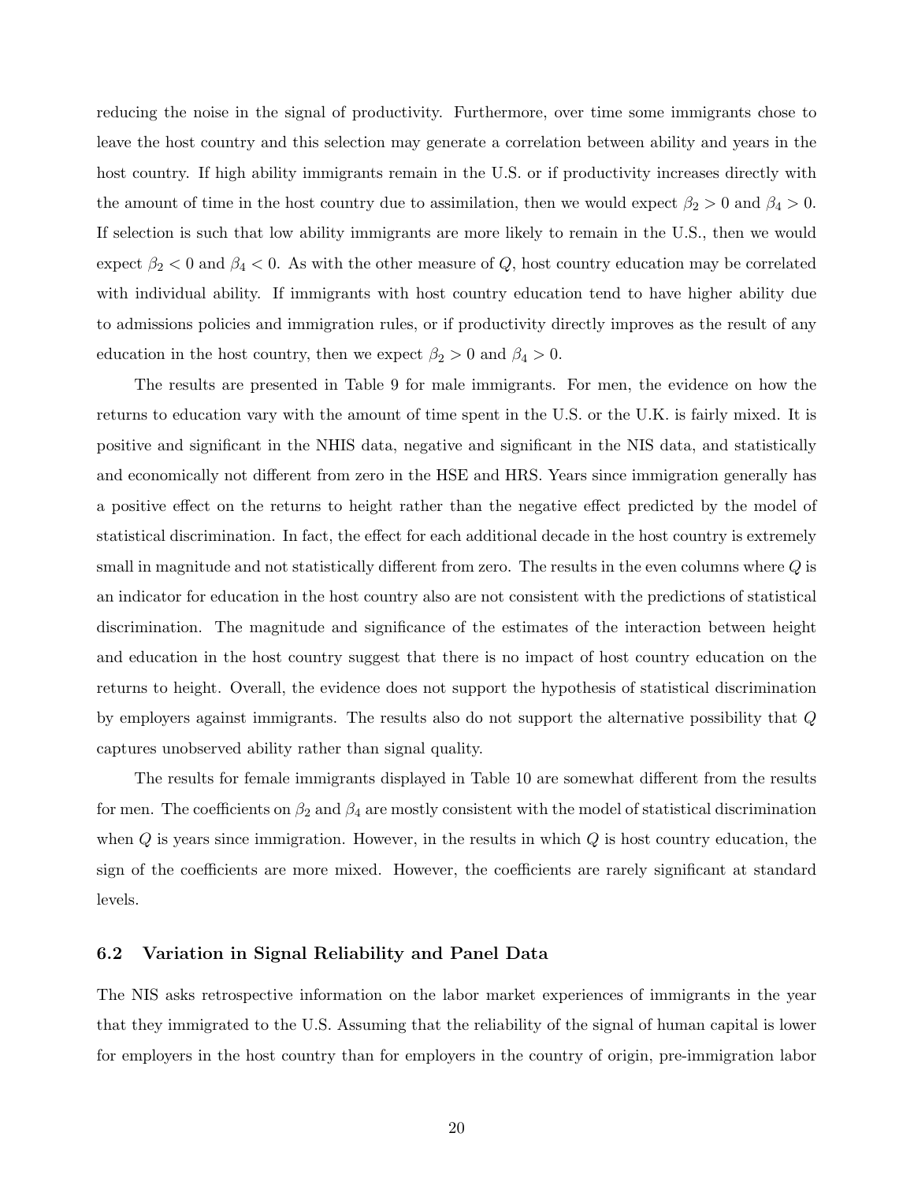reducing the noise in the signal of productivity. Furthermore, over time some immigrants chose to leave the host country and this selection may generate a correlation between ability and years in the host country. If high ability immigrants remain in the U.S. or if productivity increases directly with the amount of time in the host country due to assimilation, then we would expect $\beta_2 > 0$ and $\beta_4 > 0$. If selection is such that low ability immigrants are more likely to remain in the U.S., then we would expect $\beta_2 < 0$ and $\beta_4 < 0$. As with the other measure of $Q$, host country education may be correlated with individual ability. If immigrants with host country education tend to have higher ability due to admissions policies and immigration rules, or if productivity directly improves as the result of any education in the host country, then we expect $\beta_2 > 0$ and $\beta_4 > 0$.

The results are presented in Table 9 for male immigrants. For men, the evidence on how the returns to education vary with the amount of time spent in the U.S. or the U.K. is fairly mixed. It is positive and significant in the NHIS data, negative and significant in the NIS data, and statistically and economically not different from zero in the HSE and HRS. Years since immigration generally has a positive effect on the returns to height rather than the negative effect predicted by the model of statistical discrimination. In fact, the effect for each additional decade in the host country is extremely small in magnitude and not statistically different from zero. The results in the even columns where $Q$ is an indicator for education in the host country also are not consistent with the predictions of statistical discrimination. The magnitude and significance of the estimates of the interaction between height and education in the host country suggest that there is no impact of host country education on the returns to height. Overall, the evidence does not support the hypothesis of statistical discrimination by employers against immigrants. The results also do not support the alternative possibility that $Q$ captures unobserved ability rather than signal quality.

The results for female immigrants displayed in Table 10 are somewhat different from the results for men. The coefficients on $\beta_2$ and $\beta_4$ are mostly consistent with the model of statistical discrimination when $Q$ is years since immigration. However, in the results in which $Q$ is host country education, the sign of the coefficients are more mixed. However, the coefficients are rarely significant at standard levels.

### 6.2 Variation in Signal Reliability and Panel Data

The NIS asks retrospective information on the labor market experiences of immigrants in the year that they immigrated to the U.S. Assuming that the reliability of the signal of human capital is lower for employers in the host country than for employers in the country of origin, pre-immigration labor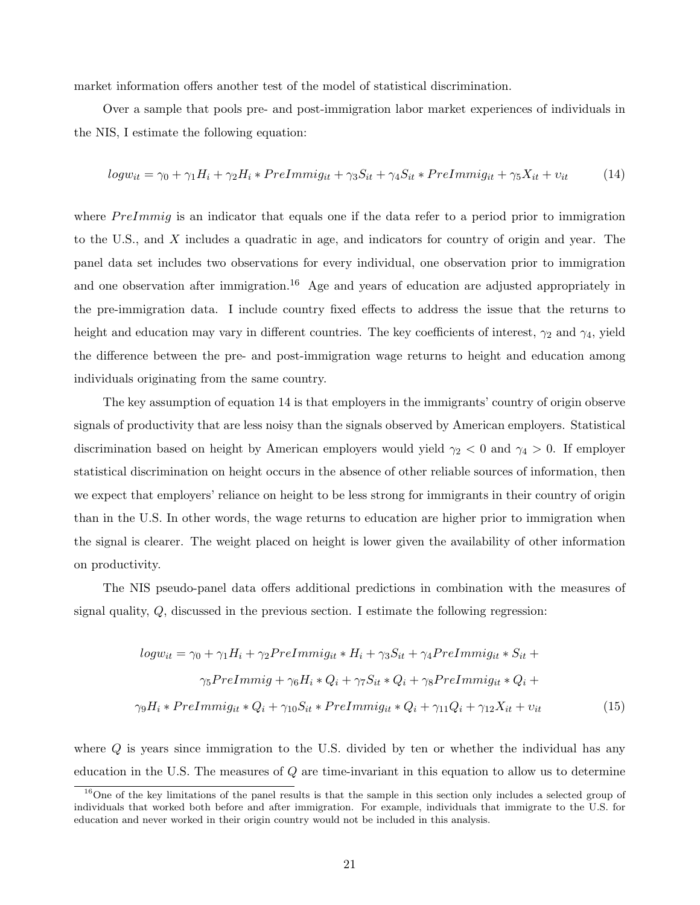market information offers another test of the model of statistical discrimination.

Over a sample that pools pre- and post-immigration labor market experiences of individuals in the NIS, I estimate the following equation:

$$logw_{it} = \gamma_0 + \gamma_1 H_i + \gamma_2 H_i * PreImmig_{it} + \gamma_3 S_{it} + \gamma_4 S_{it} * PreImmig_{it} + \gamma_5 X_{it} + \upsilon_{it} \tag{14}$$

where $PreImmig$ is an indicator that equals one if the data refer to a period prior to immigration to the U.S., and $X$ includes a quadratic in age, and indicators for country of origin and year. The panel data set includes two observations for every individual, one observation prior to immigration and one observation after immigration.[16] Age and years of education are adjusted appropriately in the pre-immigration data. I include country fixed effects to address the issue that the returns to height and education may vary in different countries. The key coefficients of interest, $\gamma_2$ and $\gamma_4$, yield the difference between the pre- and post-immigration wage returns to height and education among individuals originating from the same country.

The key assumption of equation 14 is that employers in the immigrants' country of origin observe signals of productivity that are less noisy than the signals observed by American employers. Statistical discrimination based on height by American employers would yield $\gamma_2 < 0$ and $\gamma_4 > 0$. If employer statistical discrimination on height occurs in the absence of other reliable sources of information, then we expect that employers' reliance on height to be less strong for immigrants in their country of origin than in the U.S. In other words, the wage returns to education are higher prior to immigration when the signal is clearer. The weight placed on height is lower given the availability of other information on productivity.

The NIS pseudo-panel data offers additional predictions in combination with the measures of signal quality, $Q$, discussed in the previous section. I estimate the following regression:

$$\begin{aligned} logw_{it} = \gamma_0 + \gamma_1 H_i + \gamma_2 PreImmig_{it} * H_i + \gamma_3 S_{it} + \gamma_4 PreImmig_{it} * S_{it} + \\ \gamma_5 PreImmig + \gamma_6 H_i * Q_i + \gamma_7 S_{it} * Q_i + \gamma_8 PreImmig_{it} * Q_i + \\ \gamma_9 H_i * PreImmig_{it} * Q_i + \gamma_{10} S_{it} * PreImmig_{it} * Q_i + \gamma_{11} Q_i + \gamma_{12} X_{it} + \upsilon_{it} \end{aligned} \tag{15}$$

where $Q$ is years since immigration to the U.S. divided by ten or whether the individual has any education in the U.S. The measures of $Q$ are time-invariant in this equation to allow us to determine

[16] One of the key limitations of the panel results is that the sample in this section only includes a selected group of individuals that worked both before and after immigration. For example, individuals that immigrate to the U.S. for education and never worked in their origin country would not be included in this analysis.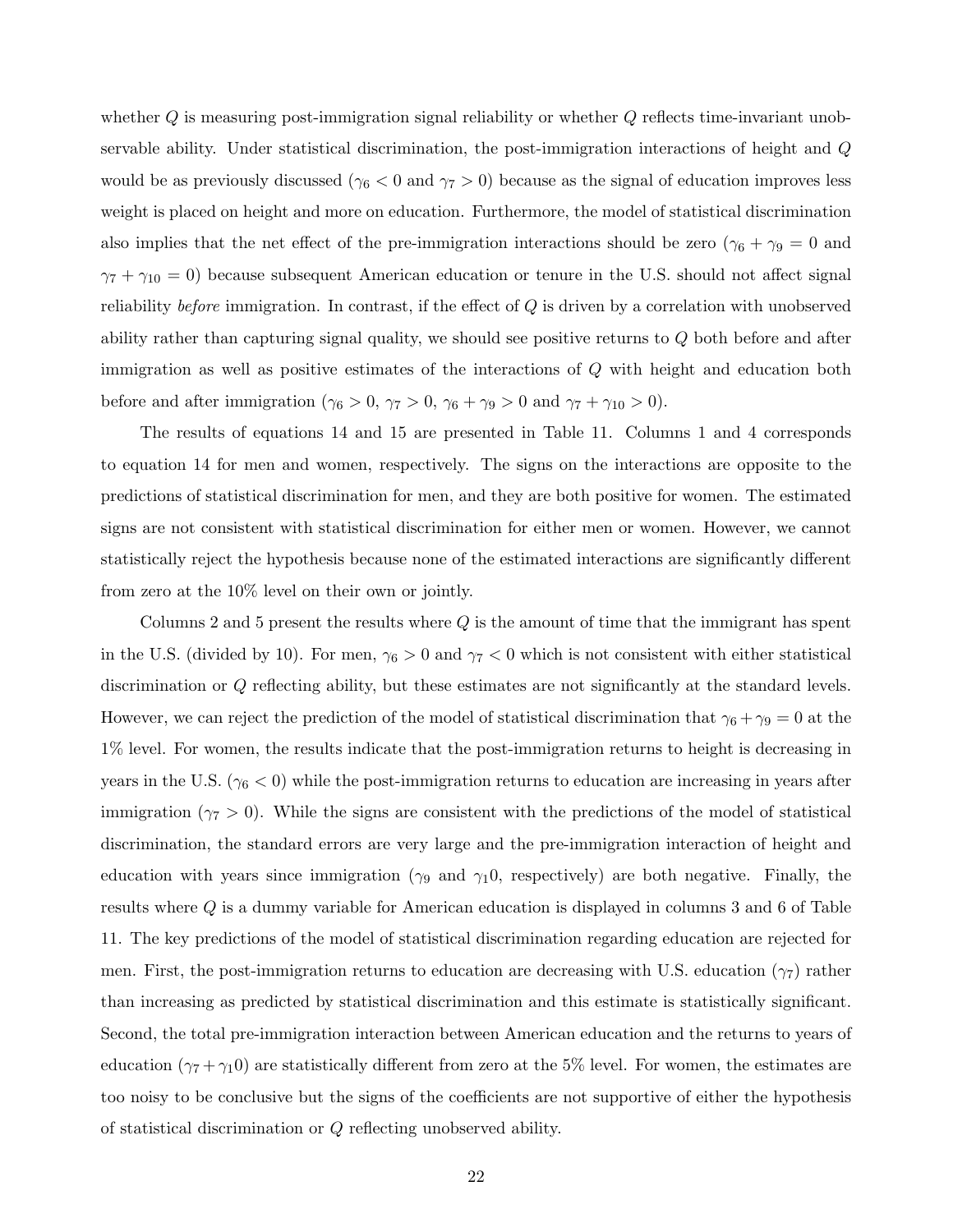whether $Q$ is measuring post-immigration signal reliability or whether $Q$ reflects time-invariant unobservable ability. Under statistical discrimination, the post-immigration interactions of height and $Q$ would be as previously discussed ($\gamma_6 < 0$ and $\gamma_7 > 0$) because as the signal of education improves less weight is placed on height and more on education. Furthermore, the model of statistical discrimination also implies that the net effect of the pre-immigration interactions should be zero ($\gamma_6 + \gamma_9 = 0$ and $\gamma_7 + \gamma_{10} = 0$) because subsequent American education or tenure in the U.S. should not affect signal reliability *before* immigration. In contrast, if the effect of $Q$ is driven by a correlation with unobserved ability rather than capturing signal quality, we should see positive returns to $Q$ both before and after immigration as well as positive estimates of the interactions of $Q$ with height and education both before and after immigration ($\gamma_6 > 0$, $\gamma_7 > 0$, $\gamma_6 + \gamma_9 > 0$ and $\gamma_7 + \gamma_{10} > 0$).

The results of equations 14 and 15 are presented in Table 11. Columns 1 and 4 corresponds to equation 14 for men and women, respectively. The signs on the interactions are opposite to the predictions of statistical discrimination for men, and they are both positive for women. The estimated signs are not consistent with statistical discrimination for either men or women. However, we cannot statistically reject the hypothesis because none of the estimated interactions are significantly different from zero at the 10% level on their own or jointly.

Columns 2 and 5 present the results where $Q$ is the amount of time that the immigrant has spent in the U.S. (divided by 10). For men, $\gamma_6 > 0$ and $\gamma_7 < 0$ which is not consistent with either statistical discrimination or $Q$ reflecting ability, but these estimates are not significantly at the standard levels. However, we can reject the prediction of the model of statistical discrimination that $\gamma_6 + \gamma_9 = 0$ at the 1% level. For women, the results indicate that the post-immigration returns to height is decreasing in years in the U.S. ($\gamma_6 < 0$) while the post-immigration returns to education are increasing in years after immigration ($\gamma_7 > 0$). While the signs are consistent with the predictions of the model of statistical discrimination, the standard errors are very large and the pre-immigration interaction of height and education with years since immigration ($\gamma_9$ and $\gamma_10$, respectively) are both negative. Finally, the results where $Q$ is a dummy variable for American education is displayed in columns 3 and 6 of Table 11. The key predictions of the model of statistical discrimination regarding education are rejected for men. First, the post-immigration returns to education are decreasing with U.S. education ($\gamma_7$) rather than increasing as predicted by statistical discrimination and this estimate is statistically significant. Second, the total pre-immigration interaction between American education and the returns to years of education ($\gamma_7 + \gamma_10$) are statistically different from zero at the 5% level. For women, the estimates are too noisy to be conclusive but the signs of the coefficients are not supportive of either the hypothesis of statistical discrimination or $Q$ reflecting unobserved ability.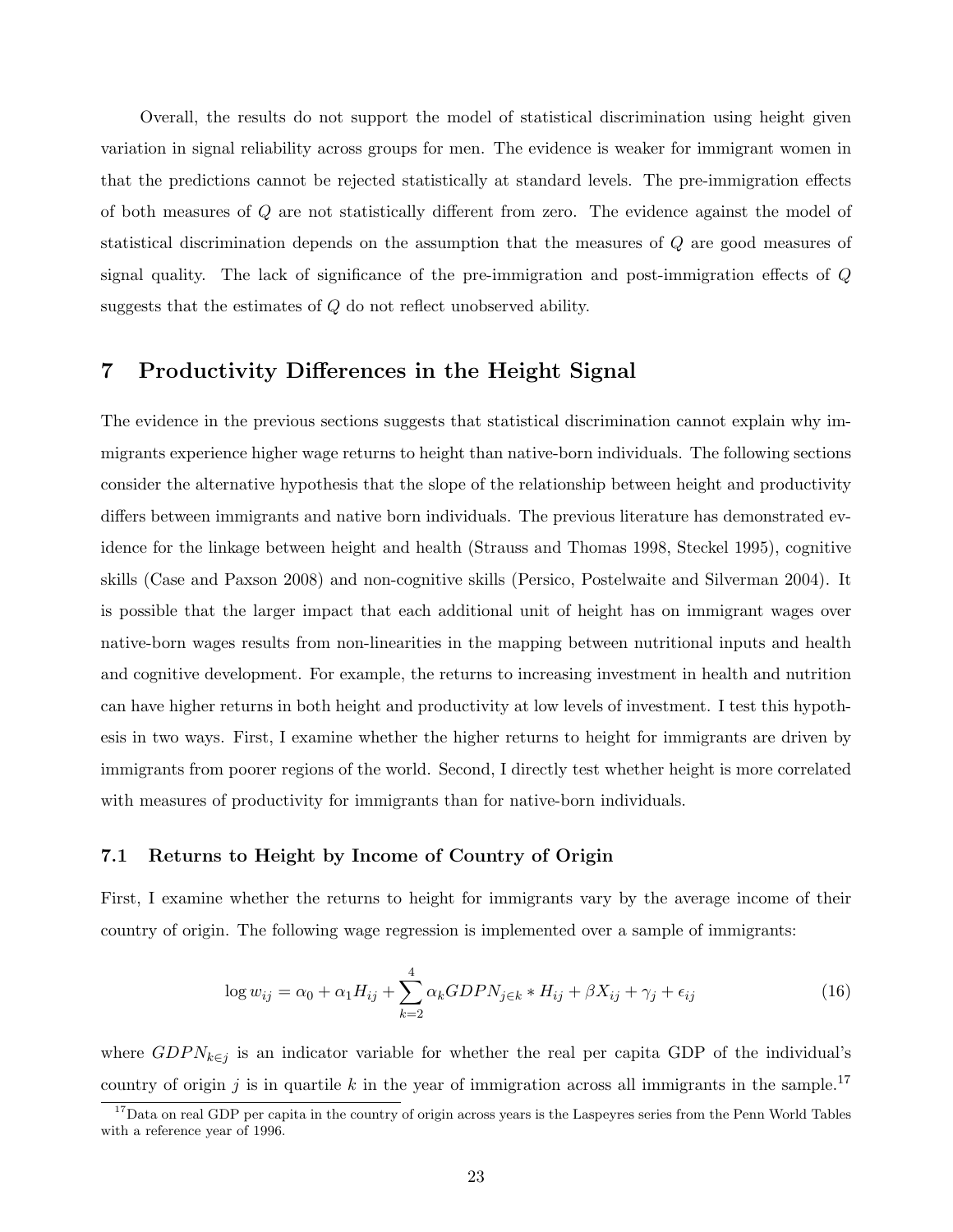Overall, the results do not support the model of statistical discrimination using height given variation in signal reliability across groups for men. The evidence is weaker for immigrant women in that the predictions cannot be rejected statistically at standard levels. The pre-immigration effects of both measures of $Q$ are not statistically different from zero. The evidence against the model of statistical discrimination depends on the assumption that the measures of $Q$ are good measures of signal quality. The lack of significance of the pre-immigration and post-immigration effects of $Q$ suggests that the estimates of $Q$ do not reflect unobserved ability.

## 7 Productivity Differences in the Height Signal

The evidence in the previous sections suggests that statistical discrimination cannot explain why immigrants experience higher wage returns to height than native-born individuals. The following sections consider the alternative hypothesis that the slope of the relationship between height and productivity differs between immigrants and native born individuals. The previous literature has demonstrated evidence for the linkage between height and health (Strauss and Thomas 1998, Steckel 1995), cognitive skills (Case and Paxson 2008) and non-cognitive skills (Persico, Postelwaite and Silverman 2004). It is possible that the larger impact that each additional unit of height has on immigrant wages over native-born wages results from non-linearities in the mapping between nutritional inputs and health and cognitive development. For example, the returns to increasing investment in health and nutrition can have higher returns in both height and productivity at low levels of investment. I test this hypothesis in two ways. First, I examine whether the higher returns to height for immigrants are driven by immigrants from poorer regions of the world. Second, I directly test whether height is more correlated with measures of productivity for immigrants than for native-born individuals.

### 7.1 Returns to Height by Income of Country of Origin

First, I examine whether the returns to height for immigrants vary by the average income of their country of origin. The following wage regression is implemented over a sample of immigrants:

$$\log w_{ij} = \alpha_0 + \alpha_1 H_{ij} + \sum_{k=2}^{4} \alpha_k GDPN_{j \in k} * H_{ij} + \beta X_{ij} + \gamma_j + \epsilon_{ij} \tag{16}$$

where $GDPN_{k \in j}$ is an indicator variable for whether the real per capita GDP of the individual's country of origin $j$ is in quartile $k$ in the year of immigration across all immigrants in the sample.[17]

[17] Data on real GDP per capita in the country of origin across years is the Laspeyres series from the Penn World Tables with a reference year of 1996.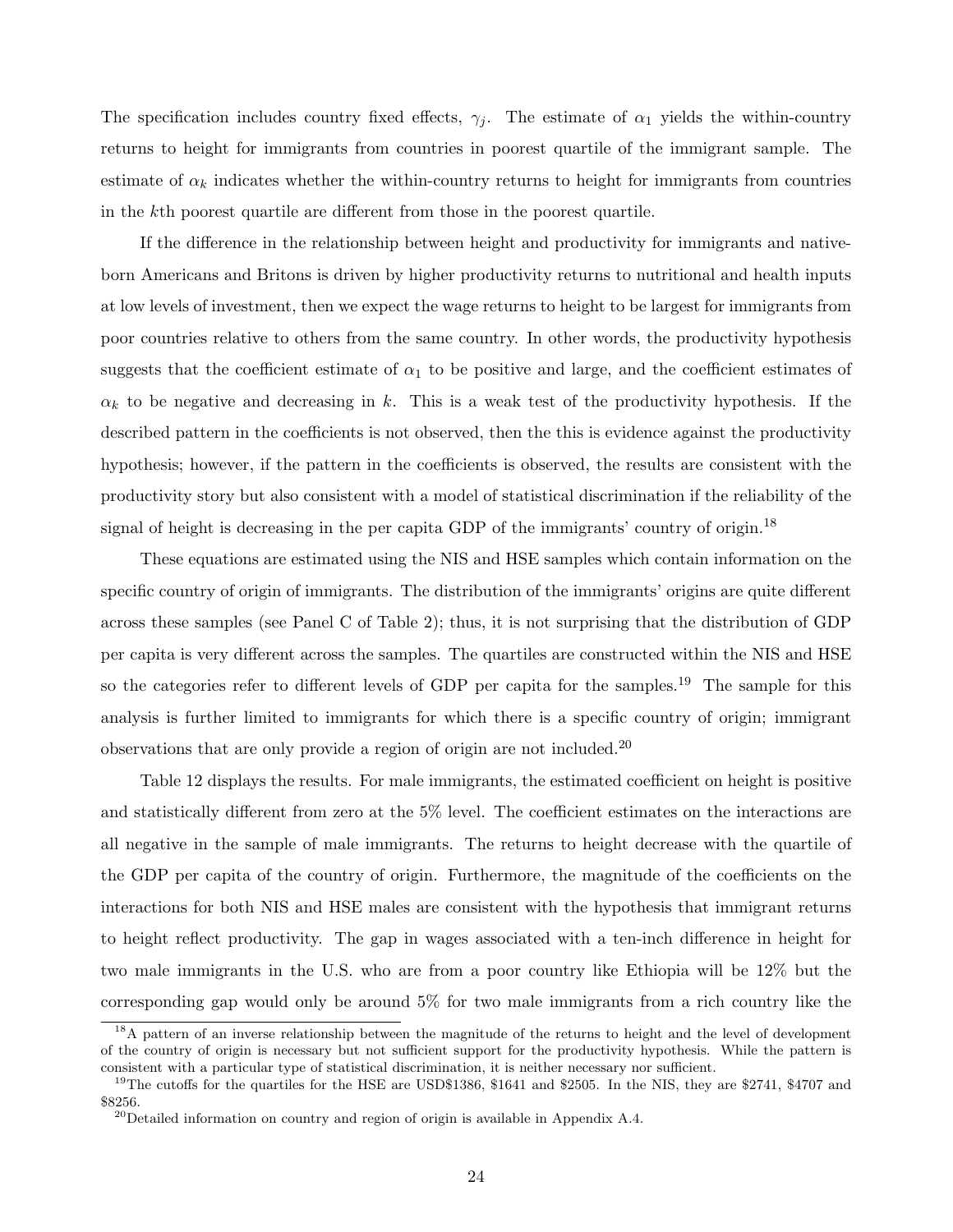The specification includes country fixed effects, $\gamma_j$. The estimate of $\alpha_1$ yields the within-country returns to height for immigrants from countries in poorest quartile of the immigrant sample. The estimate of $\alpha_k$ indicates whether the within-country returns to height for immigrants from countries in the $k$th poorest quartile are different from those in the poorest quartile.

If the difference in the relationship between height and productivity for immigrants and native-born Americans and Britons is driven by higher productivity returns to nutritional and health inputs at low levels of investment, then we expect the wage returns to height to be largest for immigrants from poor countries relative to others from the same country. In other words, the productivity hypothesis suggests that the coefficient estimate of $\alpha_1$ to be positive and large, and the coefficient estimates of $\alpha_k$ to be negative and decreasing in $k$. This is a weak test of the productivity hypothesis. If the described pattern in the coefficients is not observed, then the this is evidence against the productivity hypothesis; however, if the pattern in the coefficients is observed, the results are consistent with the productivity story but also consistent with a model of statistical discrimination if the reliability of the signal of height is decreasing in the per capita GDP of the immigrants' country of origin.[18]

These equations are estimated using the NIS and HSE samples which contain information on the specific country of origin of immigrants. The distribution of the immigrants' origins are quite different across these samples (see Panel C of Table 2); thus, it is not surprising that the distribution of GDP per capita is very different across the samples. The quartiles are constructed within the NIS and HSE so the categories refer to different levels of GDP per capita for the samples.[19] The sample for this analysis is further limited to immigrants for which there is a specific country of origin; immigrant observations that are only provide a region of origin are not included.[20]

Table 12 displays the results. For male immigrants, the estimated coefficient on height is positive and statistically different from zero at the 5% level. The coefficient estimates on the interactions are all negative in the sample of male immigrants. The returns to height decrease with the quartile of the GDP per capita of the country of origin. Furthermore, the magnitude of the coefficients on the interactions for both NIS and HSE males are consistent with the hypothesis that immigrant returns to height reflect productivity. The gap in wages associated with a ten-inch difference in height for two male immigrants in the U.S. who are from a poor country like Ethiopia will be 12% but the corresponding gap would only be around 5% for two male immigrants from a rich country like the

[18] A pattern of an inverse relationship between the magnitude of the returns to height and the level of development of the country of origin is necessary but not sufficient support for the productivity hypothesis. While the pattern is consistent with a particular type of statistical discrimination, it is neither necessary nor sufficient.

[19] The cutoffs for the quartiles for the HSE are USD$1386, $1641 and $2505. In the NIS, they are $2741, $4707 and $8256.

[20] Detailed information on country and region of origin is available in Appendix A.4.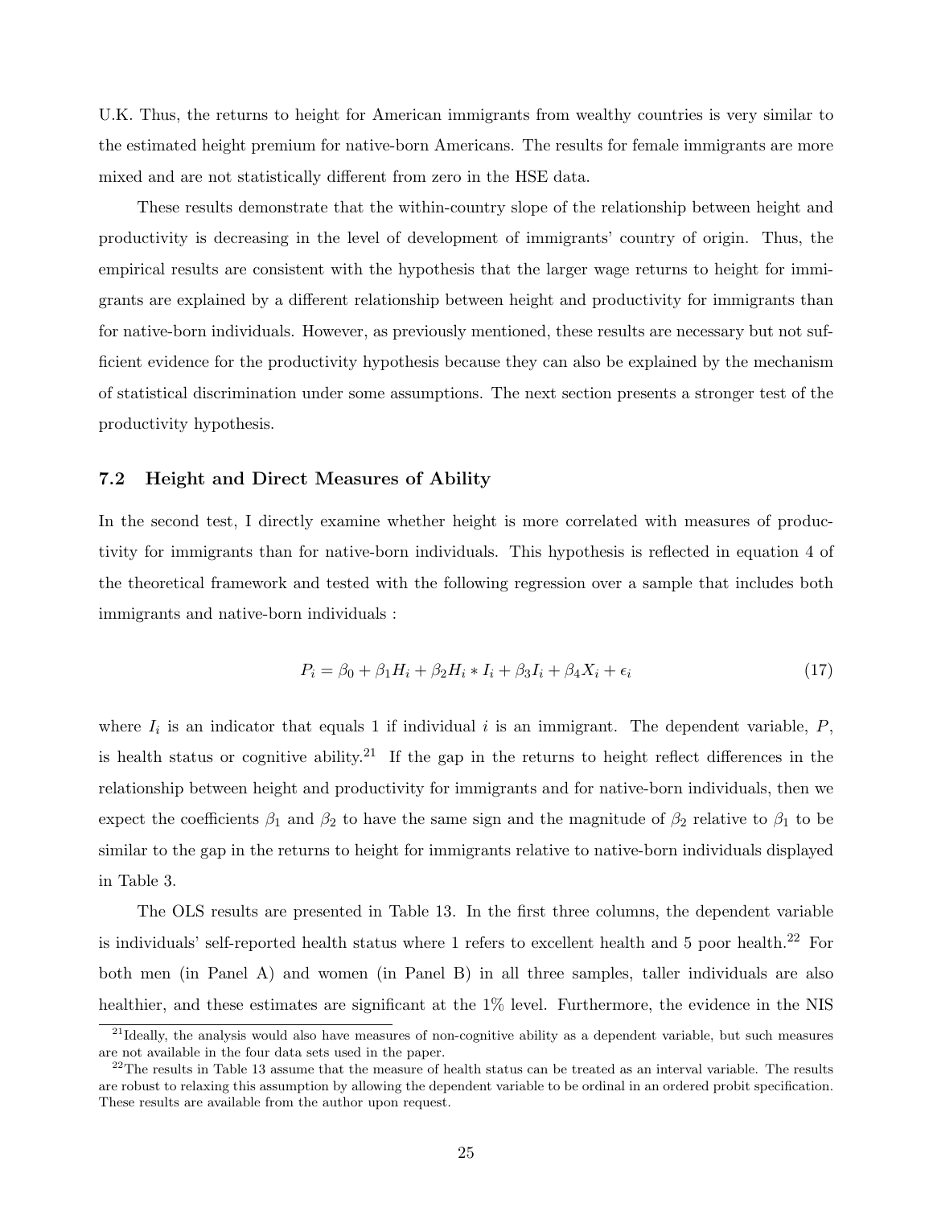U.K. Thus, the returns to height for American immigrants from wealthy countries is very similar to the estimated height premium for native-born Americans. The results for female immigrants are more mixed and are not statistically different from zero in the HSE data.

These results demonstrate that the within-country slope of the relationship between height and productivity is decreasing in the level of development of immigrants' country of origin. Thus, the empirical results are consistent with the hypothesis that the larger wage returns to height for immigrants are explained by a different relationship between height and productivity for immigrants than for native-born individuals. However, as previously mentioned, these results are necessary but not sufficient evidence for the productivity hypothesis because they can also be explained by the mechanism of statistical discrimination under some assumptions. The next section presents a stronger test of the productivity hypothesis.

### 7.2 Height and Direct Measures of Ability

In the second test, I directly examine whether height is more correlated with measures of productivity for immigrants than for native-born individuals. This hypothesis is reflected in equation 4 of the theoretical framework and tested with the following regression over a sample that includes both immigrants and native-born individuals :

$$P_i = \beta_0 + \beta_1 H_i + \beta_2 H_i * I_i + \beta_3 I_i + \beta_4 X_i + \epsilon_i \tag{17}$$

where $I_i$ is an indicator that equals 1 if individual $i$ is an immigrant. The dependent variable, $P$, is health status or cognitive ability.[21] If the gap in the returns to height reflect differences in the relationship between height and productivity for immigrants and for native-born individuals, then we expect the coefficients $\beta_1$ and $\beta_2$ to have the same sign and the magnitude of $\beta_2$ relative to $\beta_1$ to be similar to the gap in the returns to height for immigrants relative to native-born individuals displayed in Table 3.

The OLS results are presented in Table 13. In the first three columns, the dependent variable is individuals' self-reported health status where 1 refers to excellent health and 5 poor health.[22] For both men (in Panel A) and women (in Panel B) in all three samples, taller individuals are also healthier, and these estimates are significant at the 1% level. Furthermore, the evidence in the NIS

[21] Ideally, the analysis would also have measures of non-cognitive ability as a dependent variable, but such measures are not available in the four data sets used in the paper.

[22] The results in Table 13 assume that the measure of health status can be treated as an interval variable. The results are robust to relaxing this assumption by allowing the dependent variable to be ordinal in an ordered probit specification. These results are available from the author upon request.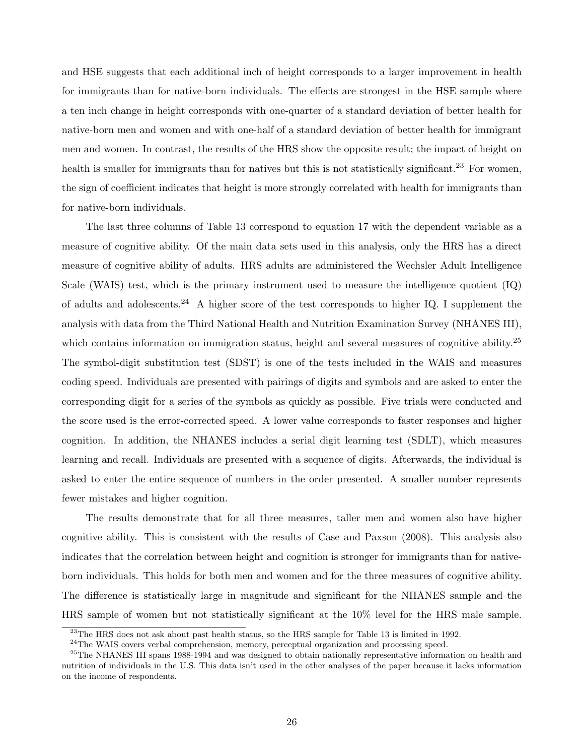and HSE suggests that each additional inch of height corresponds to a larger improvement in health for immigrants than for native-born individuals. The effects are strongest in the HSE sample where a ten inch change in height corresponds with one-quarter of a standard deviation of better health for native-born men and women and with one-half of a standard deviation of better health for immigrant men and women. In contrast, the results of the HRS show the opposite result; the impact of height on health is smaller for immigrants than for natives but this is not statistically significant.[23] For women, the sign of coefficient indicates that height is more strongly correlated with health for immigrants than for native-born individuals.

The last three columns of Table 13 correspond to equation 17 with the dependent variable as a measure of cognitive ability. Of the main data sets used in this analysis, only the HRS has a direct measure of cognitive ability of adults. HRS adults are administered the Wechsler Adult Intelligence Scale (WAIS) test, which is the primary instrument used to measure the intelligence quotient (IQ) of adults and adolescents.[24] A higher score of the test corresponds to higher IQ. I supplement the analysis with data from the Third National Health and Nutrition Examination Survey (NHANES III), which contains information on immigration status, height and several measures of cognitive ability.[25] The symbol-digit substitution test (SDST) is one of the tests included in the WAIS and measures coding speed. Individuals are presented with pairings of digits and symbols and are asked to enter the corresponding digit for a series of the symbols as quickly as possible. Five trials were conducted and the score used is the error-corrected speed. A lower value corresponds to faster responses and higher cognition. In addition, the NHANES includes a serial digit learning test (SDLT), which measures learning and recall. Individuals are presented with a sequence of digits. Afterwards, the individual is asked to enter the entire sequence of numbers in the order presented. A smaller number represents fewer mistakes and higher cognition.

The results demonstrate that for all three measures, taller men and women also have higher cognitive ability. This is consistent with the results of Case and Paxson (2008). This analysis also indicates that the correlation between height and cognition is stronger for immigrants than for native-born individuals. This holds for both men and women and for the three measures of cognitive ability. The difference is statistically large in magnitude and significant for the NHANES sample and the HRS sample of women but not statistically significant at the 10% level for the HRS male sample.

[23] The HRS does not ask about past health status, so the HRS sample for Table 13 is limited in 1992.

[24] The WAIS covers verbal comprehension, memory, perceptual organization and processing speed.

[25] The NHANES III spans 1988-1994 and was designed to obtain nationally representative information on health and nutrition of individuals in the U.S. This data isn't used in the other analyses of the paper because it lacks information on the income of respondents.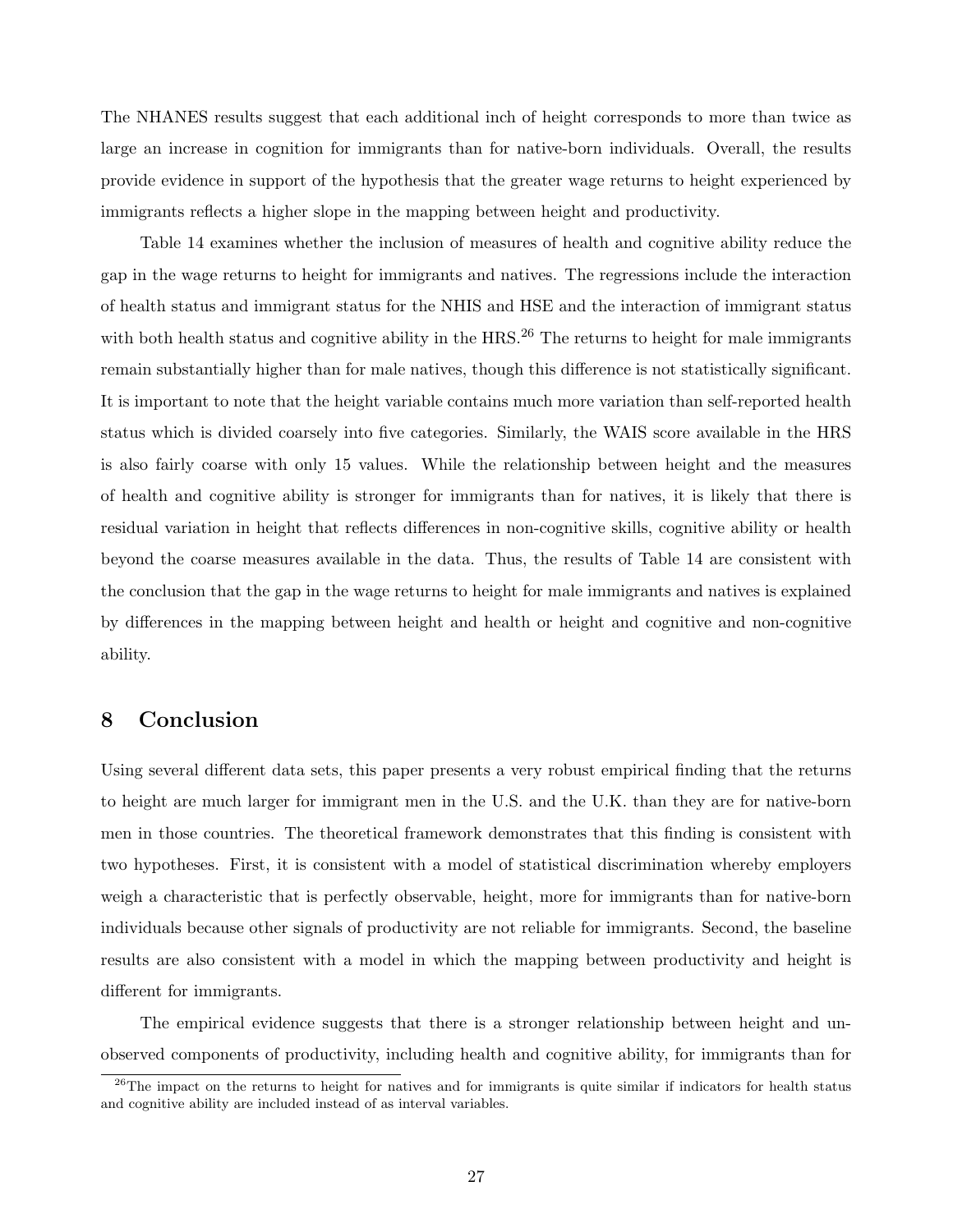The NHANES results suggest that each additional inch of height corresponds to more than twice as large an increase in cognition for immigrants than for native-born individuals. Overall, the results provide evidence in support of the hypothesis that the greater wage returns to height experienced by immigrants reflects a higher slope in the mapping between height and productivity.

Table 14 examines whether the inclusion of measures of health and cognitive ability reduce the gap in the wage returns to height for immigrants and natives. The regressions include the interaction of health status and immigrant status for the NHIS and HSE and the interaction of immigrant status with both health status and cognitive ability in the HRS.[26] The returns to height for male immigrants remain substantially higher than for male natives, though this difference is not statistically significant. It is important to note that the height variable contains much more variation than self-reported health status which is divided coarsely into five categories. Similarly, the WAIS score available in the HRS is also fairly coarse with only 15 values. While the relationship between height and the measures of health and cognitive ability is stronger for immigrants than for natives, it is likely that there is residual variation in height that reflects differences in non-cognitive skills, cognitive ability or health beyond the coarse measures available in the data. Thus, the results of Table 14 are consistent with the conclusion that the gap in the wage returns to height for male immigrants and natives is explained by differences in the mapping between height and health or height and cognitive and non-cognitive ability.

## 8 Conclusion

Using several different data sets, this paper presents a very robust empirical finding that the returns to height are much larger for immigrant men in the U.S. and the U.K. than they are for native-born men in those countries. The theoretical framework demonstrates that this finding is consistent with two hypotheses. First, it is consistent with a model of statistical discrimination whereby employers weigh a characteristic that is perfectly observable, height, more for immigrants than for native-born individuals because other signals of productivity are not reliable for immigrants. Second, the baseline results are also consistent with a model in which the mapping between productivity and height is different for immigrants.

The empirical evidence suggests that there is a stronger relationship between height and unobserved components of productivity, including health and cognitive ability, for immigrants than for

[26]The impact on the returns to height for natives and for immigrants is quite similar if indicators for health status and cognitive ability are included instead of as interval variables.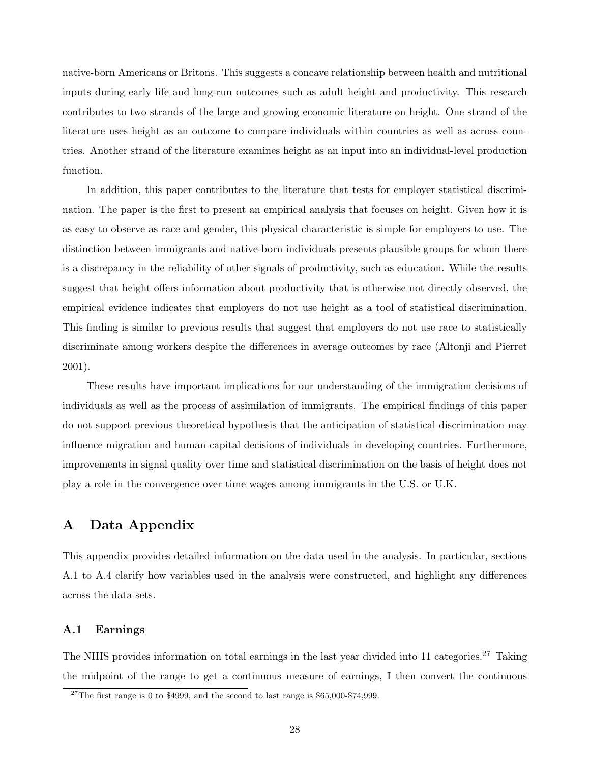native-born Americans or Britons. This suggests a concave relationship between health and nutritional inputs during early life and long-run outcomes such as adult height and productivity. This research contributes to two strands of the large and growing economic literature on height. One strand of the literature uses height as an outcome to compare individuals within countries as well as across countries. Another strand of the literature examines height as an input into an individual-level production function.

In addition, this paper contributes to the literature that tests for employer statistical discrimination. The paper is the first to present an empirical analysis that focuses on height. Given how it is as easy to observe as race and gender, this physical characteristic is simple for employers to use. The distinction between immigrants and native-born individuals presents plausible groups for whom there is a discrepancy in the reliability of other signals of productivity, such as education. While the results suggest that height offers information about productivity that is otherwise not directly observed, the empirical evidence indicates that employers do not use height as a tool of statistical discrimination. This finding is similar to previous results that suggest that employers do not use race to statistically discriminate among workers despite the differences in average outcomes by race (Altonji and Pierret 2001).

These results have important implications for our understanding of the immigration decisions of individuals as well as the process of assimilation of immigrants. The empirical findings of this paper do not support previous theoretical hypothesis that the anticipation of statistical discrimination may influence migration and human capital decisions of individuals in developing countries. Furthermore, improvements in signal quality over time and statistical discrimination on the basis of height does not play a role in the convergence over time wages among immigrants in the U.S. or U.K.

# A Data Appendix

This appendix provides detailed information on the data used in the analysis. In particular, sections A.1 to A.4 clarify how variables used in the analysis were constructed, and highlight any differences across the data sets.

## A.1 Earnings

The NHIS provides information on total earnings in the last year divided into 11 categories.[27] Taking the midpoint of the range to get a continuous measure of earnings, I then convert the continuous

[27] The first range is 0 to $4999, and the second to last range is $65,000-$74,999.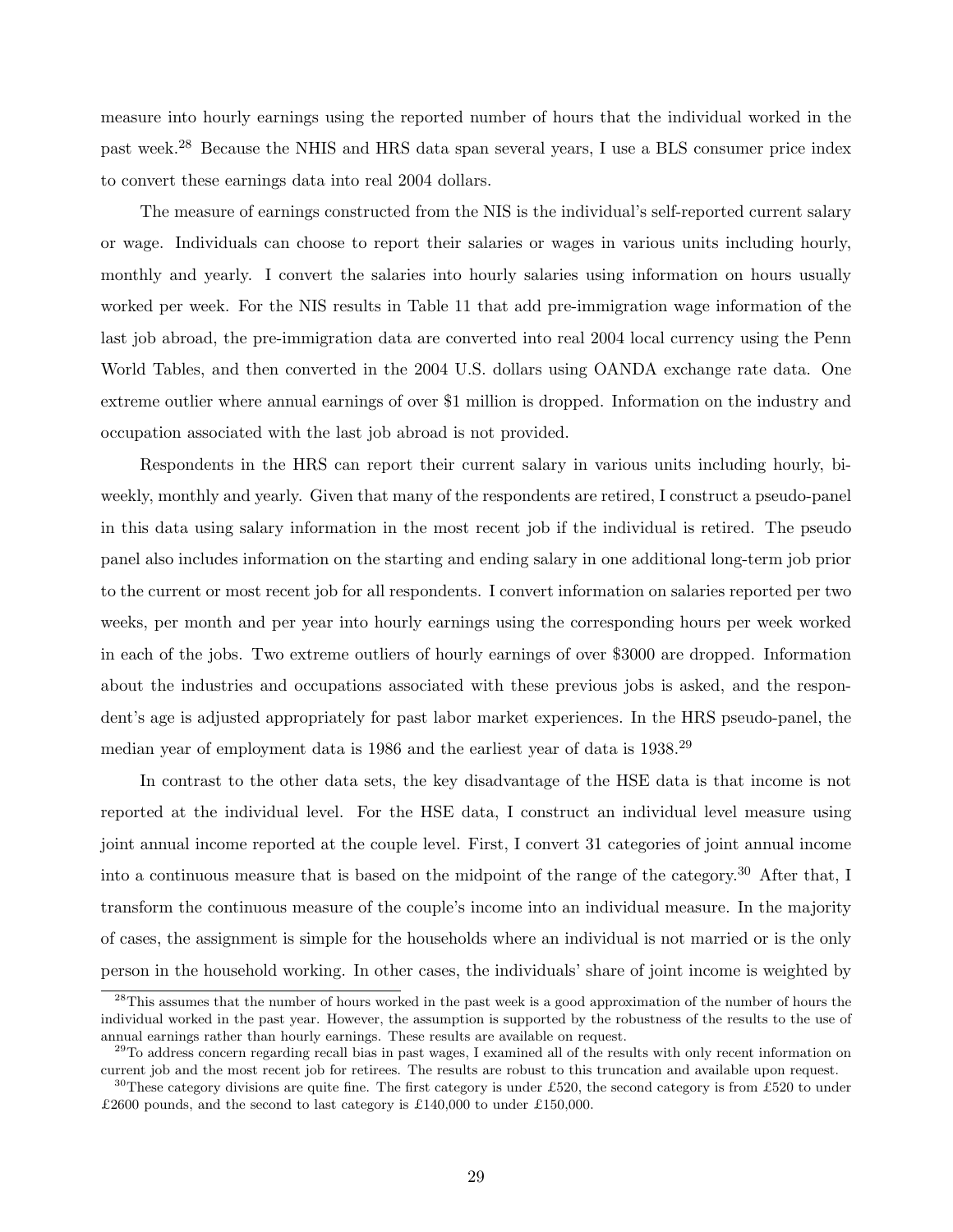measure into hourly earnings using the reported number of hours that the individual worked in the past week.[28] Because the NHIS and HRS data span several years, I use a BLS consumer price index to convert these earnings data into real 2004 dollars.

The measure of earnings constructed from the NIS is the individual's self-reported current salary or wage. Individuals can choose to report their salaries or wages in various units including hourly, monthly and yearly. I convert the salaries into hourly salaries using information on hours usually worked per week. For the NIS results in Table 11 that add pre-immigration wage information of the last job abroad, the pre-immigration data are converted into real 2004 local currency using the Penn World Tables, and then converted in the 2004 U.S. dollars using OANDA exchange rate data. One extreme outlier where annual earnings of over $1 million is dropped. Information on the industry and occupation associated with the last job abroad is not provided.

Respondents in the HRS can report their current salary in various units including hourly, bi-weekly, monthly and yearly. Given that many of the respondents are retired, I construct a pseudo-panel in this data using salary information in the most recent job if the individual is retired. The pseudo panel also includes information on the starting and ending salary in one additional long-term job prior to the current or most recent job for all respondents. I convert information on salaries reported per two weeks, per month and per year into hourly earnings using the corresponding hours per week worked in each of the jobs. Two extreme outliers of hourly earnings of over $3000 are dropped. Information about the industries and occupations associated with these previous jobs is asked, and the respondent's age is adjusted appropriately for past labor market experiences. In the HRS pseudo-panel, the median year of employment data is 1986 and the earliest year of data is 1938.[29]

In contrast to the other data sets, the key disadvantage of the HSE data is that income is not reported at the individual level. For the HSE data, I construct an individual level measure using joint annual income reported at the couple level. First, I convert 31 categories of joint annual income into a continuous measure that is based on the midpoint of the range of the category.[30] After that, I transform the continuous measure of the couple's income into an individual measure. In the majority of cases, the assignment is simple for the households where an individual is not married or is the only person in the household working. In other cases, the individuals' share of joint income is weighted by

[28]This assumes that the number of hours worked in the past week is a good approximation of the number of hours the individual worked in the past year. However, the assumption is supported by the robustness of the results to the use of annual earnings rather than hourly earnings. These results are available on request.

[29]To address concern regarding recall bias in past wages, I examined all of the results with only recent information on current job and the most recent job for retirees. The results are robust to this truncation and available upon request.

[30]These category divisions are quite fine. The first category is under £520, the second category is from £520 to under £2600 pounds, and the second to last category is £140,000 to under £150,000.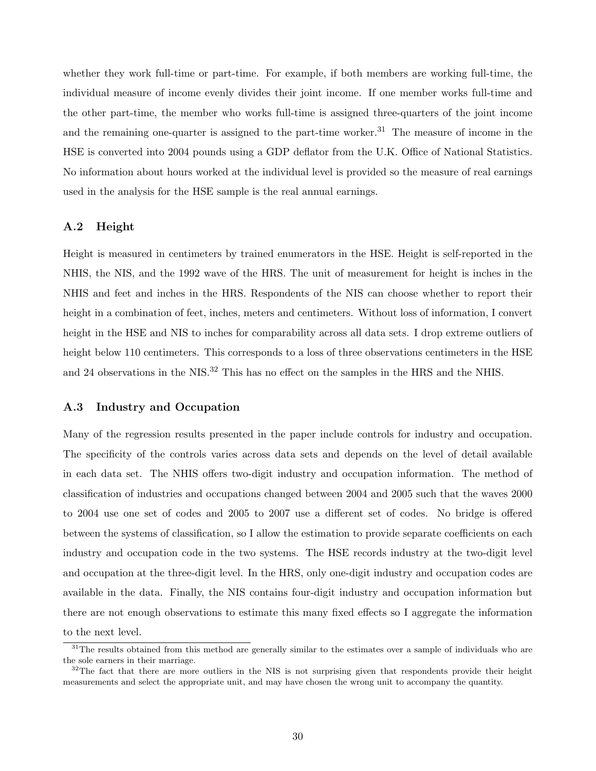whether they work full-time or part-time. For example, if both members are working full-time, the individual measure of income evenly divides their joint income. If one member works full-time and the other part-time, the member who works full-time is assigned three-quarters of the joint income and the remaining one-quarter is assigned to the part-time worker.[31] The measure of income in the HSE is converted into 2004 pounds using a GDP deflator from the U.K. Office of National Statistics. No information about hours worked at the individual level is provided so the measure of real earnings used in the analysis for the HSE sample is the real annual earnings.

### A.2 Height

Height is measured in centimeters by trained enumerators in the HSE. Height is self-reported in the NHIS, the NIS, and the 1992 wave of the HRS. The unit of measurement for height is inches in the NHIS and feet and inches in the HRS. Respondents of the NIS can choose whether to report their height in a combination of feet, inches, meters and centimeters. Without loss of information, I convert height in the HSE and NIS to inches for comparability across all data sets. I drop extreme outliers of height below 110 centimeters. This corresponds to a loss of three observations centimeters in the HSE and 24 observations in the NIS.[32] This has no effect on the samples in the HRS and the NHIS.

### A.3 Industry and Occupation

Many of the regression results presented in the paper include controls for industry and occupation. The specificity of the controls varies across data sets and depends on the level of detail available in each data set. The NHIS offers two-digit industry and occupation information. The method of classification of industries and occupations changed between 2004 and 2005 such that the waves 2000 to 2004 use one set of codes and 2005 to 2007 use a different set of codes. No bridge is offered between the systems of classification, so I allow the estimation to provide separate coefficients on each industry and occupation code in the two systems. The HSE records industry at the two-digit level and occupation at the three-digit level. In the HRS, only one-digit industry and occupation codes are available in the data. Finally, the NIS contains four-digit industry and occupation information but there are not enough observations to estimate this many fixed effects so I aggregate the information to the next level.

[31] The results obtained from this method are generally similar to the estimates over a sample of individuals who are the sole earners in their marriage.

[32] The fact that there are more outliers in the NIS is not surprising given that respondents provide their height measurements and select the appropriate unit, and may have chosen the wrong unit to accompany the quantity.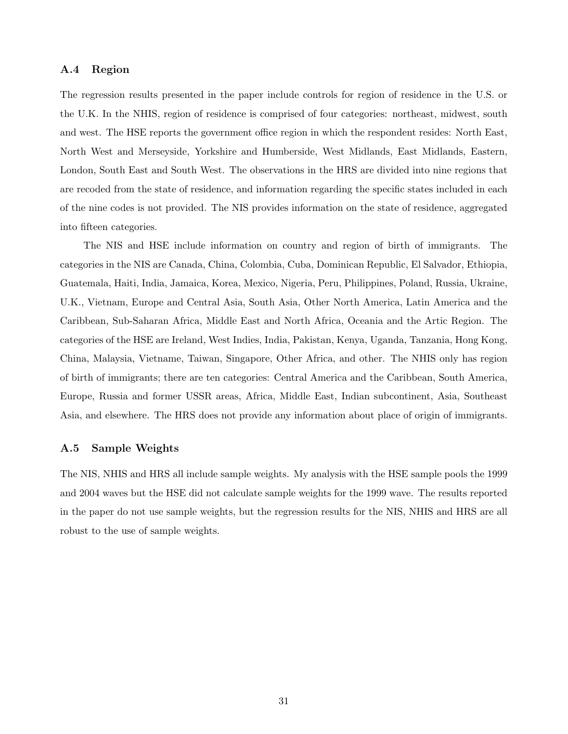### A.4 Region

The regression results presented in the paper include controls for region of residence in the U.S. or the U.K. In the NHIS, region of residence is comprised of four categories: northeast, midwest, south and west. The HSE reports the government office region in which the respondent resides: North East, North West and Merseyside, Yorkshire and Humberside, West Midlands, East Midlands, Eastern, London, South East and South West. The observations in the HRS are divided into nine regions that are recoded from the state of residence, and information regarding the specific states included in each of the nine codes is not provided. The NIS provides information on the state of residence, aggregated into fifteen categories.

The NIS and HSE include information on country and region of birth of immigrants. The categories in the NIS are Canada, China, Colombia, Cuba, Dominican Republic, El Salvador, Ethiopia, Guatemala, Haiti, India, Jamaica, Korea, Mexico, Nigeria, Peru, Philippines, Poland, Russia, Ukraine, U.K., Vietnam, Europe and Central Asia, South Asia, Other North America, Latin America and the Caribbean, Sub-Saharan Africa, Middle East and North Africa, Oceania and the Artic Region. The categories of the HSE are Ireland, West Indies, India, Pakistan, Kenya, Uganda, Tanzania, Hong Kong, China, Malaysia, Vietname, Taiwan, Singapore, Other Africa, and other. The NHIS only has region of birth of immigrants; there are ten categories: Central America and the Caribbean, South America, Europe, Russia and former USSR areas, Africa, Middle East, Indian subcontinent, Asia, Southeast Asia, and elsewhere. The HRS does not provide any information about place of origin of immigrants.

### A.5 Sample Weights

The NIS, NHIS and HRS all include sample weights. My analysis with the HSE sample pools the 1999 and 2004 waves but the HSE did not calculate sample weights for the 1999 wave. The results reported in the paper do not use sample weights, but the regression results for the NIS, NHIS and HRS are all robust to the use of sample weights.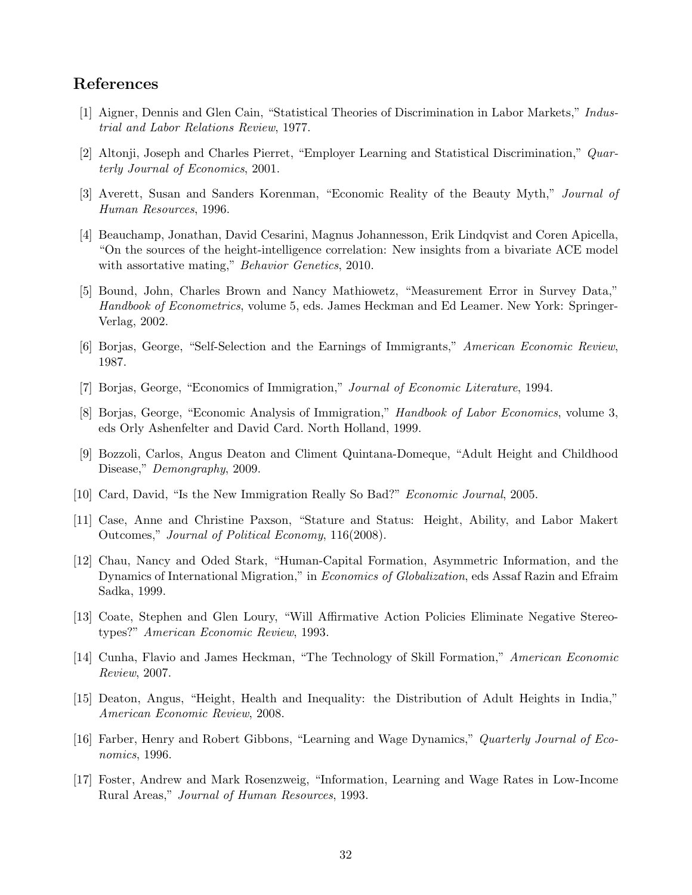# References

[1] Aigner, Dennis and Glen Cain, "Statistical Theories of Discrimination in Labor Markets," *Industrial and Labor Relations Review*, 1977.

[2] Altonji, Joseph and Charles Pierret, "Employer Learning and Statistical Discrimination," *Quarterly Journal of Economics*, 2001.

[3] Averett, Susan and Sanders Korenman, "Economic Reality of the Beauty Myth," *Journal of Human Resources*, 1996.

[4] Beauchamp, Jonathan, David Cesarini, Magnus Johannesson, Erik Lindqvist and Coren Apicella, "On the sources of the height-intelligence correlation: New insights from a bivariate ACE model with assortative mating," *Behavior Genetics*, 2010.

[5] Bound, John, Charles Brown and Nancy Mathiowetz, "Measurement Error in Survey Data," *Handbook of Econometrics*, volume 5, eds. James Heckman and Ed Leamer. New York: Springer-Verlag, 2002.

[6] Borjas, George, "Self-Selection and the Earnings of Immigrants," *American Economic Review*, 1987.

[7] Borjas, George, "Economics of Immigration," *Journal of Economic Literature*, 1994.

[8] Borjas, George, "Economic Analysis of Immigration," *Handbook of Labor Economics*, volume 3, eds Orly Ashenfelter and David Card. North Holland, 1999.

[9] Bozzoli, Carlos, Angus Deaton and Climent Quintana-Domeque, "Adult Height and Childhood Disease," *Demongraphy*, 2009.

[10] Card, David, "Is the New Immigration Really So Bad?" *Economic Journal*, 2005.

[11] Case, Anne and Christine Paxson, "Stature and Status: Height, Ability, and Labor Makert Outcomes," *Journal of Political Economy*, 116(2008).

[12] Chau, Nancy and Oded Stark, "Human-Capital Formation, Asymmetric Information, and the Dynamics of International Migration," in *Economics of Globalization*, eds Assaf Razin and Efraim Sadka, 1999.

[13] Coate, Stephen and Glen Loury, "Will Affirmative Action Policies Eliminate Negative Stereotypes?" *American Economic Review*, 1993.

[14] Cunha, Flavio and James Heckman, "The Technology of Skill Formation," *American Economic Review*, 2007.

[15] Deaton, Angus, "Height, Health and Inequality: the Distribution of Adult Heights in India," *American Economic Review*, 2008.

[16] Farber, Henry and Robert Gibbons, "Learning and Wage Dynamics," *Quarterly Journal of Economics*, 1996.

[17] Foster, Andrew and Mark Rosenzweig, "Information, Learning and Wage Rates in Low-Income Rural Areas," *Journal of Human Resources*, 1993.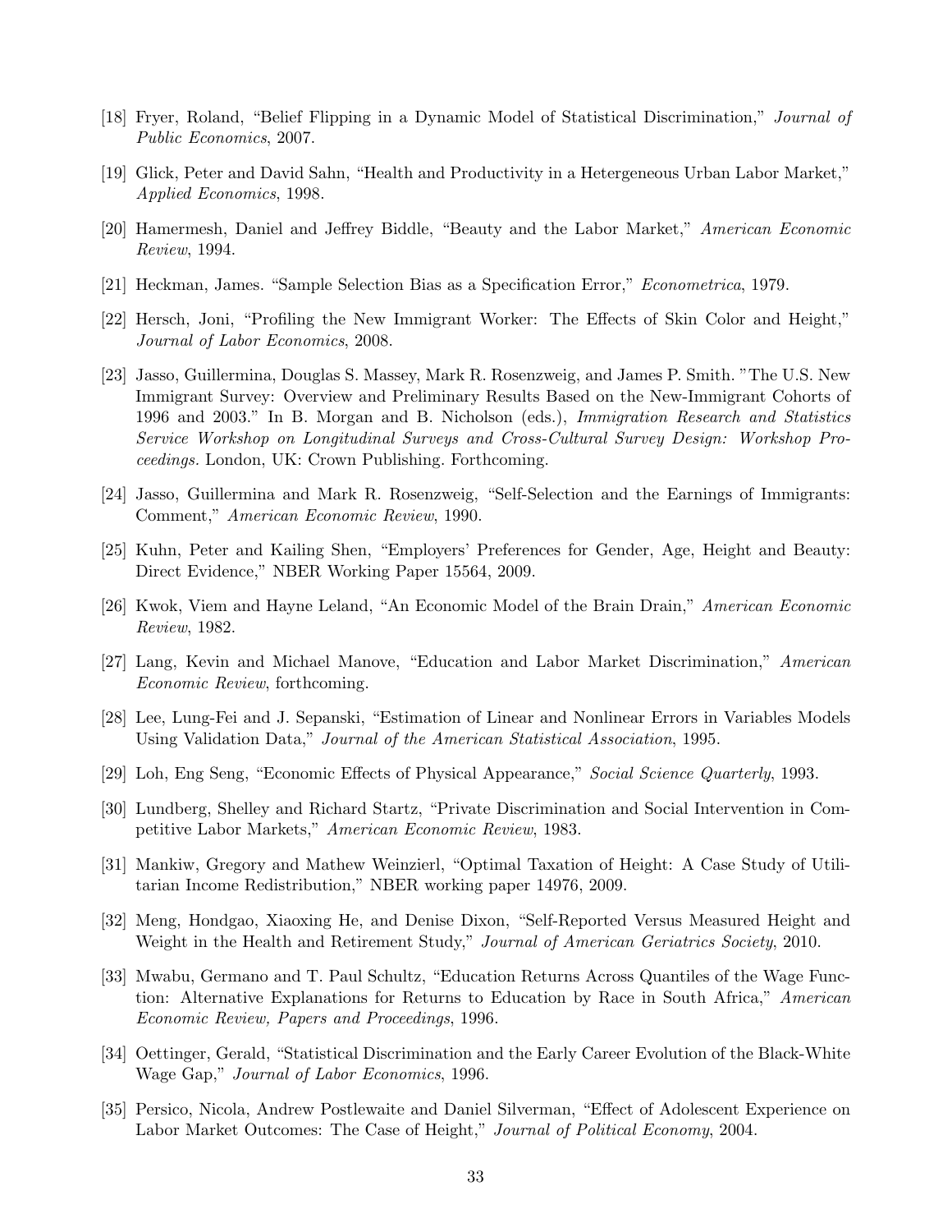[18] Fryer, Roland, "Belief Flipping in a Dynamic Model of Statistical Discrimination," *Journal of Public Economics*, 2007.

[19] Glick, Peter and David Sahn, "Health and Productivity in a Hetergeneous Urban Labor Market," *Applied Economics*, 1998.

[20] Hamermesh, Daniel and Jeffrey Biddle, "Beauty and the Labor Market," *American Economic Review*, 1994.

[21] Heckman, James. "Sample Selection Bias as a Specification Error," *Econometrica*, 1979.

[22] Hersch, Joni, "Profiling the New Immigrant Worker: The Effects of Skin Color and Height," *Journal of Labor Economics*, 2008.

[23] Jasso, Guillermina, Douglas S. Massey, Mark R. Rosenzweig, and James P. Smith. "The U.S. New Immigrant Survey: Overview and Preliminary Results Based on the New-Immigrant Cohorts of 1996 and 2003." In B. Morgan and B. Nicholson (eds.), *Immigration Research and Statistics Service Workshop on Longitudinal Surveys and Cross-Cultural Survey Design: Workshop Proceedings.* London, UK: Crown Publishing. Forthcoming.

[24] Jasso, Guillermina and Mark R. Rosenzweig, "Self-Selection and the Earnings of Immigrants: Comment," *American Economic Review*, 1990.

[25] Kuhn, Peter and Kailing Shen, "Employers' Preferences for Gender, Age, Height and Beauty: Direct Evidence," NBER Working Paper 15564, 2009.

[26] Kwok, Viem and Hayne Leland, "An Economic Model of the Brain Drain," *American Economic Review*, 1982.

[27] Lang, Kevin and Michael Manove, "Education and Labor Market Discrimination," *American Economic Review*, forthcoming.

[28] Lee, Lung-Fei and J. Sepanski, "Estimation of Linear and Nonlinear Errors in Variables Models Using Validation Data," *Journal of the American Statistical Association*, 1995.

[29] Loh, Eng Seng, "Economic Effects of Physical Appearance," *Social Science Quarterly*, 1993.

[30] Lundberg, Shelley and Richard Startz, "Private Discrimination and Social Intervention in Competitive Labor Markets," *American Economic Review*, 1983.

[31] Mankiw, Gregory and Mathew Weinzierl, "Optimal Taxation of Height: A Case Study of Utilitarian Income Redistribution," NBER working paper 14976, 2009.

[32] Meng, Hondgao, Xiaoxing He, and Denise Dixon, "Self-Reported Versus Measured Height and Weight in the Health and Retirement Study," *Journal of American Geriatrics Society*, 2010.

[33] Mwabu, Germano and T. Paul Schultz, "Education Returns Across Quantiles of the Wage Function: Alternative Explanations for Returns to Education by Race in South Africa," *American Economic Review, Papers and Proceedings*, 1996.

[34] Oettinger, Gerald, "Statistical Discrimination and the Early Career Evolution of the Black-White Wage Gap," *Journal of Labor Economics*, 1996.

[35] Persico, Nicola, Andrew Postlewaite and Daniel Silverman, "Effect of Adolescent Experience on Labor Market Outcomes: The Case of Height," *Journal of Political Economy*, 2004.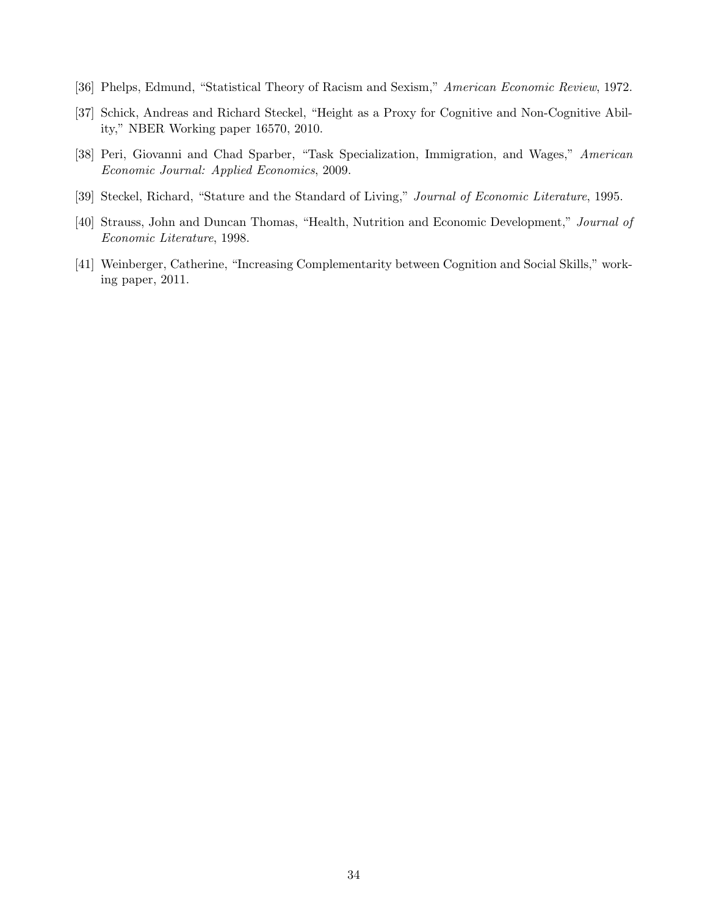[36] Phelps, Edmund, "Statistical Theory of Racism and Sexism," *American Economic Review*, 1972.

[37] Schick, Andreas and Richard Steckel, "Height as a Proxy for Cognitive and Non-Cognitive Ability," NBER Working paper 16570, 2010.

[38] Peri, Giovanni and Chad Sparber, "Task Specialization, Immigration, and Wages," *American Economic Journal: Applied Economics*, 2009.

[39] Steckel, Richard, "Stature and the Standard of Living," *Journal of Economic Literature*, 1995.

[40] Strauss, John and Duncan Thomas, "Health, Nutrition and Economic Development," *Journal of Economic Literature*, 1998.

[41] Weinberger, Catherine, "Increasing Complementarity between Cognition and Social Skills," working paper, 2011.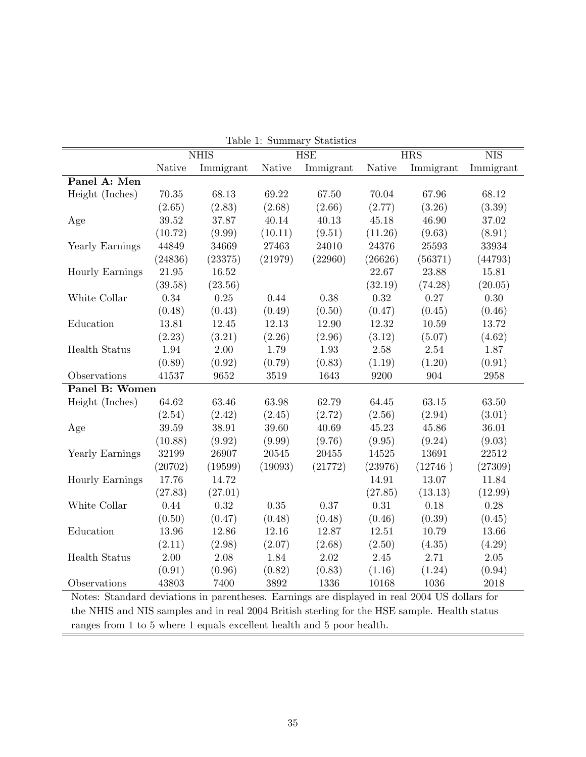Table 1: Summary Statistics

| | NHIS | | HSE | | HRS | | NIS |
|---|---|---|---|---|---|---|---|
| | Native | Immigrant | Native | Immigrant | Native | Immigrant | Immigrant |
| **Panel A: Men** | | | | | | | |
| Height (Inches) | 70.35 | 68.13 | 69.22 | 67.50 | 70.04 | 67.96 | 68.12 |
| | (2.65) | (2.83) | (2.68) | (2.66) | (2.77) | (3.26) | (3.39) |
| Age | 39.52 | 37.87 | 40.14 | 40.13 | 45.18 | 46.90 | 37.02 |
| | (10.72) | (9.99) | (10.11) | (9.51) | (11.26) | (9.63) | (8.91) |
| Yearly Earnings | 44849 | 34669 | 27463 | 24010 | 24376 | 25593 | 33934 |
| | (24836) | (23375) | (21979) | (22960) | (26626) | (56371) | (44793) |
| Hourly Earnings | 21.95 | 16.52 | | | 22.67 | 23.88 | 15.81 |
| | (39.58) | (23.56) | | | (32.19) | (74.28) | (20.05) |
| White Collar | 0.34 | 0.25 | 0.44 | 0.38 | 0.32 | 0.27 | 0.30 |
| | (0.48) | (0.43) | (0.49) | (0.50) | (0.47) | (0.45) | (0.46) |
| Education | 13.81 | 12.45 | 12.13 | 12.90 | 12.32 | 10.59 | 13.72 |
| | (2.23) | (3.21) | (2.26) | (2.96) | (3.12) | (5.07) | (4.62) |
| Health Status | 1.94 | 2.00 | 1.79 | 1.93 | 2.58 | 2.54 | 1.87 |
| | (0.89) | (0.92) | (0.79) | (0.83) | (1.19) | (1.20) | (0.91) |
| Observations | 41537 | 9652 | 3519 | 1643 | 9200 | 904 | 2958 |
| **Panel B: Women** | | | | | | | |
| Height (Inches) | 64.62 | 63.46 | 63.98 | 62.79 | 64.45 | 63.15 | 63.50 |
| | (2.54) | (2.42) | (2.45) | (2.72) | (2.56) | (2.94) | (3.01) |
| Age | 39.59 | 38.91 | 39.60 | 40.69 | 45.23 | 45.86 | 36.01 |
| | (10.88) | (9.92) | (9.99) | (9.76) | (9.95) | (9.24) | (9.03) |
| Yearly Earnings | 32199 | 26907 | 20545 | 20455 | 14525 | 13691 | 22512 |
| | (20702) | (19599) | (19093) | (21772) | (23976) | (12746 ) | (27309) |
| Hourly Earnings | 17.76 | 14.72 | | | 14.91 | 13.07 | 11.84 |
| | (27.83) | (27.01) | | | (27.85) | (13.13) | (12.99) |
| White Collar | 0.44 | 0.32 | 0.35 | 0.37 | 0.31 | 0.18 | 0.28 |
| | (0.50) | (0.47) | (0.48) | (0.48) | (0.46) | (0.39) | (0.45) |
| Education | 13.96 | 12.86 | 12.16 | 12.87 | 12.51 | 10.79 | 13.66 |
| | (2.11) | (2.98) | (2.07) | (2.68) | (2.50) | (4.35) | (4.29) |
| Health Status | 2.00 | 2.08 | 1.84 | 2.02 | 2.45 | 2.71 | 2.05 |
| | (0.91) | (0.96) | (0.82) | (0.83) | (1.16) | (1.24) | (0.94) |
| Observations | 43803 | 7400 | 3892 | 1336 | 10168 | 1036 | 2018 |

Notes: Standard deviations in parentheses. Earnings are displayed in real 2004 US dollars for the NHIS and NIS samples and in real 2004 British sterling for the HSE sample. Health status ranges from 1 to 5 where 1 equals excellent health and 5 poor health.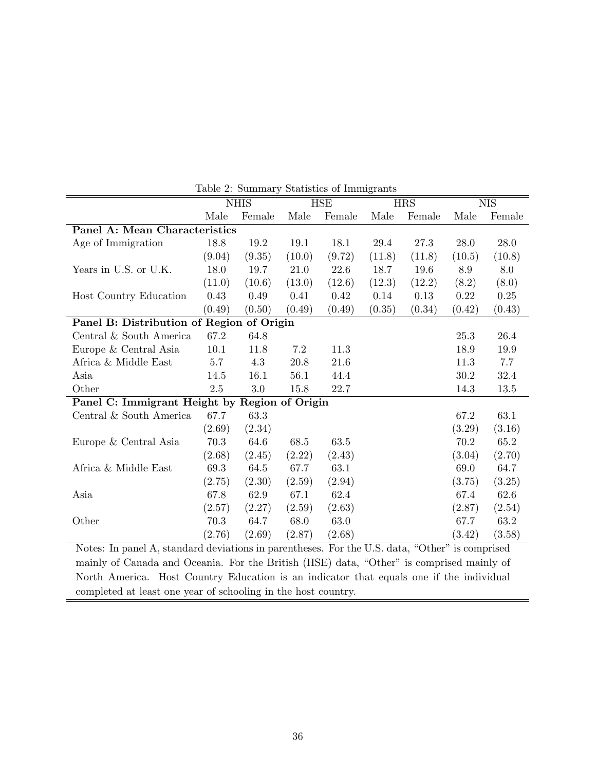Table 2: Summary Statistics of Immigrants

| | NHIS | | HSE | | HRS | | NIS | |
|---|---|---|---|---|---|---|---|---|
| | Male | Female | Male | Female | Male | Female | Male | Female |
| **Panel A: Mean Characteristics** | | | | | | | | |
| Age of Immigration | 18.8 | 19.2 | 19.1 | 18.1 | 29.4 | 27.3 | 28.0 | 28.0 |
| | (9.04) | (9.35) | (10.0) | (9.72) | (11.8) | (11.8) | (10.5) | (10.8) |
| Years in U.S. or U.K. | 18.0 | 19.7 | 21.0 | 22.6 | 18.7 | 19.6 | 8.9 | 8.0 |
| | (11.0) | (10.6) | (13.0) | (12.6) | (12.3) | (12.2) | (8.2) | (8.0) |
| Host Country Education | 0.43 | 0.49 | 0.41 | 0.42 | 0.14 | 0.13 | 0.22 | 0.25 |
| | (0.49) | (0.50) | (0.49) | (0.49) | (0.35) | (0.34) | (0.42) | (0.43) |
| **Panel B: Distribution of Region of Origin** | | | | | | | | |
| Central & South America | 67.2 | 64.8 | | | | | 25.3 | 26.4 |
| Europe & Central Asia | 10.1 | 11.8 | 7.2 | 11.3 | | | 18.9 | 19.9 |
| Africa & Middle East | 5.7 | 4.3 | 20.8 | 21.6 | | | 11.3 | 7.7 |
| Asia | 14.5 | 16.1 | 56.1 | 44.4 | | | 30.2 | 32.4 |
| Other | 2.5 | 3.0 | 15.8 | 22.7 | | | 14.3 | 13.5 |
| **Panel C: Immigrant Height by Region of Origin** | | | | | | | | |
| Central & South America | 67.7 | 63.3 | | | | | 67.2 | 63.1 |
| | (2.69) | (2.34) | | | | | (3.29) | (3.16) |
| Europe & Central Asia | 70.3 | 64.6 | 68.5 | 63.5 | | | 70.2 | 65.2 |
| | (2.68) | (2.45) | (2.22) | (2.43) | | | (3.04) | (2.70) |
| Africa & Middle East | 69.3 | 64.5 | 67.7 | 63.1 | | | 69.0 | 64.7 |
| | (2.75) | (2.30) | (2.59) | (2.94) | | | (3.75) | (3.25) |
| Asia | 67.8 | 62.9 | 67.1 | 62.4 | | | 67.4 | 62.6 |
| | (2.57) | (2.27) | (2.59) | (2.63) | | | (2.87) | (2.54) |
| Other | 70.3 | 64.7 | 68.0 | 63.0 | | | 67.7 | 63.2 |
| | (2.76) | (2.69) | (2.87) | (2.68) | | | (3.42) | (3.58) |

Notes: In panel A, standard deviations in parentheses. For the U.S. data, "Other" is comprised mainly of Canada and Oceania. For the British (HSE) data, "Other" is comprised mainly of North America. Host Country Education is an indicator that equals one if the individual completed at least one year of schooling in the host country.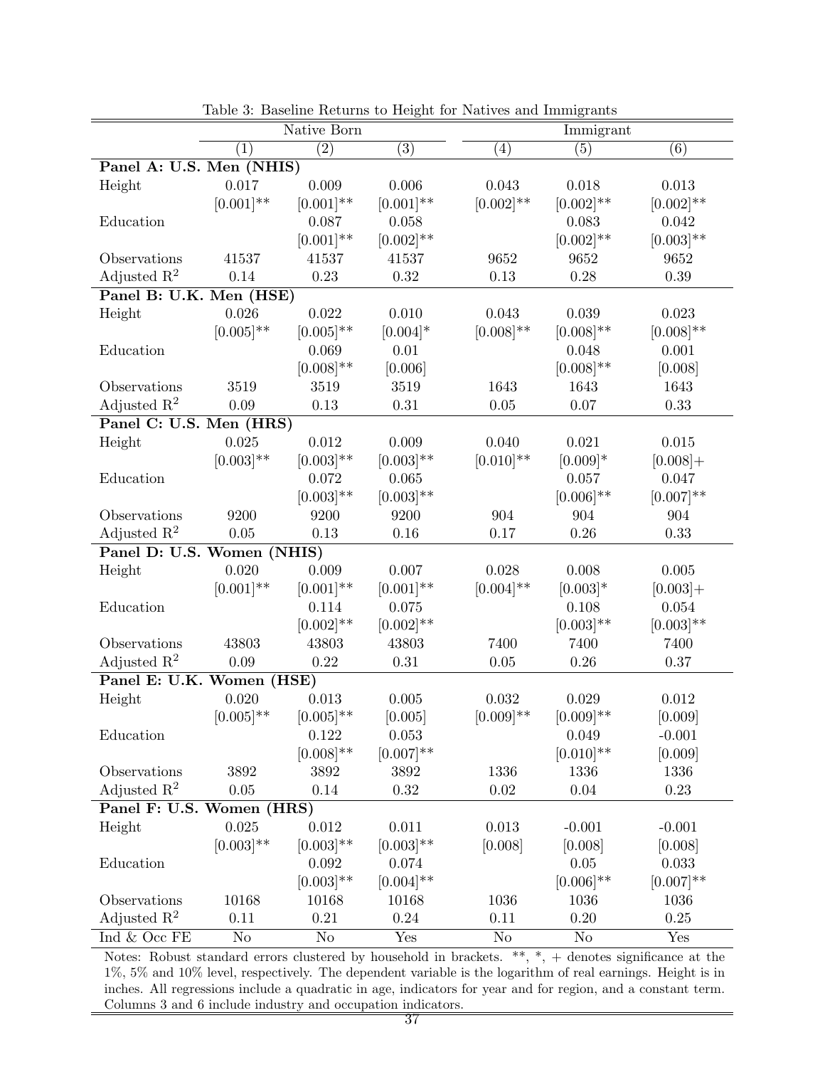Table 3: Baseline Returns to Height for Natives and Immigrants

| | Native Born | | | Immigrant | | |
|---|---|---|---|---|---|---|
| | (1) | (2) | (3) | (4) | (5) | (6) |
| **Panel A: U.S. Men (NHIS)** | | | | | | |
| Height | 0.017 | 0.009 | 0.006 | 0.043 | 0.018 | 0.013 |
| | [0.001]** | [0.001]** | [0.001]** | [0.002]** | [0.002]** | [0.002]** |
| Education | | 0.087 | 0.058 | | 0.083 | 0.042 |
| | | [0.001]** | [0.002]** | | [0.002]** | [0.003]** |
| Observations | 41537 | 41537 | 41537 | 9652 | 9652 | 9652 |
| Adjusted $R^2$ | 0.14 | 0.23 | 0.32 | 0.13 | 0.28 | 0.39 |
| **Panel B: U.K. Men (HSE)** | | | | | | |
| Height | 0.026 | 0.022 | 0.010 | 0.043 | 0.039 | 0.023 |
| | [0.005]** | [0.005]** | [0.004]* | [0.008]** | [0.008]** | [0.008]** |
| Education | | 0.069 | 0.01 | | 0.048 | 0.001 |
| | | [0.008]** | [0.006] | | [0.008]** | [0.008] |
| Observations | 3519 | 3519 | 3519 | 1643 | 1643 | 1643 |
| Adjusted $R^2$ | 0.09 | 0.13 | 0.31 | 0.05 | 0.07 | 0.33 |
| **Panel C: U.S. Men (HRS)** | | | | | | |
| Height | 0.025 | 0.012 | 0.009 | 0.040 | 0.021 | 0.015 |
| | [0.003]** | [0.003]** | [0.003]** | [0.010]** | [0.009]* | [0.008]+ |
| Education | | 0.072 | 0.065 | | 0.057 | 0.047 |
| | | [0.003]** | [0.003]** | | [0.006]** | [0.007]** |
| Observations | 9200 | 9200 | 9200 | 904 | 904 | 904 |
| Adjusted $R^2$ | 0.05 | 0.13 | 0.16 | 0.17 | 0.26 | 0.33 |
| **Panel D: U.S. Women (NHIS)** | | | | | | |
| Height | 0.020 | 0.009 | 0.007 | 0.028 | 0.008 | 0.005 |
| | [0.001]** | [0.001]** | [0.001]** | [0.004]** | [0.003]* | [0.003]+ |
| Education | | 0.114 | 0.075 | | 0.108 | 0.054 |
| | | [0.002]** | [0.002]** | | [0.003]** | [0.003]** |
| Observations | 43803 | 43803 | 43803 | 7400 | 7400 | 7400 |
| Adjusted $R^2$ | 0.09 | 0.22 | 0.31 | 0.05 | 0.26 | 0.37 |
| **Panel E: U.K. Women (HSE)** | | | | | | |
| Height | 0.020 | 0.013 | 0.005 | 0.032 | 0.029 | 0.012 |
| | [0.005]** | [0.005]** | [0.005] | [0.009]** | [0.009]** | [0.009] |
| Education | | 0.122 | 0.053 | | 0.049 | -0.001 |
| | | [0.008]** | [0.007]** | | [0.010]** | [0.009] |
| Observations | 3892 | 3892 | 3892 | 1336 | 1336 | 1336 |
| Adjusted $R^2$ | 0.05 | 0.14 | 0.32 | 0.02 | 0.04 | 0.23 |
| **Panel F: U.S. Women (HRS)** | | | | | | |
| Height | 0.025 | 0.012 | 0.011 | 0.013 | -0.001 | -0.001 |
| | [0.003]** | [0.003]** | [0.003]** | [0.008] | [0.008] | [0.008] |
| Education | | 0.092 | 0.074 | | 0.05 | 0.033 |
| | | [0.003]** | [0.004]** | | [0.006]** | [0.007]** |
| Observations | 10168 | 10168 | 10168 | 1036 | 1036 | 1036 |
| Adjusted $R^2$ | 0.11 | 0.21 | 0.24 | 0.11 | 0.20 | 0.25 |
| Ind & Occ FE | No | No | Yes | No | No | Yes |

Notes: Robust standard errors clustered by household in brackets. **, *, + denotes significance at the 1%, 5% and 10% level, respectively. The dependent variable is the logarithm of real earnings. Height is in inches. All regressions include a quadratic in age, indicators for year and for region, and a constant term. Columns 3 and 6 include industry and occupation indicators.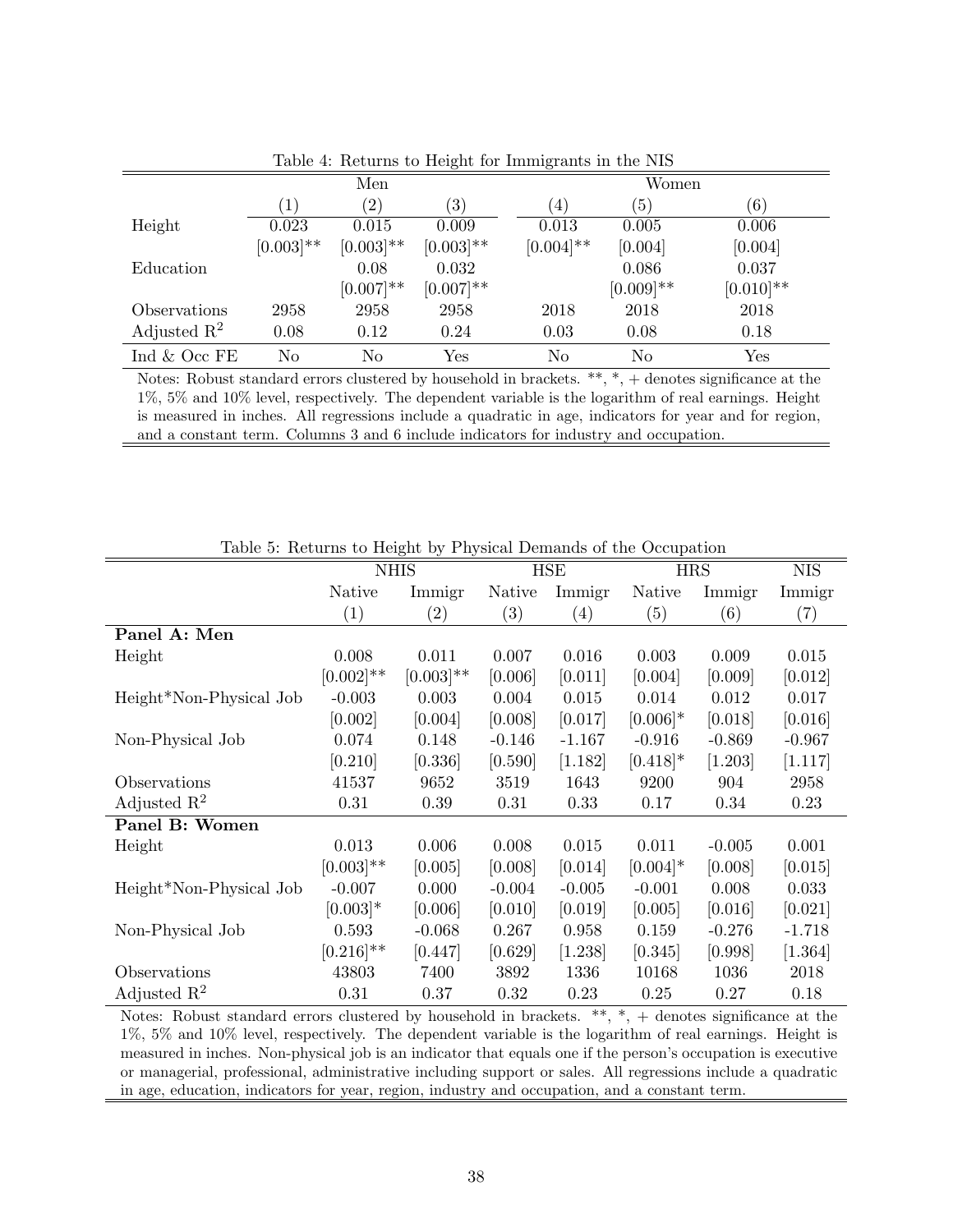Table 4: Returns to Height for Immigrants in the NIS

| | Men | | | Women | | |
|---|---|---|---|---|---|---|
| | (1) | (2) | (3) | (4) | (5) | (6) |
| Height | 0.023 | 0.015 | 0.009 | 0.013 | 0.005 | 0.006 |
| | [0.003]** | [0.003]** | [0.003]** | [0.004]** | [0.004] | [0.004] |
| Education | | 0.08 | 0.032 | | 0.086 | 0.037 |
| | | [0.007]** | [0.007]** | | [0.009]** | [0.010]** |
| Observations | 2958 | 2958 | 2958 | 2018 | 2018 | 2018 |
| Adjusted $R^2$ | 0.08 | 0.12 | 0.24 | 0.03 | 0.08 | 0.18 |
| Ind & Occ FE | No | No | Yes | No | No | Yes |

Notes: Robust standard errors clustered by household in brackets. **, *, + denotes significance at the 1%, 5% and 10% level, respectively. The dependent variable is the logarithm of real earnings. Height is measured in inches. All regressions include a quadratic in age, indicators for year and for region, and a constant term. Columns 3 and 6 include indicators for industry and occupation.

Table 5: Returns to Height by Physical Demands of the Occupation

| | NHIS | | HSE | | HRS | | NIS |
|---|---|---|---|---|---|---|---|
| | Native | Immigr | Native | Immigr | Native | Immigr | Immigr |
| | (1) | (2) | (3) | (4) | (5) | (6) | (7) |
| **Panel A: Men** | | | | | | | |
| Height | 0.008 | 0.011 | 0.007 | 0.016 | 0.003 | 0.009 | 0.015 |
| | [0.002]** | [0.003]** | [0.006] | [0.011] | [0.004] | [0.009] | [0.012] |
| Height*Non-Physical Job | -0.003 | 0.003 | 0.004 | 0.015 | 0.014 | 0.012 | 0.017 |
| | [0.002] | [0.004] | [0.008] | [0.017] | [0.006]* | [0.018] | [0.016] |
| Non-Physical Job | 0.074 | 0.148 | -0.146 | -1.167 | -0.916 | -0.869 | -0.967 |
| | [0.210] | [0.336] | [0.590] | [1.182] | [0.418]* | [1.203] | [1.117] |
| Observations | 41537 | 9652 | 3519 | 1643 | 9200 | 904 | 2958 |
| Adjusted $R^2$ | 0.31 | 0.39 | 0.31 | 0.33 | 0.17 | 0.34 | 0.23 |
| **Panel B: Women** | | | | | | | |
| Height | 0.013 | 0.006 | 0.008 | 0.015 | 0.011 | -0.005 | 0.001 |
| | [0.003]** | [0.005] | [0.008] | [0.014] | [0.004]* | [0.008] | [0.015] |
| Height*Non-Physical Job | -0.007 | 0.000 | -0.004 | -0.005 | -0.001 | 0.008 | 0.033 |
| | [0.003]* | [0.006] | [0.010] | [0.019] | [0.005] | [0.016] | [0.021] |
| Non-Physical Job | 0.593 | -0.068 | 0.267 | 0.958 | 0.159 | -0.276 | -1.718 |
| | [0.216]** | [0.447] | [0.629] | [1.238] | [0.345] | [0.998] | [1.364] |
| Observations | 43803 | 7400 | 3892 | 1336 | 10168 | 1036 | 2018 |
| Adjusted $R^2$ | 0.31 | 0.37 | 0.32 | 0.23 | 0.25 | 0.27 | 0.18 |

Notes: Robust standard errors clustered by household in brackets. **, *, + denotes significance at the 1%, 5% and 10% level, respectively. The dependent variable is the logarithm of real earnings. Height is measured in inches. Non-physical job is an indicator that equals one if the person's occupation is executive or managerial, professional, administrative including support or sales. All regressions include a quadratic in age, education, indicators for year, region, industry and occupation, and a constant term.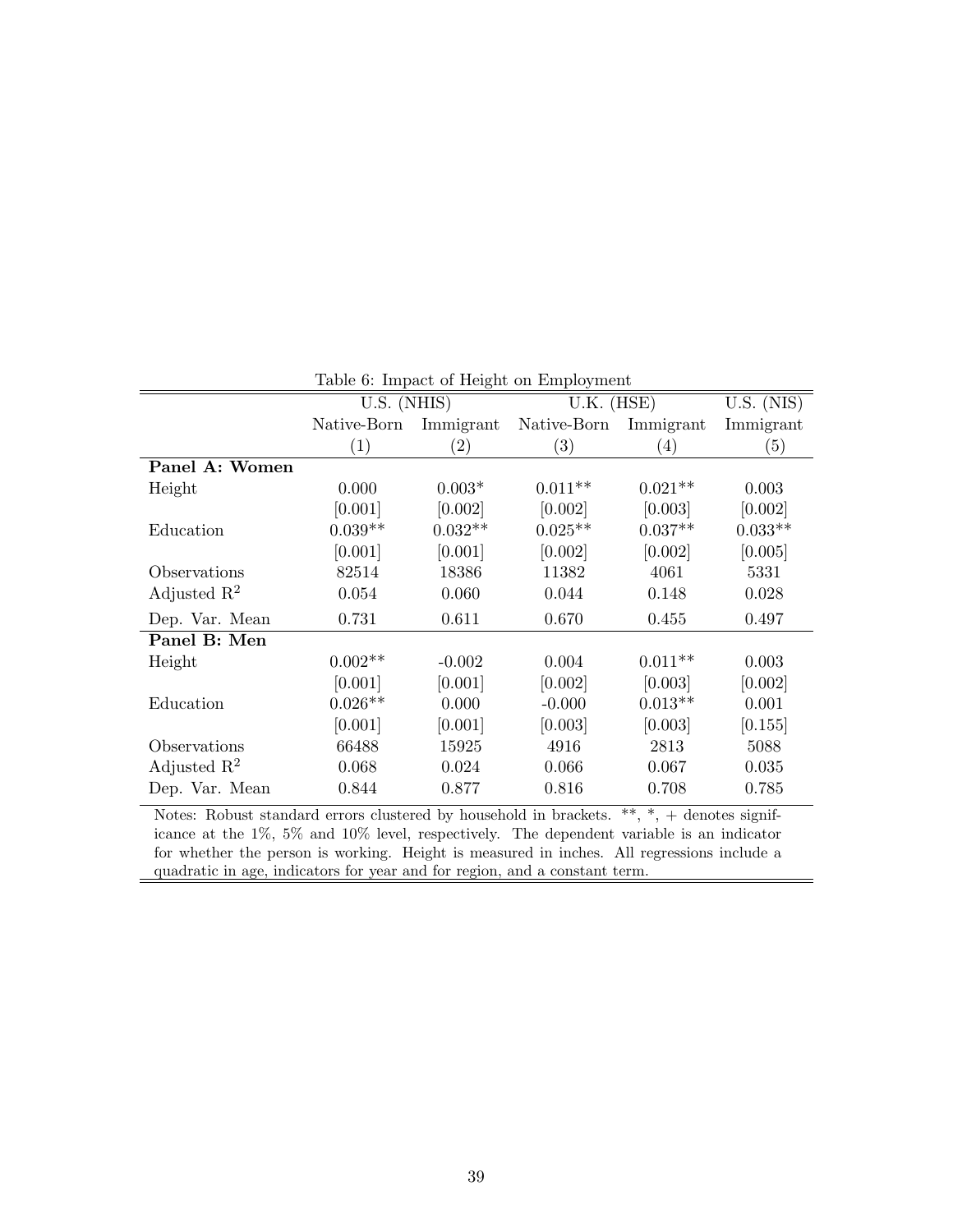Table 6: Impact of Height on Employment

| | U.S. (NHIS) | | U.K. (HSE) | | U.S. (NIS) |
|---|---|---|---|---|---|
| | Native-Born | Immigrant | Native-Born | Immigrant | Immigrant |
| | (1) | (2) | (3) | (4) | (5) |
| **Panel A: Women** | | | | | |
| Height | 0.000 | 0.003* | 0.011** | 0.021** | 0.003 |
| | [0.001] | [0.002] | [0.002] | [0.003] | [0.002] |
| Education | 0.039** | 0.032** | 0.025** | 0.037** | 0.033** |
| | [0.001] | [0.001] | [0.002] | [0.002] | [0.005] |
| Observations | 82514 | 18386 | 11382 | 4061 | 5331 |
| Adjusted $R^2$ | 0.054 | 0.060 | 0.044 | 0.148 | 0.028 |
| Dep. Var. Mean | 0.731 | 0.611 | 0.670 | 0.455 | 0.497 |
| **Panel B: Men** | | | | | |
| Height | 0.002** | -0.002 | 0.004 | 0.011** | 0.003 |
| | [0.001] | [0.001] | [0.002] | [0.003] | [0.002] |
| Education | 0.026** | 0.000 | -0.000 | 0.013** | 0.001 |
| | [0.001] | [0.001] | [0.003] | [0.003] | [0.155] |
| Observations | 66488 | 15925 | 4916 | 2813 | 5088 |
| Adjusted $R^2$ | 0.068 | 0.024 | 0.066 | 0.067 | 0.035 |
| Dep. Var. Mean | 0.844 | 0.877 | 0.816 | 0.708 | 0.785 |

Notes: Robust standard errors clustered by household in brackets. **, *, + denotes significance at the 1%, 5% and 10% level, respectively. The dependent variable is an indicator for whether the person is working. Height is measured in inches. All regressions include a quadratic in age, indicators for year and for region, and a constant term.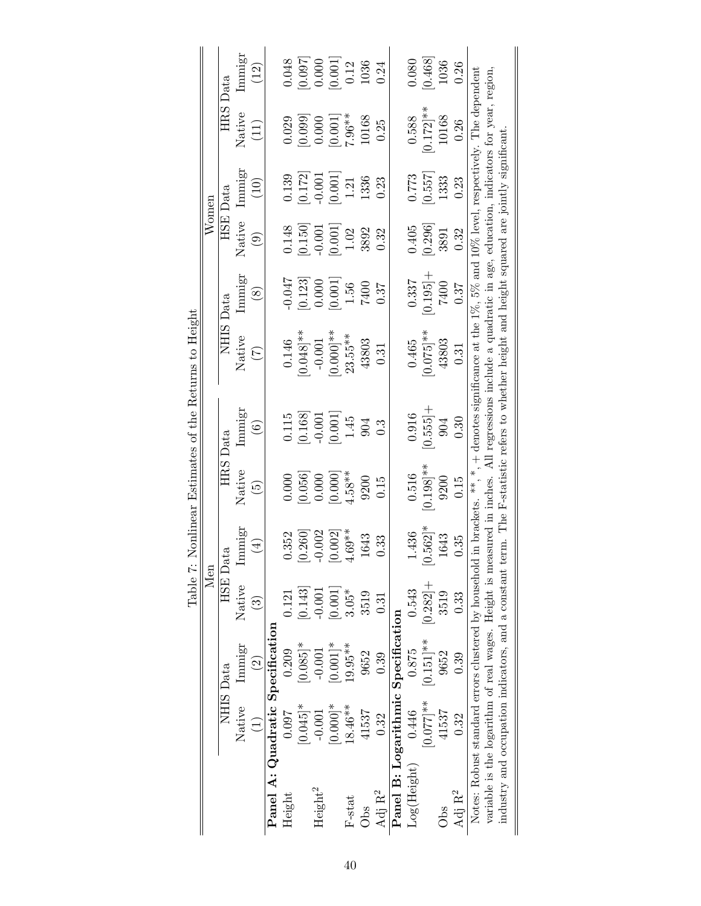Table 7: Nonlinear Estimates of the Returns to Height

| | Men | | | | | | Women | | | | | |
|---|---|---|---|---|---|---|---|---|---|---|---|---|
| | NHIS Data | | HSE Data | | HRS Data | | NHIS Data | | HSE Data | | HRS Data | |
| | Native | Immigr | Native | Immigr | Native | Immigr | Native | Immigr | Native | Immigr | Native | Immigr |
| | (1) | (2) | (3) | (4) | (5) | (6) | (7) | (8) | (9) | (10) | (11) | (12) |
| **Panel A: Quadratic Specification** | | | | | | | | | | | | |
| Height | 0.097 | 0.209 | 0.121 | 0.352 | 0.000 | 0.115 | 0.146 | -0.047 | 0.148 | 0.139 | 0.029 | 0.048 |
| | [0.045]* | [0.085]* | [0.143] | [0.260] | [0.056] | [0.168] | [0.048]** | [0.123] | [0.150] | [0.172] | [0.099] | [0.097] |
| Height$^2$ | -0.001 | -0.001 | -0.001 | -0.002 | 0.000 | -0.001 | -0.001 | 0.000 | -0.001 | -0.001 | 0.000 | 0.000 |
| | [0.000]* | [0.001]* | [0.001] | [0.002] | [0.000] | [0.001] | [0.000]** | [0.001] | [0.001] | [0.001] | [0.001] | [0.001] |
| F-stat | 18.46** | 19.95** | 3.05* | 4.69** | 4.58** | 1.45 | 23.55** | 1.56 | 1.02 | 1.21 | 7.96** | 0.12 |
| Obs | 41537 | 9652 | 3519 | 1643 | 9200 | 904 | 43803 | 7400 | 3892 | 1336 | 10168 | 1036 |
| Adj R$^2$ | 0.32 | 0.39 | 0.31 | 0.33 | 0.15 | 0.3 | 0.31 | 0.37 | 0.32 | 0.23 | 0.25 | 0.24 |
| **Panel B: Logarithmic Specification** | | | | | | | | | | | | |
| Log(Height) | 0.446 | 0.875 | 0.543 | 1.436 | 0.516 | 0.916 | 0.465 | 0.337 | 0.405 | 0.773 | 0.588 | 0.080 |
| | [0.077]** | [0.151]** | [0.282]+ | [0.562]* | [0.198]** | [0.555]+ | [0.075]** | [0.195]+ | [0.296] | [0.557] | [0.172]** | [0.468] |
| Obs | 41537 | 9652 | 3519 | 1643 | 9200 | 904 | 43803 | 7400 | 3891 | 1333 | 10168 | 1036 |
| Adj R$^2$ | 0.32 | 0.39 | 0.33 | 0.35 | 0.15 | 0.30 | 0.31 | 0.37 | 0.32 | 0.23 | 0.26 | 0.26 |

Notes: Robust standard errors clustered by household in brackets. **, *, + denotes significance at the 1%, 5% and 10% level, respectively. The dependent variable is the logarithm of real wages. Height is measured in inches. All regressions include a quadratic in age, education, indicators for year, region, industry and occupation indicators, and a constant term. The F-statistic refers to whether height and height squared are jointly significant.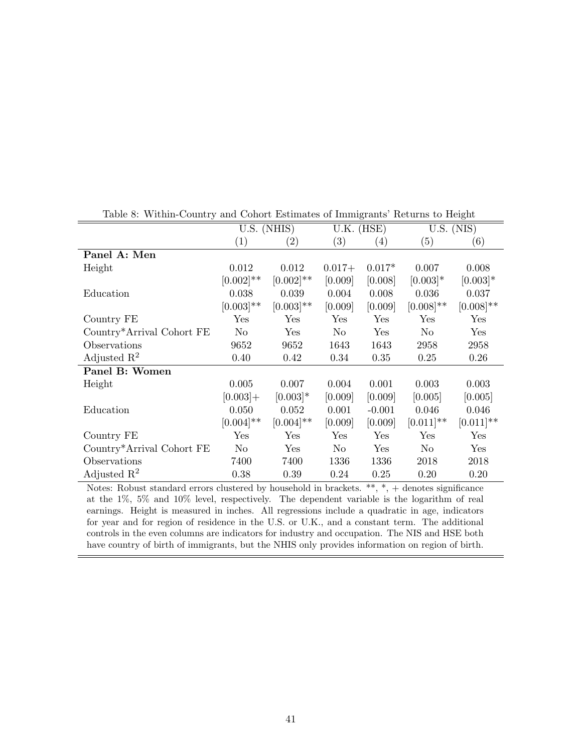Table 8: Within-Country and Cohort Estimates of Immigrants' Returns to Height

| | U.S. (NHIS) | | U.K. (HSE) | | U.S. (NIS) | |
|---|---|---|---|---|---|---|
| | (1) | (2) | (3) | (4) | (5) | (6) |
| **Panel A: Men** | | | | | | |
| Height | 0.012 | 0.012 | 0.017+ | 0.017* | 0.007 | 0.008 |
| | [0.002]** | [0.002]** | [0.009] | [0.008] | [0.003]* | [0.003]* |
| Education | 0.038 | 0.039 | 0.004 | 0.008 | 0.036 | 0.037 |
| | [0.003]** | [0.003]** | [0.009] | [0.009] | [0.008]** | [0.008]** |
| Country FE | Yes | Yes | Yes | Yes | Yes | Yes |
| Country*Arrival Cohort FE | No | Yes | No | Yes | No | Yes |
| Observations | 9652 | 9652 | 1643 | 1643 | 2958 | 2958 |
| Adjusted $R^2$ | 0.40 | 0.42 | 0.34 | 0.35 | 0.25 | 0.26 |
| **Panel B: Women** | | | | | | |
| Height | 0.005 | 0.007 | 0.004 | 0.001 | 0.003 | 0.003 |
| | [0.003]+ | [0.003]* | [0.009] | [0.009] | [0.005] | [0.005] |
| Education | 0.050 | 0.052 | 0.001 | -0.001 | 0.046 | 0.046 |
| | [0.004]** | [0.004]** | [0.009] | [0.009] | [0.011]** | [0.011]** |
| Country FE | Yes | Yes | Yes | Yes | Yes | Yes |
| Country*Arrival Cohort FE | No | Yes | No | Yes | No | Yes |
| Observations | 7400 | 7400 | 1336 | 1336 | 2018 | 2018 |
| Adjusted $R^2$ | 0.38 | 0.39 | 0.24 | 0.25 | 0.20 | 0.20 |

Notes: Robust standard errors clustered by household in brackets. **, *, + denotes significance at the 1%, 5% and 10% level, respectively. The dependent variable is the logarithm of real earnings. Height is measured in inches. All regressions include a quadratic in age, indicators for year and for region of residence in the U.S. or U.K., and a constant term. The additional controls in the even columns are indicators for industry and occupation. The NIS and HSE both have country of birth of immigrants, but the NHIS only provides information on region of birth.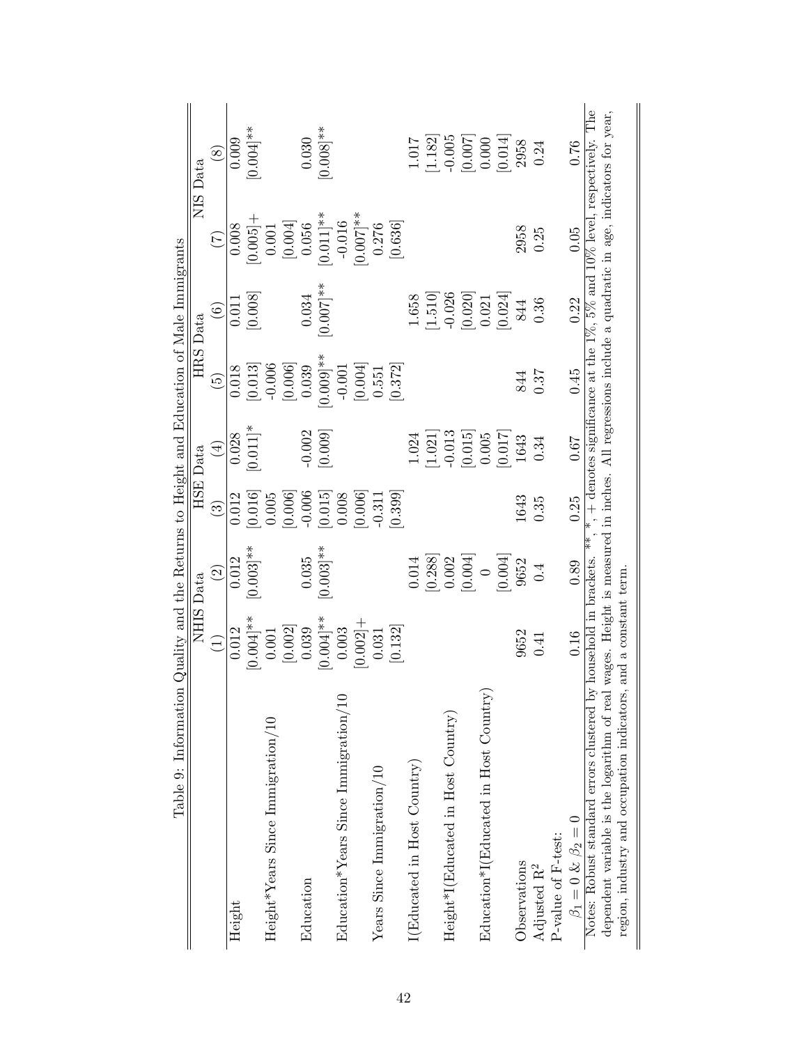Table 9: Information Quality and the Returns to Height and Education of Male Immigrants

| | NHIS Data | | HSE Data | | HRS Data | | NIS Data | |
|---|---|---|---|---|---|---|---|---|
| | (1) | (2) | (3) | (4) | (5) | (6) | (7) | (8) |
| Height | 0.012 | 0.012 | 0.012 | 0.028 | 0.018 | 0.011 | 0.008 | 0.009 |
| | [0.004]** | [0.003]** | [0.016] | [0.011]* | [0.013] | [0.008] | [0.005]+ | [0.004]** |
| Height*Years Since Immigration/10 | 0.001 | | 0.005 | | -0.006 | | 0.001 | |
| | [0.002] | | [0.006] | | [0.006] | | [0.004] | |
| Education | 0.039 | 0.035 | -0.006 | -0.002 | 0.039 | 0.034 | 0.056 | 0.030 |
| | [0.004]** | [0.003]** | [0.015] | [0.009] | [0.009]** | [0.007]** | [0.011]** | [0.008]** |
| Education*Years Since Immigration/10 | 0.003 | | 0.008 | | -0.001 | | -0.016 | |
| | [0.002]+ | | [0.006] | | [0.004] | | [0.007]** | |
| Years Since Immigration/10 | 0.031 | | -0.311 | | 0.551 | | 0.276 | |
| | [0.132] | | [0.399] | | [0.372] | | [0.636] | |
| I(Educated in Host Country) | | 0.014 | | 1.024 | | 1.658 | | 1.017 |
| | | [0.288] | | [1.021] | | [1.510] | | [1.182] |
| Height*I(Educated in Host Country) | | 0.002 | | -0.013 | | -0.026 | | -0.005 |
| | | [0.004] | | [0.015] | | [0.020] | | [0.007] |
| Education*I(Educated in Host Country) | | 0 | | 0.005 | | 0.021 | | 0.000 |
| | | [0.004] | | [0.017] | | [0.024] | | [0.014] |
| Observations | 9652 | 9652 | 1643 | 1643 | 844 | 844 | 2958 | 2958 |
| Adjusted R$^2$ | 0.41 | 0.4 | 0.35 | 0.34 | 0.37 | 0.36 | 0.25 | 0.24 |
| P-value of F-test: | | | | | | | | |
| $\beta_1 = 0$ & $\beta_2 = 0$ | 0.16 | 0.89 | 0.25 | 0.67 | 0.45 | 0.22 | 0.05 | 0.76 |

Notes: Robust standard errors clustered by household in brackets. **, *, + denotes significance at the 1%, 5% and 10% level, respectively. The dependent variable is the logarithm of real wages. Height is measured in inches. All regressions include a quadratic in age, indicators for year, region, industry and occupation indicators, and a constant term.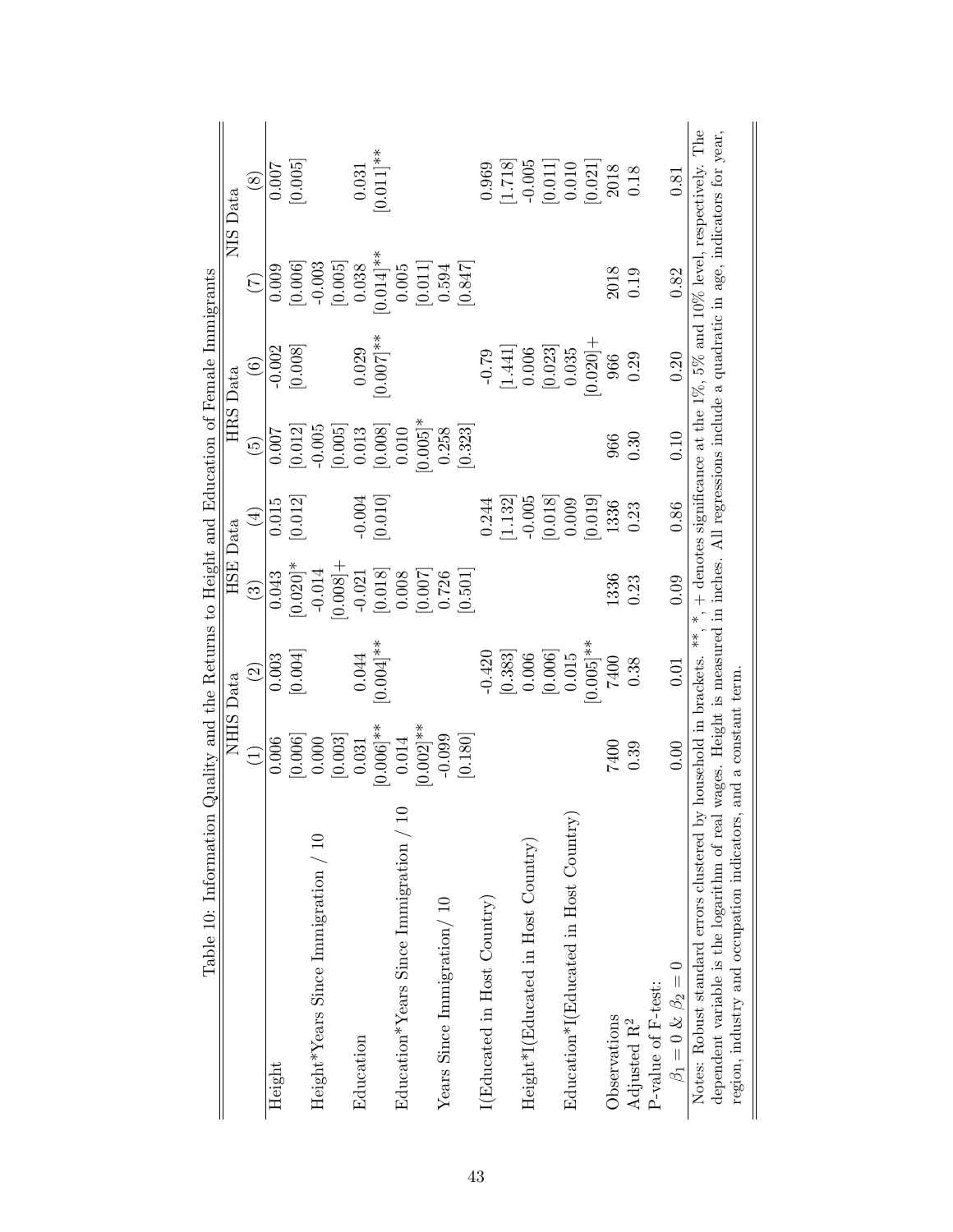Table 10: Information Quality and the Returns to Height and Education of Female Immigrants

| | NHIS Data | | HSE Data | | HRS Data | | NIS Data | |
|---|---|---|---|---|---|---|---|---|
| | (1) | (2) | (3) | (4) | (5) | (6) | (7) | (8) |
| Height | 0.006 | 0.003 | 0.043 | 0.015 | 0.007 | -0.002 | 0.009 | 0.007 |
| | [0.006] | [0.004] | [0.020]* | [0.012] | [0.012] | [0.008] | [0.006] | [0.005] |
| Height*Years Since Immigration / 10 | 0.000 | | -0.014 | | -0.005 | | -0.003 | |
| | [0.003] | | [0.008]+ | | [0.005] | | [0.005] | |
| Education | 0.031 | 0.044 | -0.021 | -0.004 | 0.013 | 0.029 | 0.038 | 0.031 |
| | [0.006]** | [0.004]** | [0.018] | [0.010] | [0.008] | [0.007]** | [0.014]** | [0.011]** |
| Education*Years Since Immigration / 10 | 0.014 | | 0.008 | | 0.010 | | 0.005 | |
| | [0.002]** | | [0.007] | | [0.005]* | | [0.011] | |
| Years Since Immigration/ 10 | -0.099 | | 0.726 | | 0.258 | | 0.594 | |
| | [0.180] | | [0.501] | | [0.323] | | [0.847] | |
| I(Educated in Host Country) | | -0.420 | | 0.244 | | -0.79 | | 0.969 |
| | | [0.383] | | [1.132] | | [1.441] | | [1.718] |
| Height*I(Educated in Host Country) | | 0.006 | | -0.005 | | 0.006 | | -0.005 |
| | | [0.006] | | [0.018] | | [0.023] | | [0.011] |
| Education*I(Educated in Host Country) | | 0.015 | | 0.009 | | 0.035 | | 0.010 |
| | | [0.005]** | | [0.019] | | [0.020]+ | | [0.021] |
| Observations | 7400 | 7400 | 1336 | 1336 | 966 | 966 | 2018 | 2018 |
| Adjusted R$^2$ | 0.39 | 0.38 | 0.23 | 0.23 | 0.30 | 0.29 | 0.19 | 0.18 |
| P-value of F-test: | | | | | | | | |
| $\beta_1 = 0$ & $\beta_2 = 0$ | 0.00 | 0.01 | 0.09 | 0.86 | 0.10 | 0.20 | 0.82 | 0.81 |

Notes: Robust standard errors clustered by household in brackets. **, *, + denotes significance at the 1%, 5% and 10% level, respectively. The dependent variable is the logarithm of real wages. Height is measured in inches. All regressions include a quadratic in age, indicators for year, region, industry and occupation indicators, and a constant term.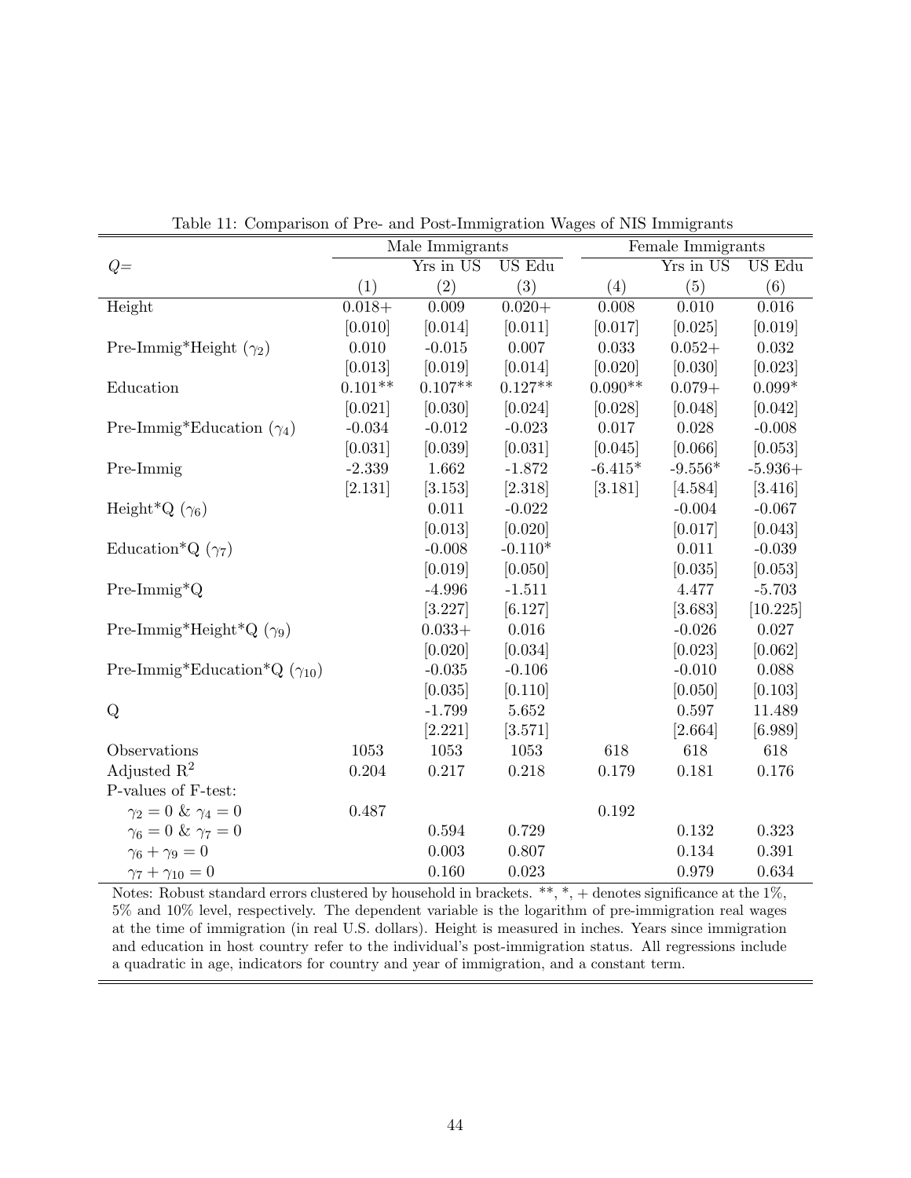Table 11: Comparison of Pre- and Post-Immigration Wages of NIS Immigrants

| | Male Immigrants | | | Female Immigrants | | |
|---|---|---|---|---|---|---|
| $Q$= | | Yrs in US | US Edu | | Yrs in US | US Edu |
| | (1) | (2) | (3) | (4) | (5) | (6) |
| Height | 0.018+ | 0.009 | 0.020+ | 0.008 | 0.010 | 0.016 |
| | [0.010] | [0.014] | [0.011] | [0.017] | [0.025] | [0.019] |
| Pre-Immig*Height ($\gamma_2$) | 0.010 | -0.015 | 0.007 | 0.033 | 0.052+ | 0.032 |
| | [0.013] | [0.019] | [0.014] | [0.020] | [0.030] | [0.023] |
| Education | 0.101** | 0.107** | 0.127** | 0.090** | 0.079+ | 0.099* |
| | [0.021] | [0.030] | [0.024] | [0.028] | [0.048] | [0.042] |
| Pre-Immig*Education ($\gamma_4$) | -0.034 | -0.012 | -0.023 | 0.017 | 0.028 | -0.008 |
| | [0.031] | [0.039] | [0.031] | [0.045] | [0.066] | [0.053] |
| Pre-Immig | -2.339 | 1.662 | -1.872 | -6.415* | -9.556* | -5.936+ |
| | [2.131] | [3.153] | [2.318] | [3.181] | [4.584] | [3.416] |
| Height*Q ($\gamma_6$) | | 0.011 | -0.022 | | -0.004 | -0.067 |
| | | [0.013] | [0.020] | | [0.017] | [0.043] |
| Education*Q ($\gamma_7$) | | -0.008 | -0.110* | | 0.011 | -0.039 |
| | | [0.019] | [0.050] | | [0.035] | [0.053] |
| Pre-Immig*Q | | -4.996 | -1.511 | | 4.477 | -5.703 |
| | | [3.227] | [6.127] | | [3.683] | [10.225] |
| Pre-Immig*Height*Q ($\gamma_9$) | | 0.033+ | 0.016 | | -0.026 | 0.027 |
| | | [0.020] | [0.034] | | [0.023] | [0.062] |
| Pre-Immig*Education*Q ($\gamma_{10}$) | | -0.035 | -0.106 | | -0.010 | 0.088 |
| | | [0.035] | [0.110] | | [0.050] | [0.103] |
| Q | | -1.799 | 5.652 | | 0.597 | 11.489 |
| | | [2.221] | [3.571] | | [2.664] | [6.989] |
| Observations | 1053 | 1053 | 1053 | 618 | 618 | 618 |
| Adjusted $R^2$ | 0.204 | 0.217 | 0.218 | 0.179 | 0.181 | 0.176 |
| P-values of F-test: | | | | | | |
| $\gamma_2 = 0$ & $\gamma_4 = 0$ | 0.487 | | | 0.192 | | |
| $\gamma_6 = 0$ & $\gamma_7 = 0$ | | 0.594 | 0.729 | | 0.132 | 0.323 |
| $\gamma_6 + \gamma_9 = 0$ | | 0.003 | 0.807 | | 0.134 | 0.391 |
| $\gamma_7 + \gamma_{10} = 0$ | | 0.160 | 0.023 | | 0.979 | 0.634 |

Notes: Robust standard errors clustered by household in brackets. **, *, + denotes significance at the 1%, 5% and 10% level, respectively. The dependent variable is the logarithm of pre-immigration real wages at the time of immigration (in real U.S. dollars). Height is measured in inches. Years since immigration and education in host country refer to the individual's post-immigration status. All regressions include a quadratic in age, indicators for country and year of immigration, and a constant term.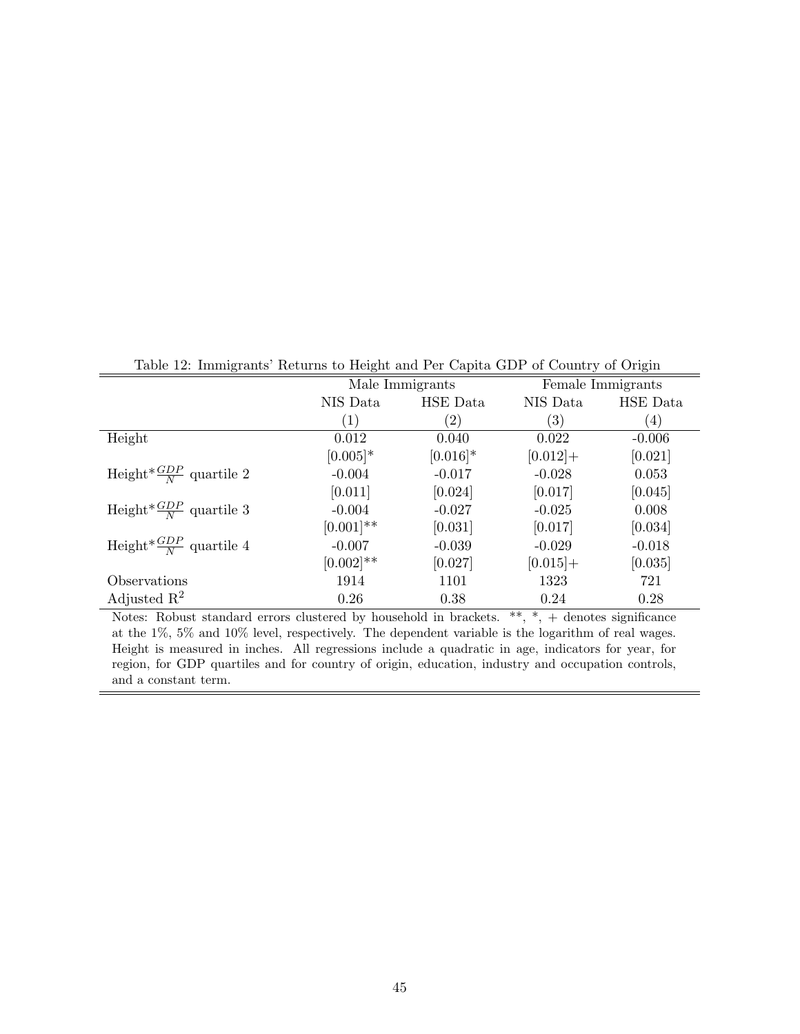Table 12: Immigrants' Returns to Height and Per Capita GDP of Country of Origin

| | Male Immigrants | | Female Immigrants | |
|---|---|---|---|---|
| | NIS Data | HSE Data | NIS Data | HSE Data |
| | (1) | (2) | (3) | (4) |
| Height | 0.012 | 0.040 | 0.022 | -0.006 |
| | [0.005]* | [0.016]* | [0.012]+ | [0.021] |
| Height*$\frac{GDP}{N}$ quartile 2 | -0.004 | -0.017 | -0.028 | 0.053 |
| | [0.011] | [0.024] | [0.017] | [0.045] |
| Height*$\frac{GDP}{N}$ quartile 3 | -0.004 | -0.027 | -0.025 | 0.008 |
| | [0.001]** | [0.031] | [0.017] | [0.034] |
| Height*$\frac{GDP}{N}$ quartile 4 | -0.007 | -0.039 | -0.029 | -0.018 |
| | [0.002]** | [0.027] | [0.015]+ | [0.035] |
| Observations | 1914 | 1101 | 1323 | 721 |
| Adjusted $R^2$ | 0.26 | 0.38 | 0.24 | 0.28 |

Notes: Robust standard errors clustered by household in brackets. **, *, + denotes significance at the 1%, 5% and 10% level, respectively. The dependent variable is the logarithm of real wages. Height is measured in inches. All regressions include a quadratic in age, indicators for year, for region, for GDP quartiles and for country of origin, education, industry and occupation controls, and a constant term.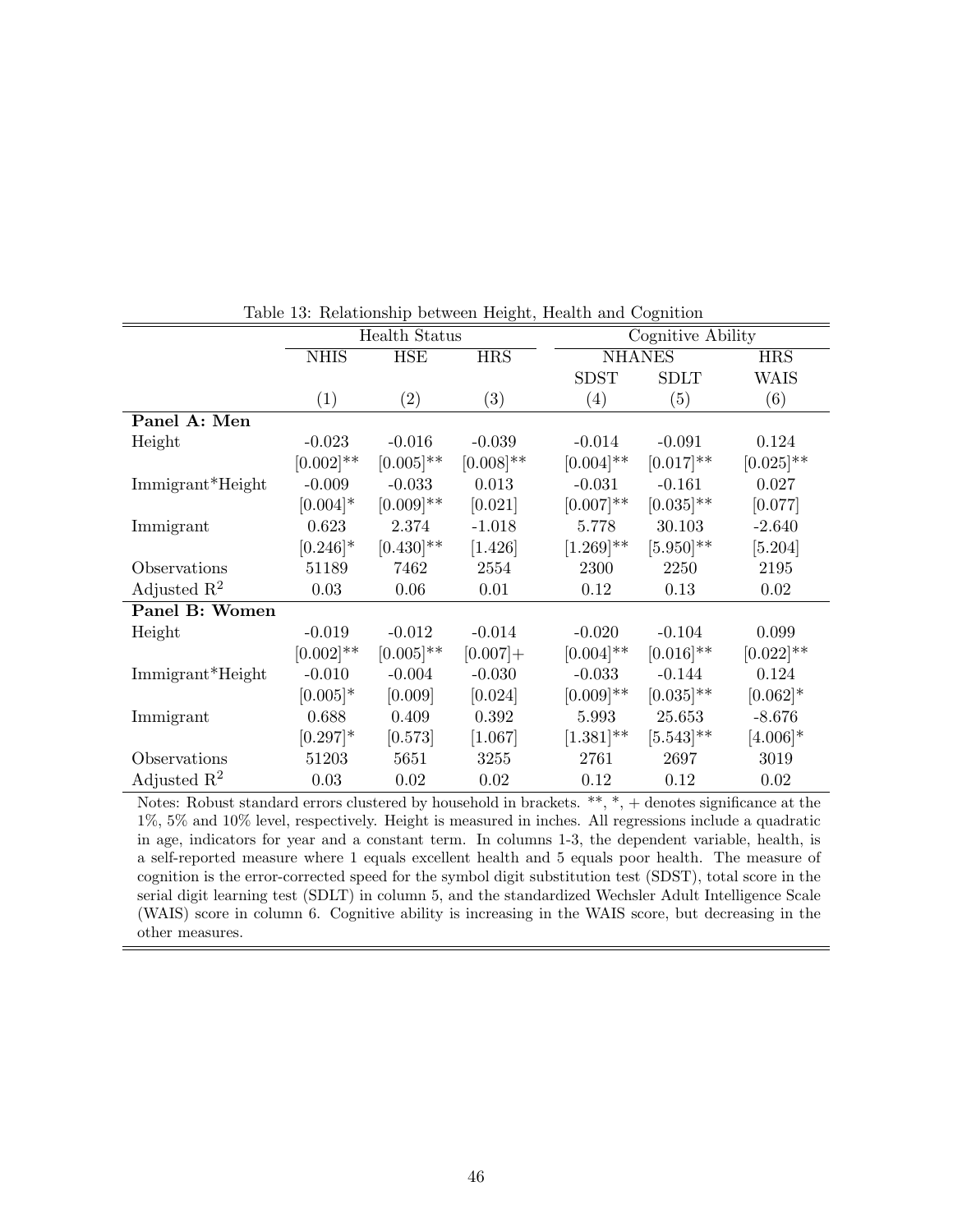Table 13: Relationship between Height, Health and Cognition

| | Health Status | | | Cognitive Ability | | |
|---|---|---|---|---|---|---|
| | NHIS | HSE | HRS | NHANES | | HRS |
| | | | | SDST | SDLT | WAIS |
| | (1) | (2) | (3) | (4) | (5) | (6) |
| **Panel A: Men** | | | | | | |
| Height | -0.023 | -0.016 | -0.039 | -0.014 | -0.091 | 0.124 |
| | [0.002]** | [0.005]** | [0.008]** | [0.004]** | [0.017]** | [0.025]** |
| Immigrant*Height | -0.009 | -0.033 | 0.013 | -0.031 | -0.161 | 0.027 |
| | [0.004]* | [0.009]** | [0.021] | [0.007]** | [0.035]** | [0.077] |
| Immigrant | 0.623 | 2.374 | -1.018 | 5.778 | 30.103 | -2.640 |
| | [0.246]* | [0.430]** | [1.426] | [1.269]** | [5.950]** | [5.204] |
| Observations | 51189 | 7462 | 2554 | 2300 | 2250 | 2195 |
| Adjusted $R^2$ | 0.03 | 0.06 | 0.01 | 0.12 | 0.13 | 0.02 |
| **Panel B: Women** | | | | | | |
| Height | -0.019 | -0.012 | -0.014 | -0.020 | -0.104 | 0.099 |
| | [0.002]** | [0.005]** | [0.007]+ | [0.004]** | [0.016]** | [0.022]** |
| Immigrant*Height | -0.010 | -0.004 | -0.030 | -0.033 | -0.144 | 0.124 |
| | [0.005]* | [0.009] | [0.024] | [0.009]** | [0.035]** | [0.062]* |
| Immigrant | 0.688 | 0.409 | 0.392 | 5.993 | 25.653 | -8.676 |
| | [0.297]* | [0.573] | [1.067] | [1.381]** | [5.543]** | [4.006]* |
| Observations | 51203 | 5651 | 3255 | 2761 | 2697 | 3019 |
| Adjusted $R^2$ | 0.03 | 0.02 | 0.02 | 0.12 | 0.12 | 0.02 |

Notes: Robust standard errors clustered by household in brackets. **, *, + denotes significance at the 1%, 5% and 10% level, respectively. Height is measured in inches. All regressions include a quadratic in age, indicators for year and a constant term. In columns 1-3, the dependent variable, health, is a self-reported measure where 1 equals excellent health and 5 equals poor health. The measure of cognition is the error-corrected speed for the symbol digit substitution test (SDST), total score in the serial digit learning test (SDLT) in column 5, and the standardized Wechsler Adult Intelligence Scale (WAIS) score in column 6. Cognitive ability is increasing in the WAIS score, but decreasing in the other measures.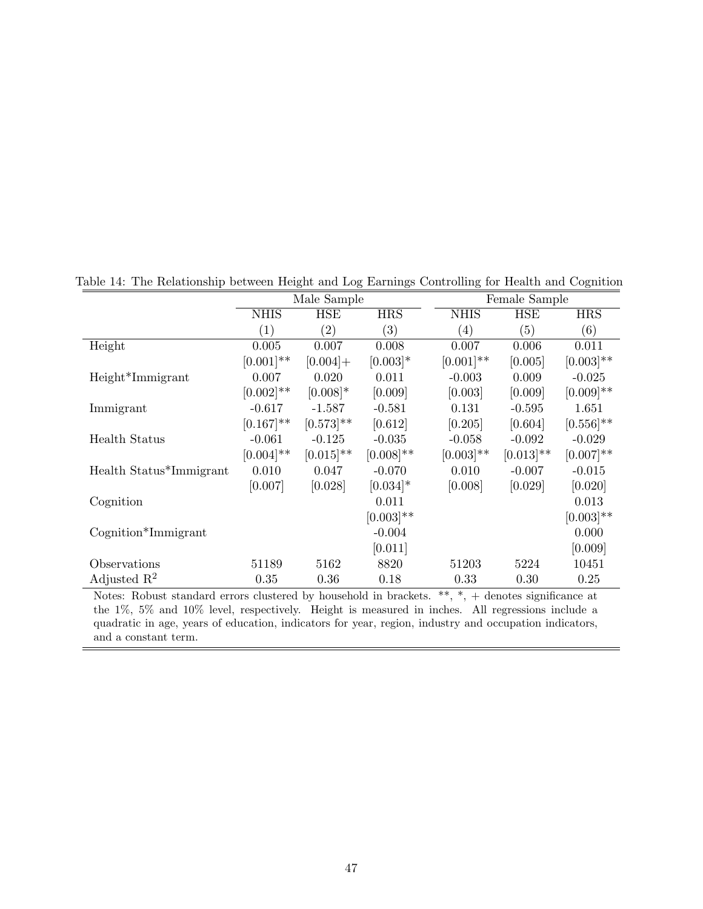Table 14: The Relationship between Height and Log Earnings Controlling for Health and Cognition

| | Male Sample | | | Female Sample | | |
|---|---|---|---|---|---|---|
| | NHIS | HSE | HRS | NHIS | HSE | HRS |
| | (1) | (2) | (3) | (4) | (5) | (6) |
| Height | 0.005 | 0.007 | 0.008 | 0.007 | 0.006 | 0.011 |
| | [0.001]** | [0.004]+ | [0.003]* | [0.001]** | [0.005] | [0.003]** |
| Height*Immigrant | 0.007 | 0.020 | 0.011 | -0.003 | 0.009 | -0.025 |
| | [0.002]** | [0.008]* | [0.009] | [0.003] | [0.009] | [0.009]** |
| Immigrant | -0.617 | -1.587 | -0.581 | 0.131 | -0.595 | 1.651 |
| | [0.167]** | [0.573]** | [0.612] | [0.205] | [0.604] | [0.556]** |
| Health Status | -0.061 | -0.125 | -0.035 | -0.058 | -0.092 | -0.029 |
| | [0.004]** | [0.015]** | [0.008]** | [0.003]** | [0.013]** | [0.007]** |
| Health Status*Immigrant | 0.010 | 0.047 | -0.070 | 0.010 | -0.007 | -0.015 |
| | [0.007] | [0.028] | [0.034]* | [0.008] | [0.029] | [0.020] |
| Cognition | | | 0.011 | | | 0.013 |
| | | | [0.003]** | | | [0.003]** |
| Cognition*Immigrant | | | -0.004 | | | 0.000 |
| | | | [0.011] | | | [0.009] |
| Observations | 51189 | 5162 | 8820 | 51203 | 5224 | 10451 |
| Adjusted $R^2$ | 0.35 | 0.36 | 0.18 | 0.33 | 0.30 | 0.25 |

Notes: Robust standard errors clustered by household in brackets. **, *, + denotes significance at the 1%, 5% and 10% level, respectively. Height is measured in inches. All regressions include a quadratic in age, years of education, indicators for year, region, industry and occupation indicators, and a constant term.